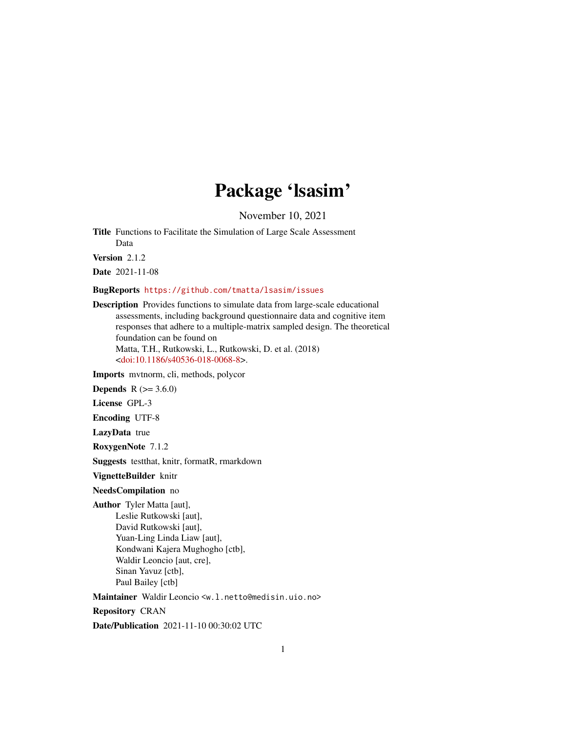# Package 'lsasim'

November 10, 2021

**Title** Functions to Facilitate the Simulation of Large Scale Assessment Data

**Version** 2.1.2

**Date** 2021-11-08

**BugReports** https://github.com/tmatta/lsasim/issues

**Description** Provides functions to simulate data from large-scale educational assessments, including background questionnaire data and cognitive item responses that adhere to a multiple-matrix sampled design. The theoretical foundation can be found on
Matta, T.H., Rutkowski, L., Rutkowski, D. et al. (2018)
<doi:10.1186/s40536-018-0068-8>.

**Imports** mvtnorm, cli, methods, polycor

**Depends** R (>= 3.6.0)

**License** GPL-3

**Encoding** UTF-8

**LazyData** true

**RoxygenNote** 7.1.2

**Suggests** testthat, knitr, formatR, rmarkdown

**VignetteBuilder** knitr

**NeedsCompilation** no

**Author** Tyler Matta [aut],
Leslie Rutkowski [aut],
David Rutkowski [aut],
Yuan-Ling Linda Liaw [aut],
Kondwani Kajera Mughogho [ctb],
Waldir Leoncio [aut, cre],
Sinan Yavuz [ctb],
Paul Bailey [ctb]

**Maintainer** Waldir Leoncio <w.l.netto@medisin.uio.no>

**Repository** CRAN

**Date/Publication** 2021-11-10 00:30:02 UTC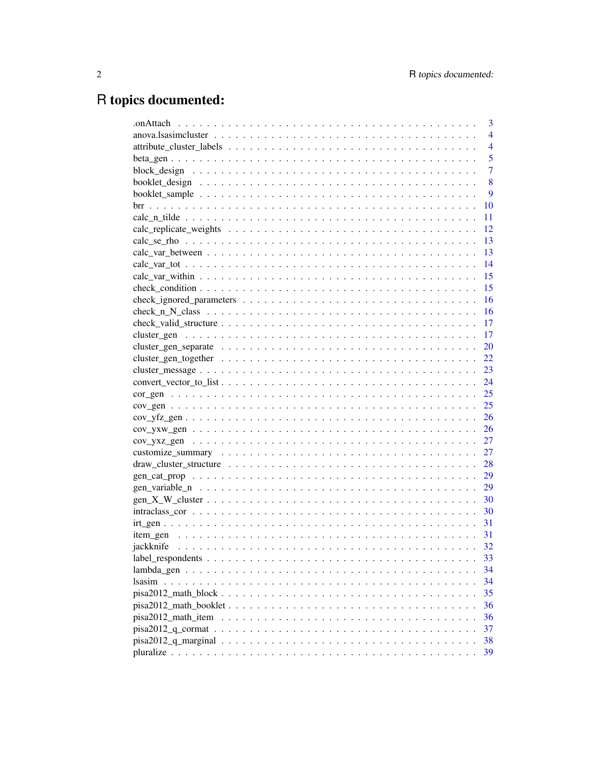# R topics documented:

.onAttach . . . . . . . . . . . . . . . . . . . . . . . . . . . . . . . . . . . . . . . 3
anova.lsasimcluster . . . . . . . . . . . . . . . . . . . . . . . . . . . . . . . . . . . 4
attribute_cluster_labels . . . . . . . . . . . . . . . . . . . . . . . . . . . . . . . . . 4
beta_gen . . . . . . . . . . . . . . . . . . . . . . . . . . . . . . . . . . . . . . . . 5
block_design . . . . . . . . . . . . . . . . . . . . . . . . . . . . . . . . . . . . . . 7
booklet_design . . . . . . . . . . . . . . . . . . . . . . . . . . . . . . . . . . . . . 8
booklet_sample . . . . . . . . . . . . . . . . . . . . . . . . . . . . . . . . . . . . . 9
brr . . . . . . . . . . . . . . . . . . . . . . . . . . . . . . . . . . . . . . . . . . 10
calc_n_tilde . . . . . . . . . . . . . . . . . . . . . . . . . . . . . . . . . . . . . . 11
calc_replicate_weights . . . . . . . . . . . . . . . . . . . . . . . . . . . . . . . . . 12
calc_se_rho . . . . . . . . . . . . . . . . . . . . . . . . . . . . . . . . . . . . . . 13
calc_var_between . . . . . . . . . . . . . . . . . . . . . . . . . . . . . . . . . . . . 13
calc_var_tot . . . . . . . . . . . . . . . . . . . . . . . . . . . . . . . . . . . . . . 14
calc_var_within . . . . . . . . . . . . . . . . . . . . . . . . . . . . . . . . . . . . 15
check_condition . . . . . . . . . . . . . . . . . . . . . . . . . . . . . . . . . . . . 15
check_ignored_parameters . . . . . . . . . . . . . . . . . . . . . . . . . . . . . . . . 16
check_n_N_class . . . . . . . . . . . . . . . . . . . . . . . . . . . . . . . . . . . . 16
check_valid_structure . . . . . . . . . . . . . . . . . . . . . . . . . . . . . . . . . 17
cluster_gen . . . . . . . . . . . . . . . . . . . . . . . . . . . . . . . . . . . . . . 17
cluster_gen_separate . . . . . . . . . . . . . . . . . . . . . . . . . . . . . . . . . . 20
cluster_gen_together . . . . . . . . . . . . . . . . . . . . . . . . . . . . . . . . . . 22
cluster_message . . . . . . . . . . . . . . . . . . . . . . . . . . . . . . . . . . . . 23
convert_vector_to_list . . . . . . . . . . . . . . . . . . . . . . . . . . . . . . . . . 24
cor_gen . . . . . . . . . . . . . . . . . . . . . . . . . . . . . . . . . . . . . . . . 25
cov_gen . . . . . . . . . . . . . . . . . . . . . . . . . . . . . . . . . . . . . . . . 25
cov_yfz_gen . . . . . . . . . . . . . . . . . . . . . . . . . . . . . . . . . . . . . . 26
cov_yxw_gen . . . . . . . . . . . . . . . . . . . . . . . . . . . . . . . . . . . . . . 26
cov_yxz_gen . . . . . . . . . . . . . . . . . . . . . . . . . . . . . . . . . . . . . . 27
customize_summary . . . . . . . . . . . . . . . . . . . . . . . . . . . . . . . . . . . 27
draw_cluster_structure . . . . . . . . . . . . . . . . . . . . . . . . . . . . . . . . . 28
gen_cat_prop . . . . . . . . . . . . . . . . . . . . . . . . . . . . . . . . . . . . . . 29
gen_variable_n . . . . . . . . . . . . . . . . . . . . . . . . . . . . . . . . . . . . . 29
gen_X_W_cluster . . . . . . . . . . . . . . . . . . . . . . . . . . . . . . . . . . . . 30
intraclass_cor . . . . . . . . . . . . . . . . . . . . . . . . . . . . . . . . . . . . . 30
irt_gen . . . . . . . . . . . . . . . . . . . . . . . . . . . . . . . . . . . . . . . . 31
item_gen . . . . . . . . . . . . . . . . . . . . . . . . . . . . . . . . . . . . . . . . 31
jackknife . . . . . . . . . . . . . . . . . . . . . . . . . . . . . . . . . . . . . . . 32
label_respondents . . . . . . . . . . . . . . . . . . . . . . . . . . . . . . . . . . . 33
lambda_gen . . . . . . . . . . . . . . . . . . . . . . . . . . . . . . . . . . . . . . . 34
lsasim . . . . . . . . . . . . . . . . . . . . . . . . . . . . . . . . . . . . . . . . . 34
pisa2012_math_block . . . . . . . . . . . . . . . . . . . . . . . . . . . . . . . . . . 35
pisa2012_math_booklet . . . . . . . . . . . . . . . . . . . . . . . . . . . . . . . . . 36
pisa2012_math_item . . . . . . . . . . . . . . . . . . . . . . . . . . . . . . . . . . . 36
pisa2012_q_cormat . . . . . . . . . . . . . . . . . . . . . . . . . . . . . . . . . . . . 37
pisa2012_q_marginal . . . . . . . . . . . . . . . . . . . . . . . . . . . . . . . . . . . 38
pluralize . . . . . . . . . . . . . . . . . . . . . . . . . . . . . . . . . . . . . . . 39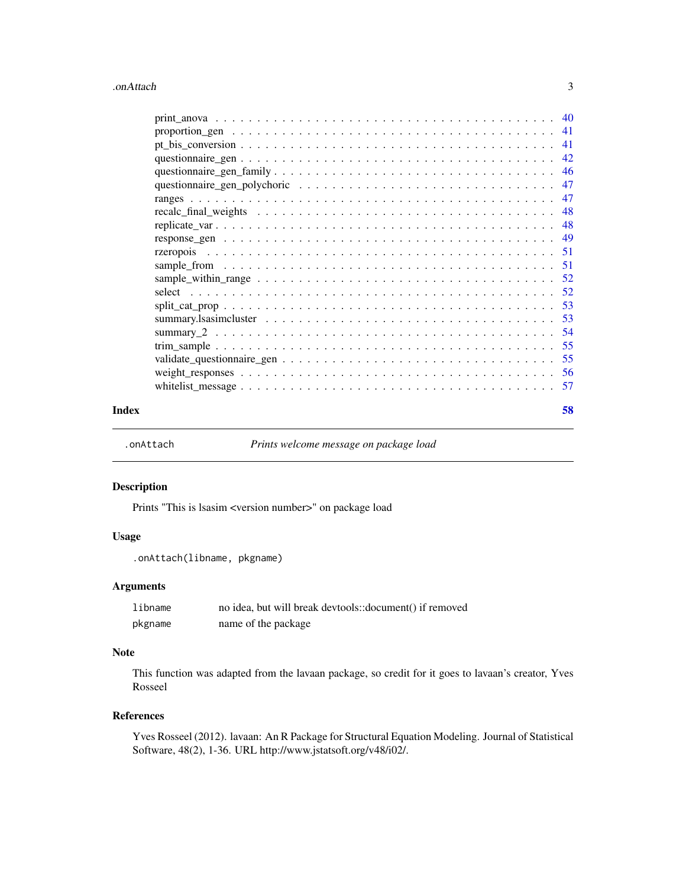print_anova . . . . . . . . . . . . . . . . . . . . . . . . . . . . . . . . . . . . . 40
proportion_gen . . . . . . . . . . . . . . . . . . . . . . . . . . . . . . . . . . . . 41
pt_bis_conversion . . . . . . . . . . . . . . . . . . . . . . . . . . . . . . . . . . 41
questionnaire_gen . . . . . . . . . . . . . . . . . . . . . . . . . . . . . . . . . . 42
questionnaire_gen_family . . . . . . . . . . . . . . . . . . . . . . . . . . . . . . 46
questionnaire_gen_polychoric . . . . . . . . . . . . . . . . . . . . . . . . . . . . 47
ranges . . . . . . . . . . . . . . . . . . . . . . . . . . . . . . . . . . . . . . . 47
recalc_final_weights . . . . . . . . . . . . . . . . . . . . . . . . . . . . . . . . 48
replicate_var . . . . . . . . . . . . . . . . . . . . . . . . . . . . . . . . . . . . 48
response_gen . . . . . . . . . . . . . . . . . . . . . . . . . . . . . . . . . . . . 49
rzeropois . . . . . . . . . . . . . . . . . . . . . . . . . . . . . . . . . . . . . 51
sample_from . . . . . . . . . . . . . . . . . . . . . . . . . . . . . . . . . . . . 51
sample_within_range . . . . . . . . . . . . . . . . . . . . . . . . . . . . . . . . 52
select . . . . . . . . . . . . . . . . . . . . . . . . . . . . . . . . . . . . . . . 52
split_cat_prop . . . . . . . . . . . . . . . . . . . . . . . . . . . . . . . . . . . 53
summary.lsasimcluster . . . . . . . . . . . . . . . . . . . . . . . . . . . . . . . . 53
summary_2 . . . . . . . . . . . . . . . . . . . . . . . . . . . . . . . . . . . . . 54
trim_sample . . . . . . . . . . . . . . . . . . . . . . . . . . . . . . . . . . . . 55
validate_questionnaire_gen . . . . . . . . . . . . . . . . . . . . . . . . . . . . . 55
weight_responses . . . . . . . . . . . . . . . . . . . . . . . . . . . . . . . . . . 56
whitelist_message . . . . . . . . . . . . . . . . . . . . . . . . . . . . . . . . . . 57

**Index** 58

---

## .onAttach — *Prints welcome message on package load*

### Description

Prints "This is lsasim <version number>" on package load

### Usage

```
.onAttach(libname, pkgname)
```

### Arguments

| | |
|---|---|
| `libname` | no idea, but will break devtools::document() if removed |
| `pkgname` | name of the package |

### Note

This function was adapted from the lavaan package, so credit for it goes to lavaan's creator, Yves Rosseel

### References

Yves Rosseel (2012). lavaan: An R Package for Structural Equation Modeling. Journal of Statistical Software, 48(2), 1-36. URL http://www.jstatsoft.org/v48/i02/.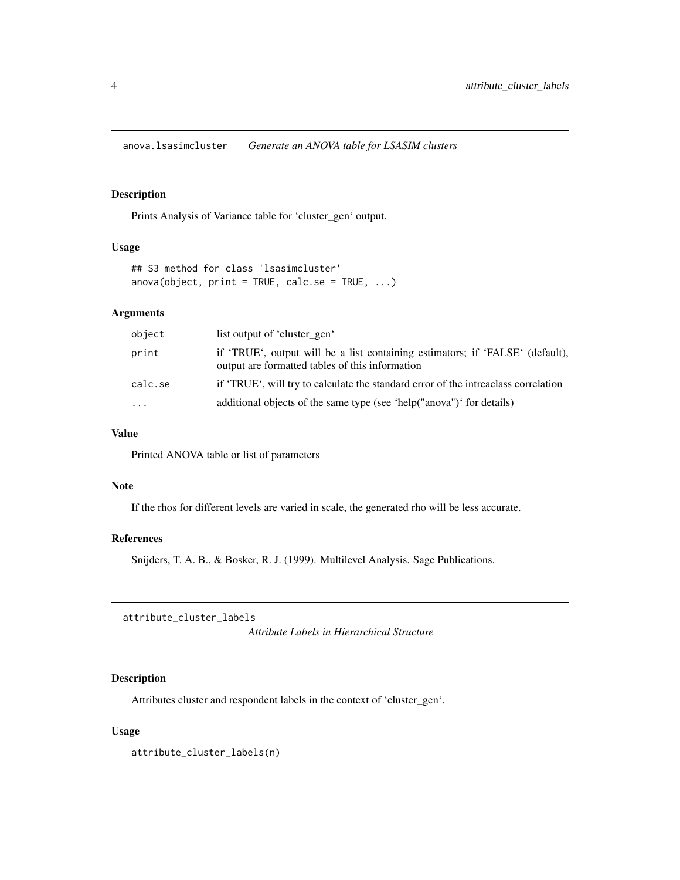## anova.lsasimcluster *Generate an ANOVA table for LSASIM clusters*

### Description

Prints Analysis of Variance table for 'cluster_gen' output.

### Usage

```
## S3 method for class 'lsasimcluster'
anova(object, print = TRUE, calc.se = TRUE, ...)
```

### Arguments

| | |
|---|---|
| object | list output of 'cluster_gen' |
| print | if 'TRUE', output will be a list containing estimators; if 'FALSE' (default), output are formatted tables of this information |
| calc.se | if 'TRUE', will try to calculate the standard error of the intreaclass correlation |
| ... | additional objects of the same type (see 'help("anova")' for details) |

### Value

Printed ANOVA table or list of parameters

### Note

If the rhos for different levels are varied in scale, the generated rho will be less accurate.

### References

Snijders, T. A. B., & Bosker, R. J. (1999). Multilevel Analysis. Sage Publications.

## attribute_cluster_labels *Attribute Labels in Hierarchical Structure*

### Description

Attributes cluster and respondent labels in the context of 'cluster_gen'.

### Usage

```
attribute_cluster_labels(n)
```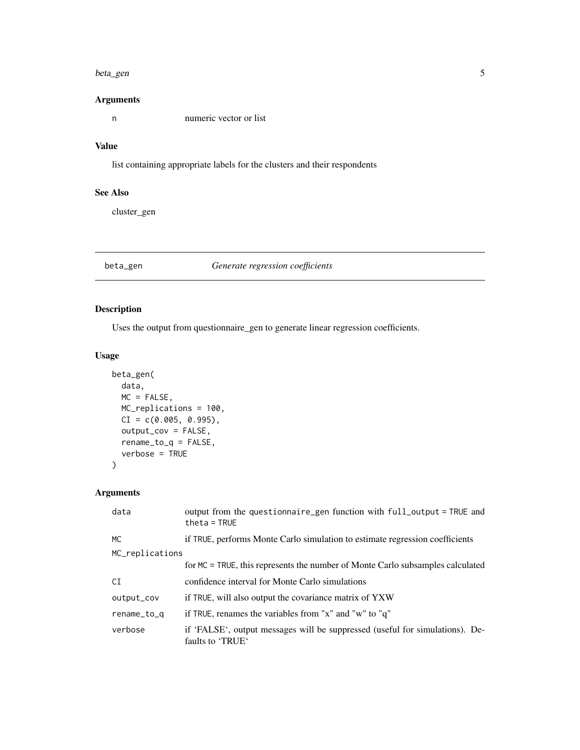## Arguments

n numeric vector or list

## Value

list containing appropriate labels for the clusters and their respondents

## See Also

cluster_gen

---

## beta_gen *Generate regression coefficients*

---

### Description

Uses the output from questionnaire_gen to generate linear regression coefficients.

### Usage

```
beta_gen(
  data,
  MC = FALSE,
  MC_replications = 100,
  CI = c(0.005, 0.995),
  output_cov = FALSE,
  rename_to_q = FALSE,
  verbose = TRUE
)
```

### Arguments

| | |
|---|---|
| data | output from the questionnaire_gen function with full_output = TRUE and theta = TRUE |
| MC | if TRUE, performs Monte Carlo simulation to estimate regression coefficients |
| MC_replications | for MC = TRUE, this represents the number of Monte Carlo subsamples calculated |
| CI | confidence interval for Monte Carlo simulations |
| output_cov | if TRUE, will also output the covariance matrix of YXW |
| rename_to_q | if TRUE, renames the variables from "x" and "w" to "q" |
| verbose | if 'FALSE', output messages will be suppressed (useful for simulations). Defaults to 'TRUE' |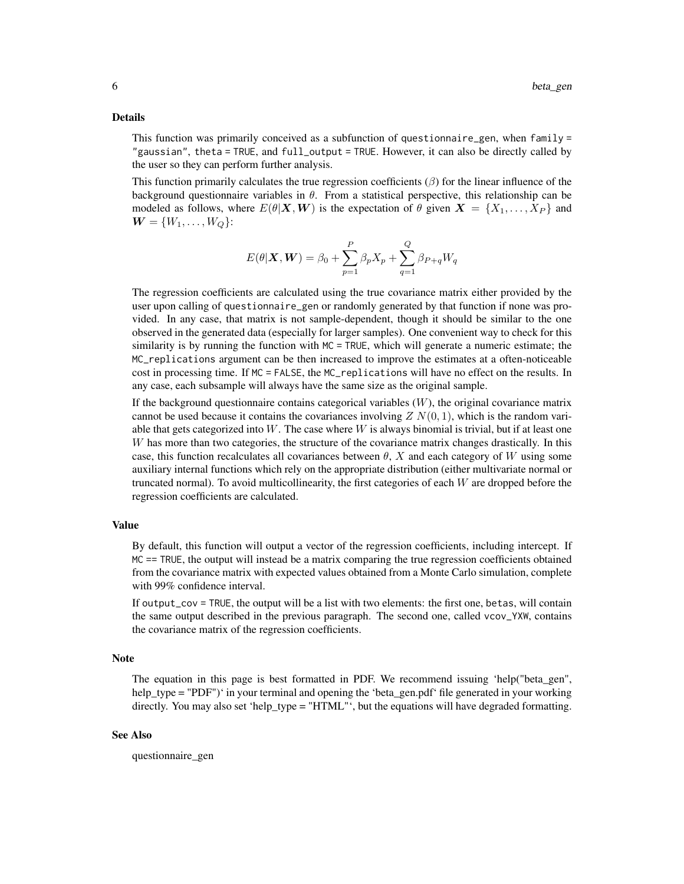### Details

This function was primarily conceived as a subfunction of `questionnaire_gen`, when `family = "gaussian"`, `theta = TRUE`, and `full_output = TRUE`. However, it can also be directly called by the user so they can perform further analysis.

This function primarily calculates the true regression coefficients ($\beta$) for the linear influence of the background questionnaire variables in $\theta$. From a statistical perspective, this relationship can be modeled as follows, where $E(\theta|\boldsymbol{X}, \boldsymbol{W})$ is the expectation of $\theta$ given $\boldsymbol{X} = \{X_1, \ldots, X_P\}$ and $\boldsymbol{W} = \{W_1, \ldots, W_Q\}$:

$$E(\theta|\boldsymbol{X}, \boldsymbol{W}) = \beta_0 + \sum_{p=1}^{P} \beta_p X_p + \sum_{q=1}^{Q} \beta_{P+q} W_q$$

The regression coefficients are calculated using the true covariance matrix either provided by the user upon calling of `questionnaire_gen` or randomly generated by that function if none was provided. In any case, that matrix is not sample-dependent, though it should be similar to the one observed in the generated data (especially for larger samples). One convenient way to check for this similarity is by running the function with `MC = TRUE`, which will generate a numeric estimate; the `MC_replications` argument can be then increased to improve the estimates at a often-noticeable cost in processing time. If `MC = FALSE`, the `MC_replications` will have no effect on the results. In any case, each subsample will always have the same size as the original sample.

If the background questionnaire contains categorical variables ($W$), the original covariance matrix cannot be used because it contains the covariances involving $Z\ N(0, 1)$, which is the random variable that gets categorized into $W$. The case where $W$ is always binomial is trivial, but if at least one $W$ has more than two categories, the structure of the covariance matrix changes drastically. In this case, this function recalculates all covariances between $\theta$, $X$ and each category of $W$ using some auxiliary internal functions which rely on the appropriate distribution (either multivariate normal or truncated normal). To avoid multicollinearity, the first categories of each $W$ are dropped before the regression coefficients are calculated.

### Value

By default, this function will output a vector of the regression coefficients, including intercept. If `MC == TRUE`, the output will instead be a matrix comparing the true regression coefficients obtained from the covariance matrix with expected values obtained from a Monte Carlo simulation, complete with 99% confidence interval.

If `output_cov = TRUE`, the output will be a list with two elements: the first one, `betas`, will contain the same output described in the previous paragraph. The second one, called `vcov_YXW`, contains the covariance matrix of the regression coefficients.

### Note

The equation in this page is best formatted in PDF. We recommend issuing 'help("beta_gen", help_type = "PDF")' in your terminal and opening the 'beta_gen.pdf' file generated in your working directly. You may also set 'help_type = "HTML"', but the equations will have degraded formatting.

### See Also

questionnaire_gen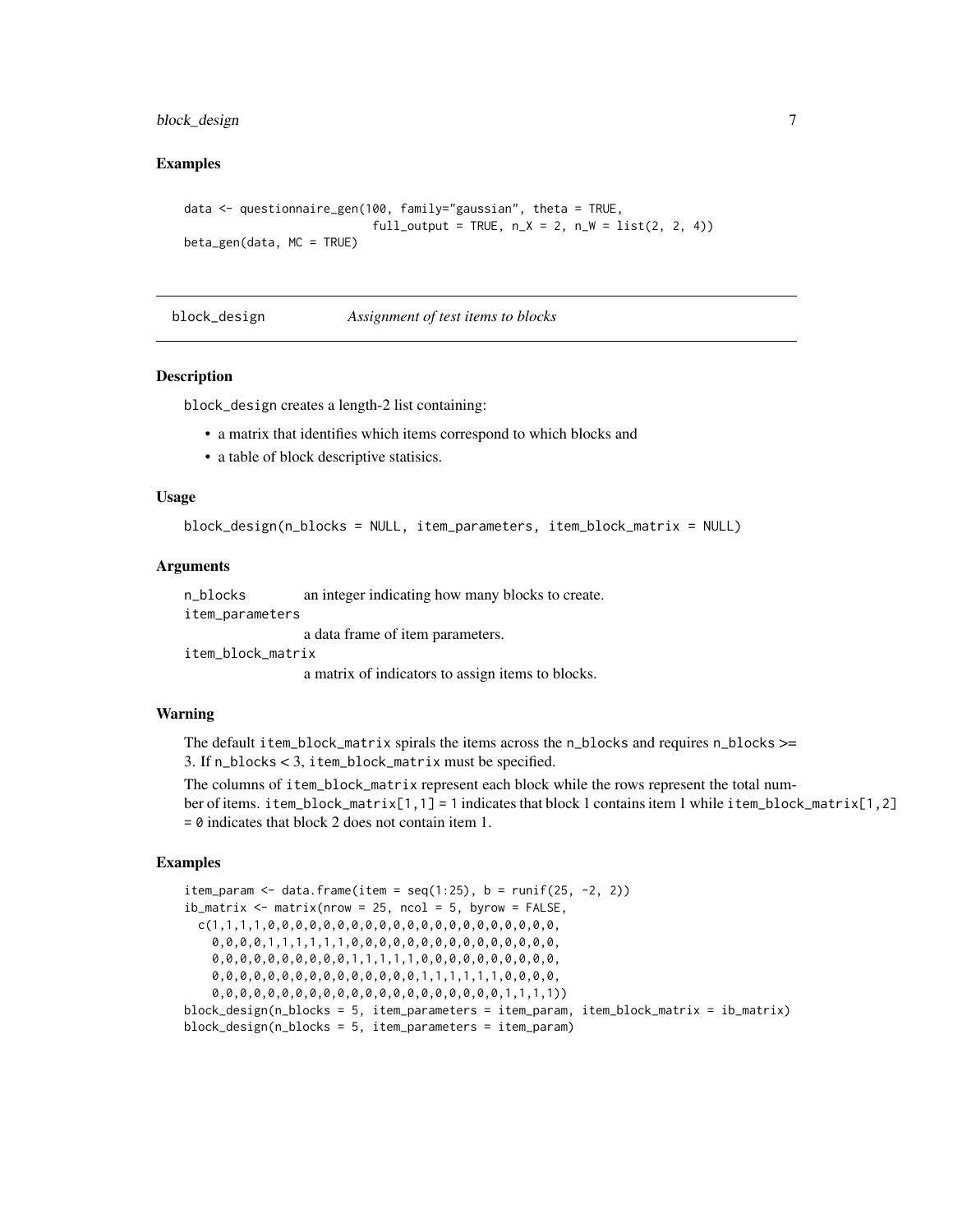## Examples

```
data <- questionnaire_gen(100, family="gaussian", theta = TRUE,
                          full_output = TRUE, n_X = 2, n_W = list(2, 2, 4))
beta_gen(data, MC = TRUE)
```

---

# block_design — *Assignment of test items to blocks*

---

## Description

block_design creates a length-2 list containing:

- a matrix that identifies which items correspond to which blocks and
- a table of block descriptive statisics.

## Usage

```
block_design(n_blocks = NULL, item_parameters, item_block_matrix = NULL)
```

## Arguments

| | |
|---|---|
| n_blocks | an integer indicating how many blocks to create. |
| item_parameters | a data frame of item parameters. |
| item_block_matrix | a matrix of indicators to assign items to blocks. |

## Warning

The default item_block_matrix spirals the items across the n_blocks and requires n_blocks >= 3. If n_blocks < 3, item_block_matrix must be specified.

The columns of item_block_matrix represent each block while the rows represent the total number of items. item_block_matrix[1,1] = 1 indicates that block 1 contains item 1 while item_block_matrix[1,2] = 0 indicates that block 2 does not contain item 1.

## Examples

```
item_param <- data.frame(item = seq(1:25), b = runif(25, -2, 2))
ib_matrix <- matrix(nrow = 25, ncol = 5, byrow = FALSE,
  c(1,1,1,1,0,0,0,0,0,0,0,0,0,0,0,0,0,0,0,0,0,0,0,0,0,
    0,0,0,0,1,1,1,1,1,1,0,0,0,0,0,0,0,0,0,0,0,0,0,0,0,
    0,0,0,0,0,0,0,0,0,0,1,1,1,1,1,0,0,0,0,0,0,0,0,0,0,
    0,0,0,0,0,0,0,0,0,0,0,0,0,0,0,1,1,1,1,1,1,0,0,0,0,
    0,0,0,0,0,0,0,0,0,0,0,0,0,0,0,0,0,0,0,0,0,1,1,1,1))
block_design(n_blocks = 5, item_parameters = item_param, item_block_matrix = ib_matrix)
block_design(n_blocks = 5, item_parameters = item_param)
```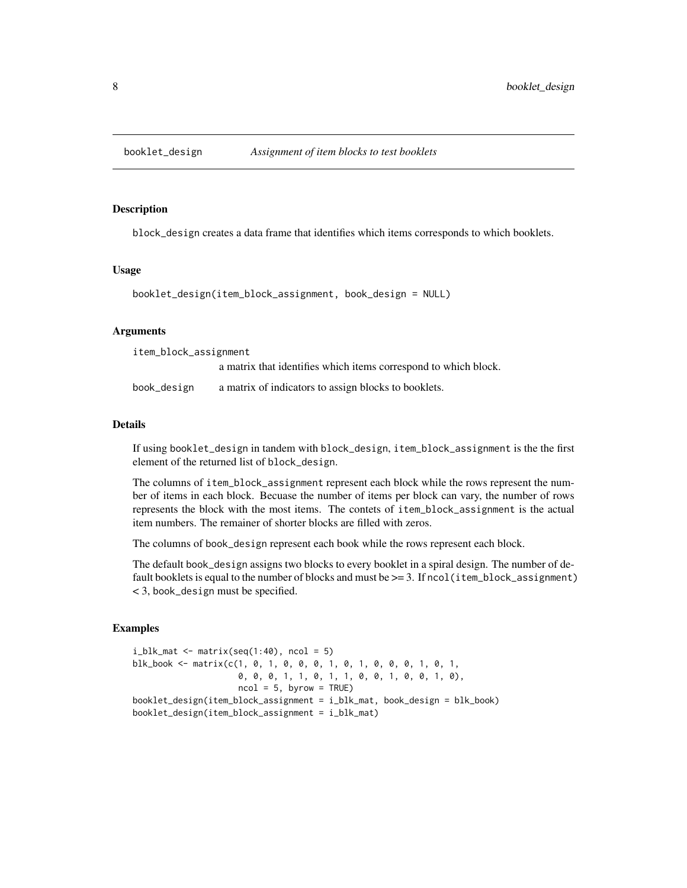# booklet_design — *Assignment of item blocks to test booklets*

## Description

block_design creates a data frame that identifies which items corresponds to which booklets.

## Usage

```
booklet_design(item_block_assignment, book_design = NULL)
```

## Arguments

item_block_assignment
: a matrix that identifies which items correspond to which block.

book_design
: a matrix of indicators to assign blocks to booklets.

## Details

If using booklet_design in tandem with block_design, item_block_assignment is the the first element of the returned list of block_design.

The columns of item_block_assignment represent each block while the rows represent the number of items in each block. Becuase the number of items per block can vary, the number of rows represents the block with the most items. The contets of item_block_assignment is the actual item numbers. The remainer of shorter blocks are filled with zeros.

The columns of book_design represent each book while the rows represent each block.

The default book_design assigns two blocks to every booklet in a spiral design. The number of default booklets is equal to the number of blocks and must be >= 3. If ncol(item_block_assignment) < 3, book_design must be specified.

## Examples

```
i_blk_mat <- matrix(seq(1:40), ncol = 5)
blk_book <- matrix(c(1, 0, 1, 0, 0, 0, 1, 0, 1, 0, 0, 0, 1, 0, 1,
                     0, 0, 0, 1, 1, 0, 1, 1, 0, 0, 1, 0, 0, 1, 0),
                     ncol = 5, byrow = TRUE)
booklet_design(item_block_assignment = i_blk_mat, book_design = blk_book)
booklet_design(item_block_assignment = i_blk_mat)
```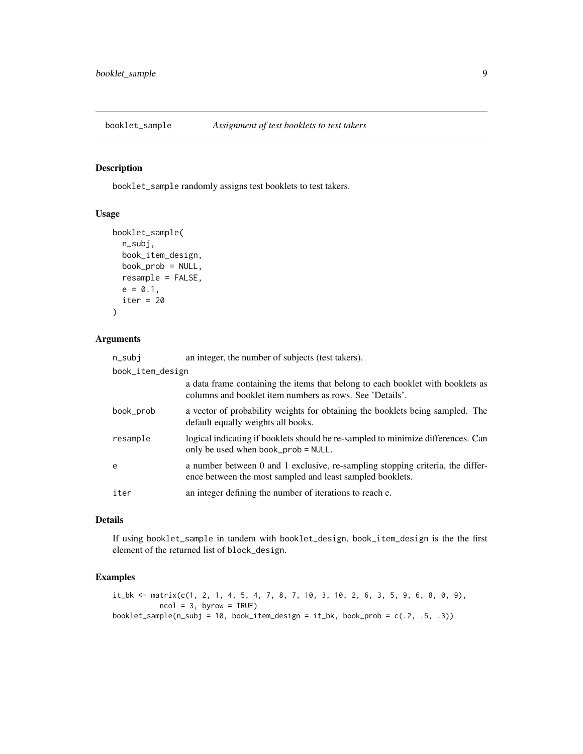## booklet_sample — *Assignment of test booklets to test takers*

### Description

booklet_sample randomly assigns test booklets to test takers.

### Usage

```
booklet_sample(
  n_subj,
  book_item_design,
  book_prob = NULL,
  resample = FALSE,
  e = 0.1,
  iter = 20
)
```

### Arguments

| | |
|---|---|
| n_subj | an integer, the number of subjects (test takers). |
| book_item_design | a data frame containing the items that belong to each booklet with booklets as columns and booklet item numbers as rows. See 'Details'. |
| book_prob | a vector of probability weights for obtaining the booklets being sampled. The default equally weights all books. |
| resample | logical indicating if booklets should be re-sampled to minimize differences. Can only be used when book_prob = NULL. |
| e | a number between 0 and 1 exclusive, re-sampling stopping criteria, the difference between the most sampled and least sampled booklets. |
| iter | an integer defining the number of iterations to reach e. |

### Details

If using booklet_sample in tandem with booklet_design, book_item_design is the the first element of the returned list of block_design.

### Examples

```
it_bk <- matrix(c(1, 2, 1, 4, 5, 4, 7, 8, 7, 10, 3, 10, 2, 6, 3, 5, 9, 6, 8, 0, 9),
        ncol = 3, byrow = TRUE)
booklet_sample(n_subj = 10, book_item_design = it_bk, book_prob = c(.2, .5, .3))
```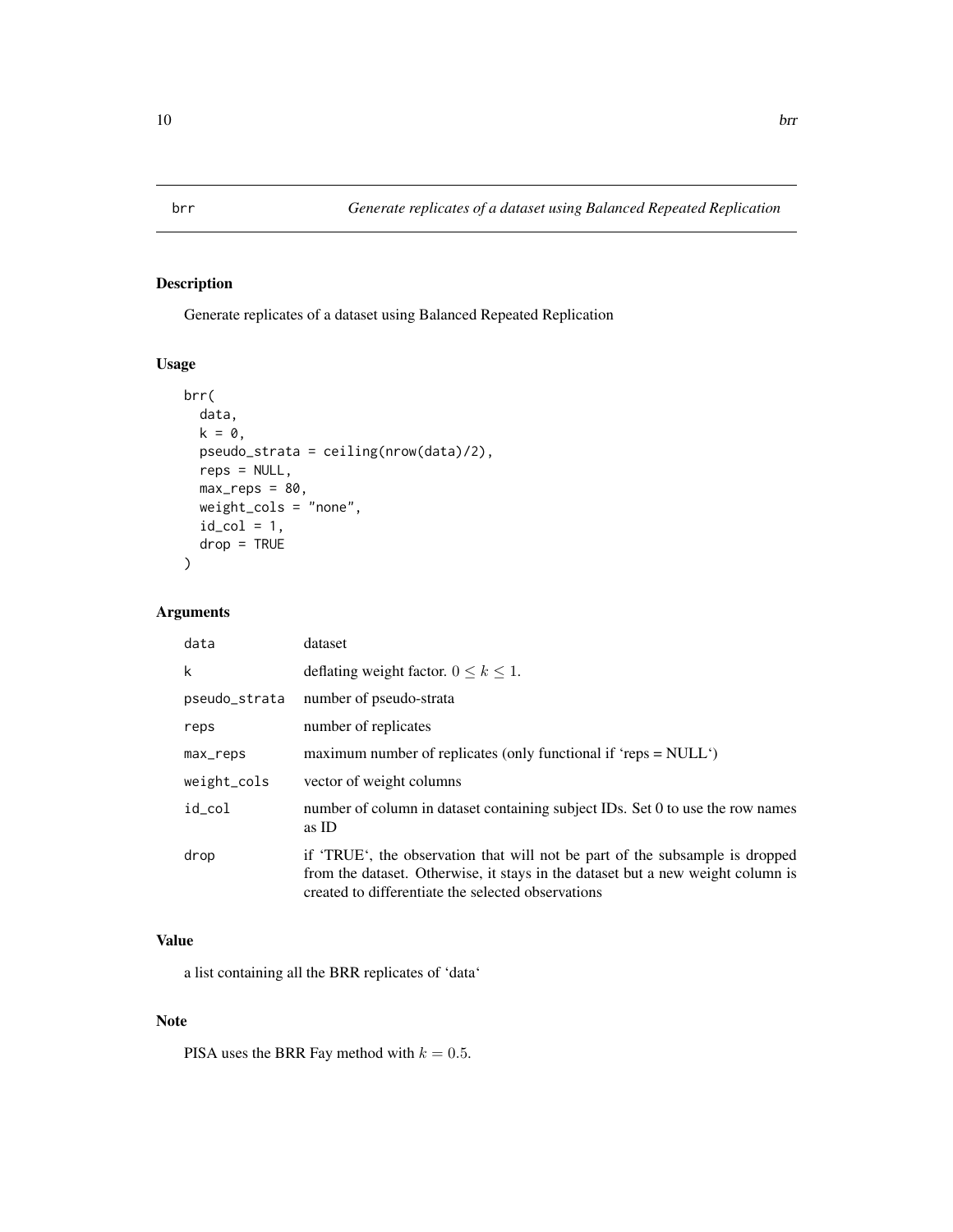# brr — *Generate replicates of a dataset using Balanced Repeated Replication*

## Description

Generate replicates of a dataset using Balanced Repeated Replication

## Usage

```
brr(
  data,
  k = 0,
  pseudo_strata = ceiling(nrow(data)/2),
  reps = NULL,
  max_reps = 80,
  weight_cols = "none",
  id_col = 1,
  drop = TRUE
)
```

## Arguments

| | |
|---|---|
| data | dataset |
| k | deflating weight factor. $0 \leq k \leq 1$. |
| pseudo_strata | number of pseudo-strata |
| reps | number of replicates |
| max_reps | maximum number of replicates (only functional if 'reps = NULL') |
| weight_cols | vector of weight columns |
| id_col | number of column in dataset containing subject IDs. Set 0 to use the row names as ID |
| drop | if 'TRUE', the observation that will not be part of the subsample is dropped from the dataset. Otherwise, it stays in the dataset but a new weight column is created to differentiate the selected observations |

## Value

a list containing all the BRR replicates of 'data'

## Note

PISA uses the BRR Fay method with $k = 0.5$.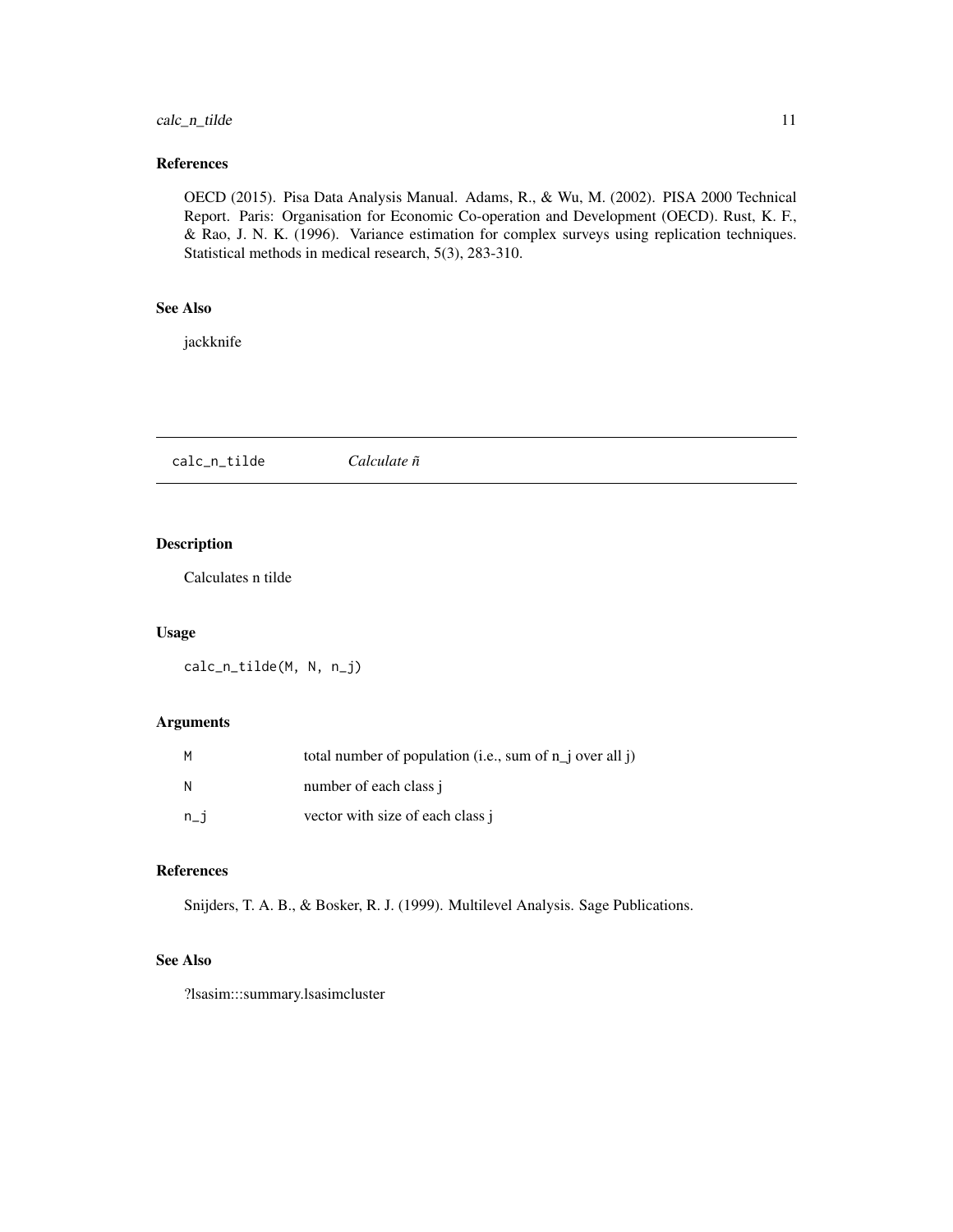## References

OECD (2015). Pisa Data Analysis Manual. Adams, R., & Wu, M. (2002). PISA 2000 Technical Report. Paris: Organisation for Economic Co-operation and Development (OECD). Rust, K. F., & Rao, J. N. K. (1996). Variance estimation for complex surveys using replication techniques. Statistical methods in medical research, 5(3), 283-310.

## See Also

jackknife

---

# calc_n_tilde *Calculate ñ*

## Description

Calculates n tilde

## Usage

```
calc_n_tilde(M, N, n_j)
```

## Arguments

| | |
|---|---|
| M | total number of population (i.e., sum of n_j over all j) |
| N | number of each class j |
| n_j | vector with size of each class j |

## References

Snijders, T. A. B., & Bosker, R. J. (1999). Multilevel Analysis. Sage Publications.

## See Also

?lsasim:::summary.lsasimcluster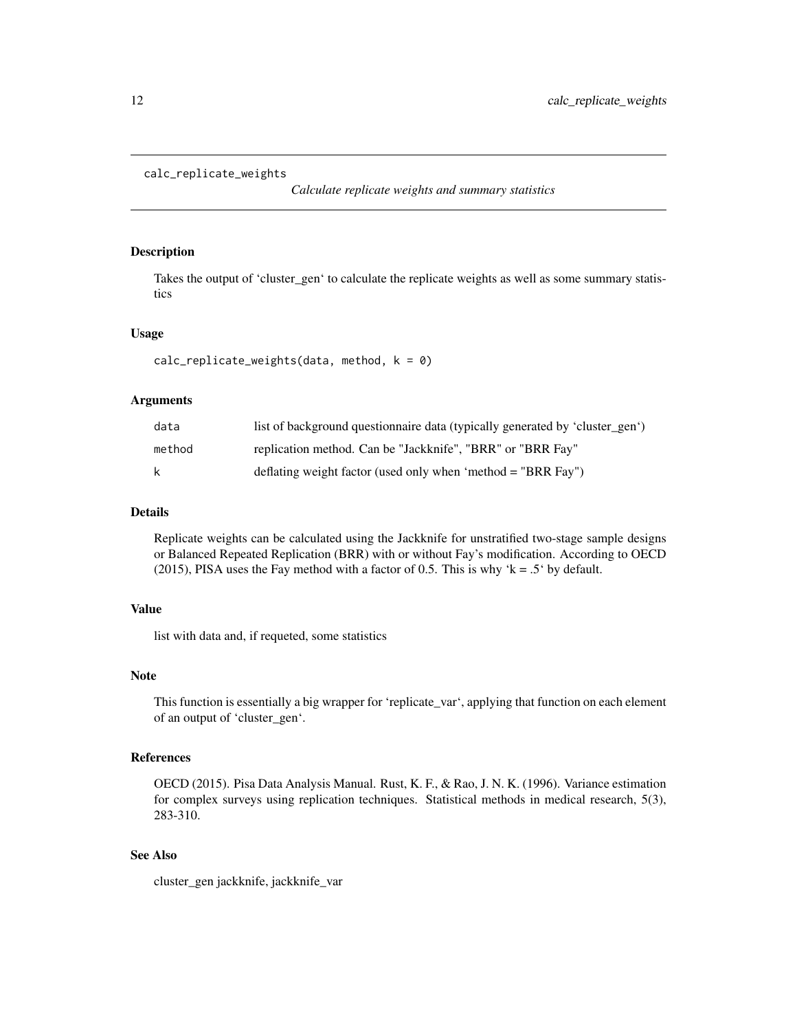calc_replicate_weights

*Calculate replicate weights and summary statistics*

## Description

Takes the output of 'cluster_gen' to calculate the replicate weights as well as some summary statistics

## Usage

```
calc_replicate_weights(data, method, k = 0)
```

## Arguments

| | |
|---|---|
| data | list of background questionnaire data (typically generated by 'cluster_gen') |
| method | replication method. Can be "Jackknife", "BRR" or "BRR Fay" |
| k | deflating weight factor (used only when 'method = "BRR Fay") |

## Details

Replicate weights can be calculated using the Jackknife for unstratified two-stage sample designs or Balanced Repeated Replication (BRR) with or without Fay's modification. According to OECD (2015), PISA uses the Fay method with a factor of 0.5. This is why 'k = .5' by default.

## Value

list with data and, if requeted, some statistics

## Note

This function is essentially a big wrapper for 'replicate_var', applying that function on each element of an output of 'cluster_gen'.

## References

OECD (2015). Pisa Data Analysis Manual. Rust, K. F., & Rao, J. N. K. (1996). Variance estimation for complex surveys using replication techniques. Statistical methods in medical research, 5(3), 283-310.

## See Also

cluster_gen jackknife, jackknife_var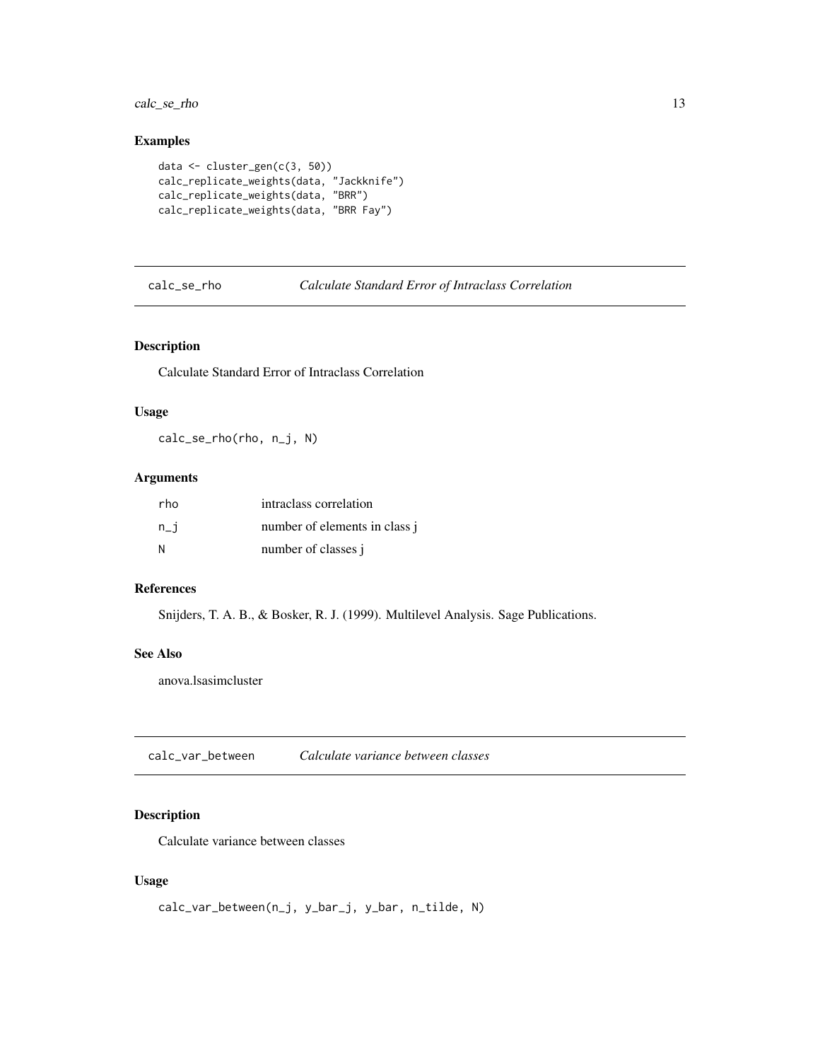## Examples

```
data <- cluster_gen(c(3, 50))
calc_replicate_weights(data, "Jackknife")
calc_replicate_weights(data, "BRR")
calc_replicate_weights(data, "BRR Fay")
```

---

# calc_se_rho — *Calculate Standard Error of Intraclass Correlation*

---

## Description

Calculate Standard Error of Intraclass Correlation

## Usage

```
calc_se_rho(rho, n_j, N)
```

## Arguments

| | |
|---|---|
| rho | intraclass correlation |
| n_j | number of elements in class j |
| N | number of classes j |

## References

Snijders, T. A. B., & Bosker, R. J. (1999). Multilevel Analysis. Sage Publications.

## See Also

anova.lsasimcluster

---

# calc_var_between — *Calculate variance between classes*

---

## Description

Calculate variance between classes

## Usage

```
calc_var_between(n_j, y_bar_j, y_bar, n_tilde, N)
```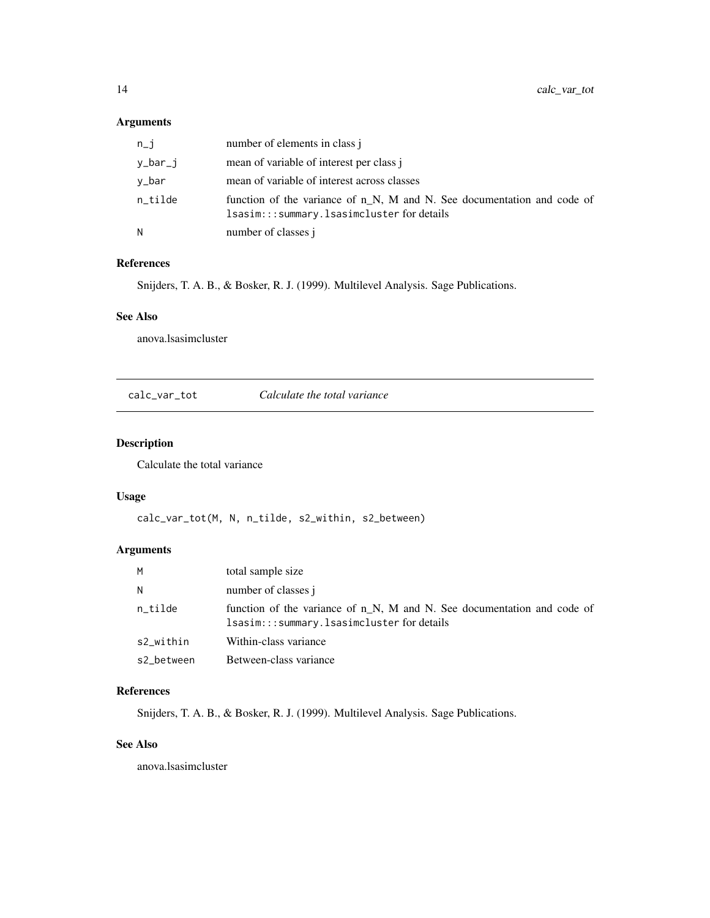## Arguments

| | |
|---|---|
| n_j | number of elements in class j |
| y_bar_j | mean of variable of interest per class j |
| y_bar | mean of variable of interest across classes |
| n_tilde | function of the variance of n_N, M and N. See documentation and code of `lsasim:::summary.lsasimcluster` for details |
| N | number of classes j |

## References

Snijders, T. A. B., & Bosker, R. J. (1999). Multilevel Analysis. Sage Publications.

## See Also

anova.lsasimcluster

---

# calc_var_tot — *Calculate the total variance*

## Description

Calculate the total variance

## Usage

```
calc_var_tot(M, N, n_tilde, s2_within, s2_between)
```

## Arguments

| | |
|---|---|
| M | total sample size |
| N | number of classes j |
| n_tilde | function of the variance of n_N, M and N. See documentation and code of `lsasim:::summary.lsasimcluster` for details |
| s2_within | Within-class variance |
| s2_between | Between-class variance |

## References

Snijders, T. A. B., & Bosker, R. J. (1999). Multilevel Analysis. Sage Publications.

## See Also

anova.lsasimcluster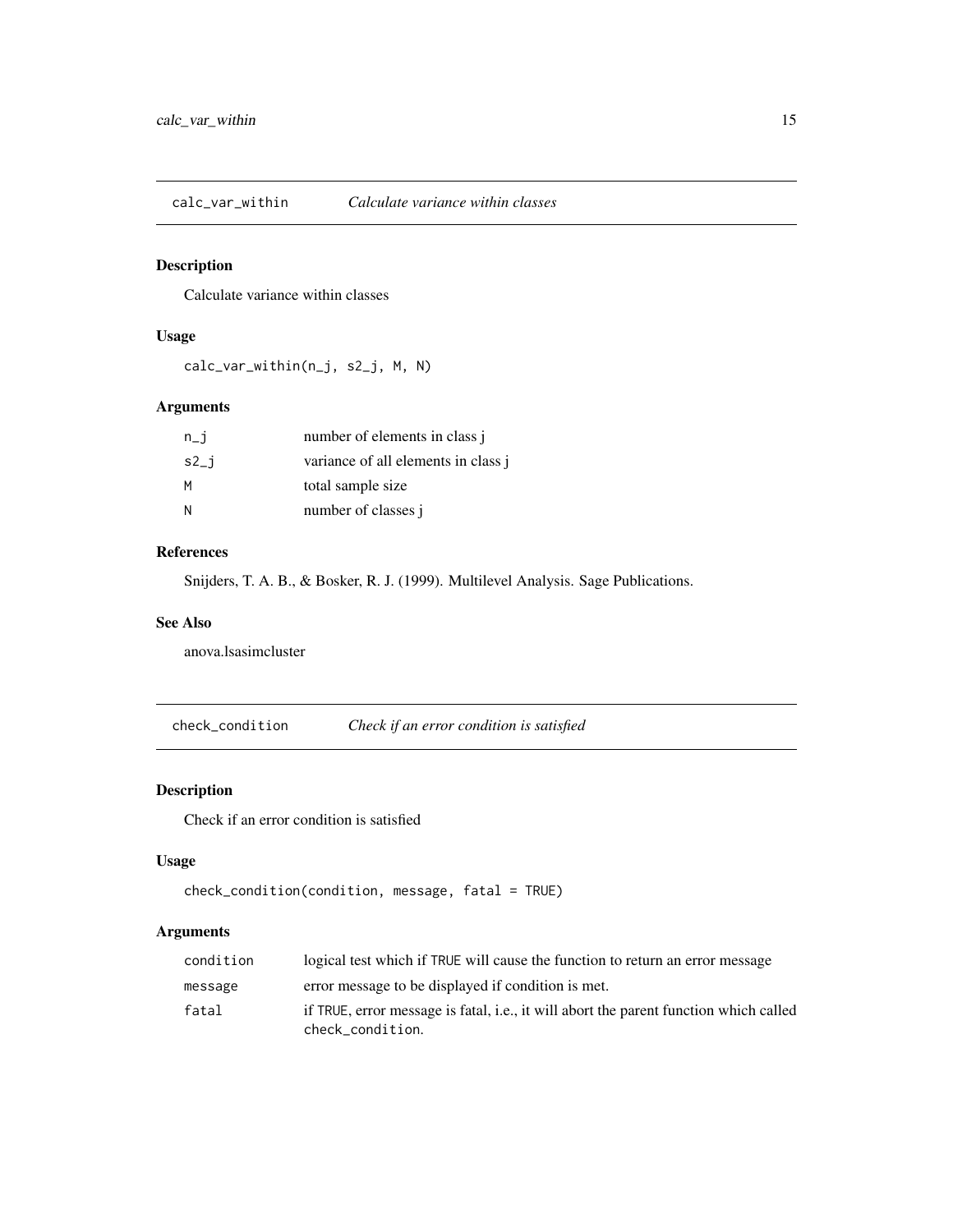## calc_var_within — *Calculate variance within classes*

### Description

Calculate variance within classes

### Usage

```
calc_var_within(n_j, s2_j, M, N)
```

### Arguments

| | |
|---|---|
| n_j | number of elements in class j |
| s2_j | variance of all elements in class j |
| M | total sample size |
| N | number of classes j |

### References

Snijders, T. A. B., & Bosker, R. J. (1999). Multilevel Analysis. Sage Publications.

### See Also

anova.lsasimcluster

## check_condition — *Check if an error condition is satisfied*

### Description

Check if an error condition is satisfied

### Usage

```
check_condition(condition, message, fatal = TRUE)
```

### Arguments

| | |
|---|---|
| condition | logical test which if TRUE will cause the function to return an error message |
| message | error message to be displayed if condition is met. |
| fatal | if TRUE, error message is fatal, i.e., it will abort the parent function which called `check_condition`. |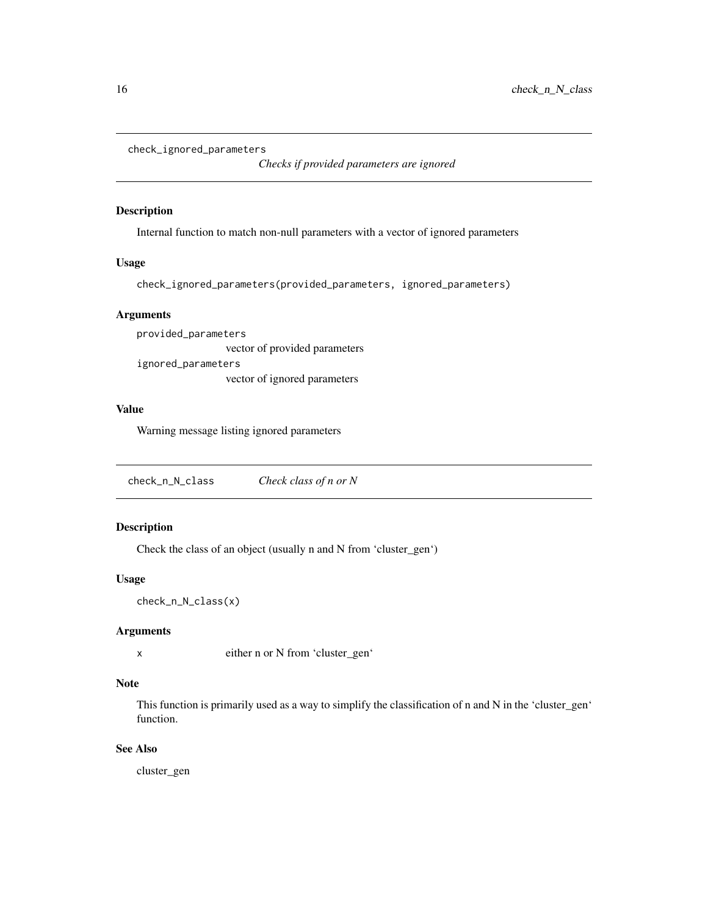## check_ignored_parameters

*Checks if provided parameters are ignored*

### Description

Internal function to match non-null parameters with a vector of ignored parameters

### Usage

```
check_ignored_parameters(provided_parameters, ignored_parameters)
```

### Arguments

`provided_parameters`
: vector of provided parameters

`ignored_parameters`
: vector of ignored parameters

### Value

Warning message listing ignored parameters

## check_n_N_class

*Check class of n or N*

### Description

Check the class of an object (usually n and N from 'cluster_gen')

### Usage

```
check_n_N_class(x)
```

### Arguments

`x`
: either n or N from 'cluster_gen'

### Note

This function is primarily used as a way to simplify the classification of n and N in the 'cluster_gen' function.

### See Also

cluster_gen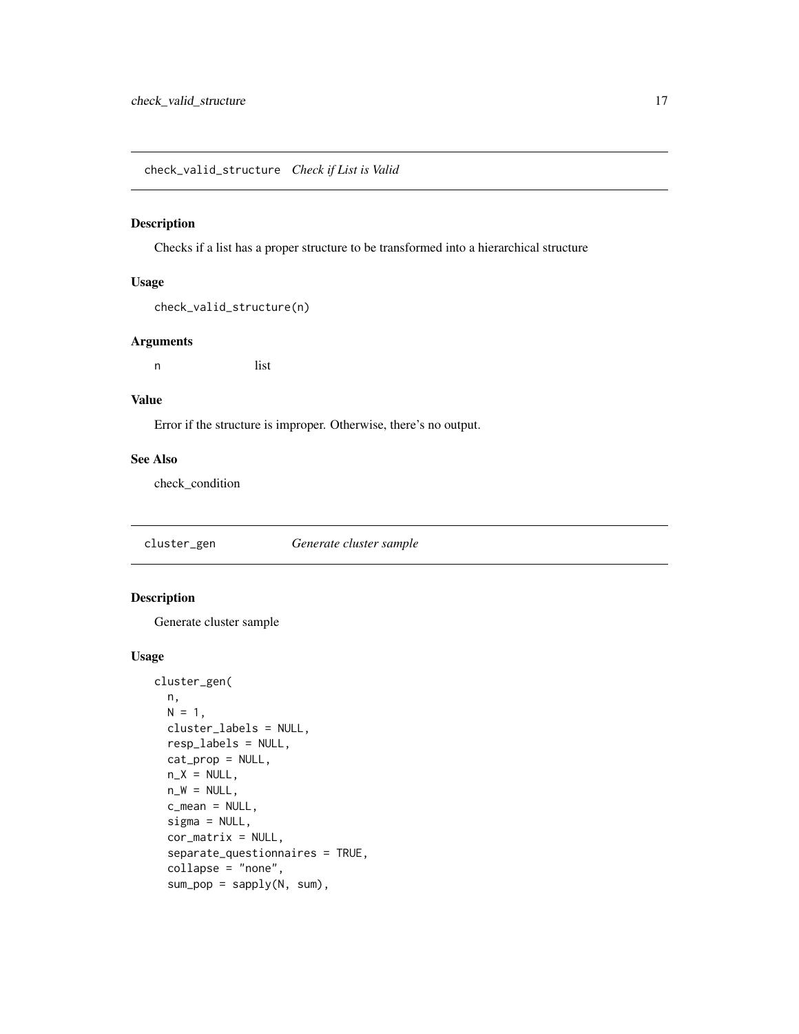## check_valid_structure *Check if List is Valid*

### Description

Checks if a list has a proper structure to be transformed into a hierarchical structure

### Usage

```
check_valid_structure(n)
```

### Arguments

| | |
|---|---|
| n | list |

### Value

Error if the structure is improper. Otherwise, there's no output.

### See Also

check_condition

## cluster_gen *Generate cluster sample*

### Description

Generate cluster sample

### Usage

```
cluster_gen(
  n,
  N = 1,
  cluster_labels = NULL,
  resp_labels = NULL,
  cat_prop = NULL,
  n_X = NULL,
  n_W = NULL,
  c_mean = NULL,
  sigma = NULL,
  cor_matrix = NULL,
  separate_questionnaires = TRUE,
  collapse = "none",
  sum_pop = sapply(N, sum),
```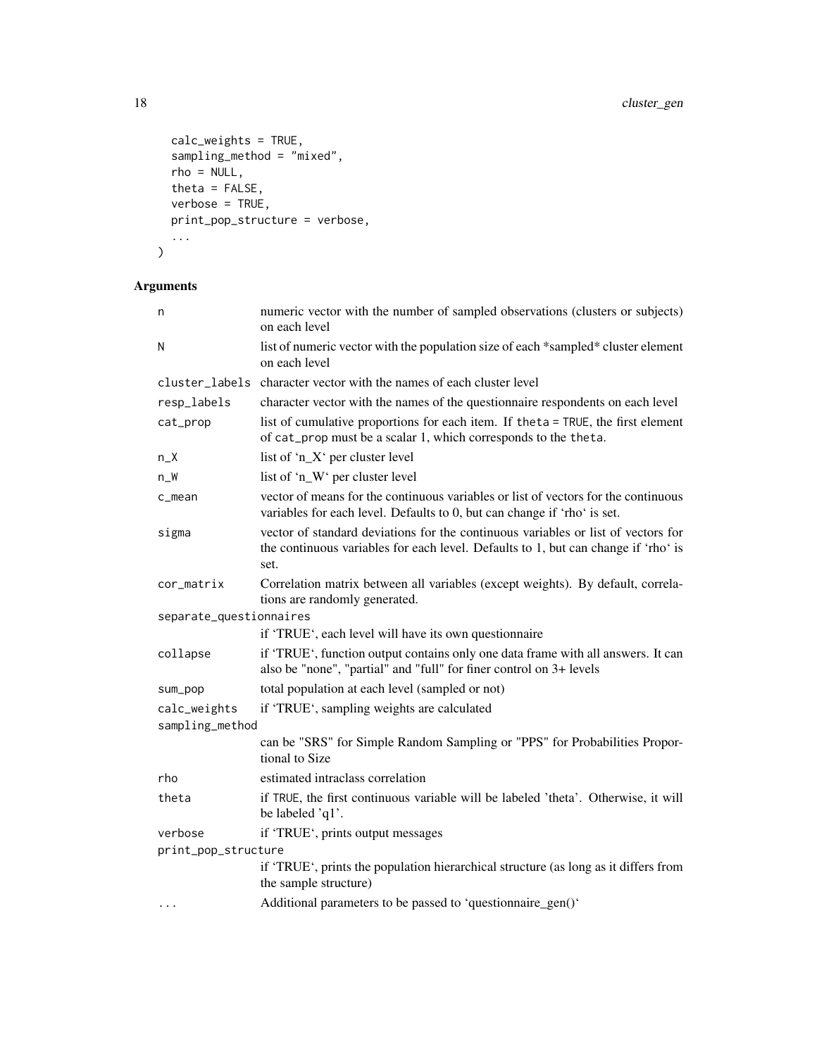```
  calc_weights = TRUE,
  sampling_method = "mixed",
  rho = NULL,
  theta = FALSE,
  verbose = TRUE,
  print_pop_structure = verbose,
  ...
)
```

## Arguments

| | |
|---|---|
| `n` | numeric vector with the number of sampled observations (clusters or subjects) on each level |
| `N` | list of numeric vector with the population size of each *sampled* cluster element on each level |
| `cluster_labels` | character vector with the names of each cluster level |
| `resp_labels` | character vector with the names of the questionnaire respondents on each level |
| `cat_prop` | list of cumulative proportions for each item. If `theta = TRUE`, the first element of `cat_prop` must be a scalar 1, which corresponds to the `theta`. |
| `n_X` | list of 'n_X' per cluster level |
| `n_W` | list of 'n_W' per cluster level |
| `c_mean` | vector of means for the continuous variables or list of vectors for the continuous variables for each level. Defaults to 0, but can change if 'rho' is set. |
| `sigma` | vector of standard deviations for the continuous variables or list of vectors for the continuous variables for each level. Defaults to 1, but can change if 'rho' is set. |
| `cor_matrix` | Correlation matrix between all variables (except weights). By default, correlations are randomly generated. |
| `separate_questionnaires` | if 'TRUE', each level will have its own questionnaire |
| `collapse` | if 'TRUE', function output contains only one data frame with all answers. It can also be "none", "partial" and "full" for finer control on 3+ levels |
| `sum_pop` | total population at each level (sampled or not) |
| `calc_weights` | if 'TRUE', sampling weights are calculated |
| `sampling_method` | can be "SRS" for Simple Random Sampling or "PPS" for Probabilities Proportional to Size |
| `rho` | estimated intraclass correlation |
| `theta` | if `TRUE`, the first continuous variable will be labeled 'theta'. Otherwise, it will be labeled 'q1'. |
| `verbose` | if 'TRUE', prints output messages |
| `print_pop_structure` | if 'TRUE', prints the population hierarchical structure (as long as it differs from the sample structure) |
| `...` | Additional parameters to be passed to 'questionnaire_gen()' |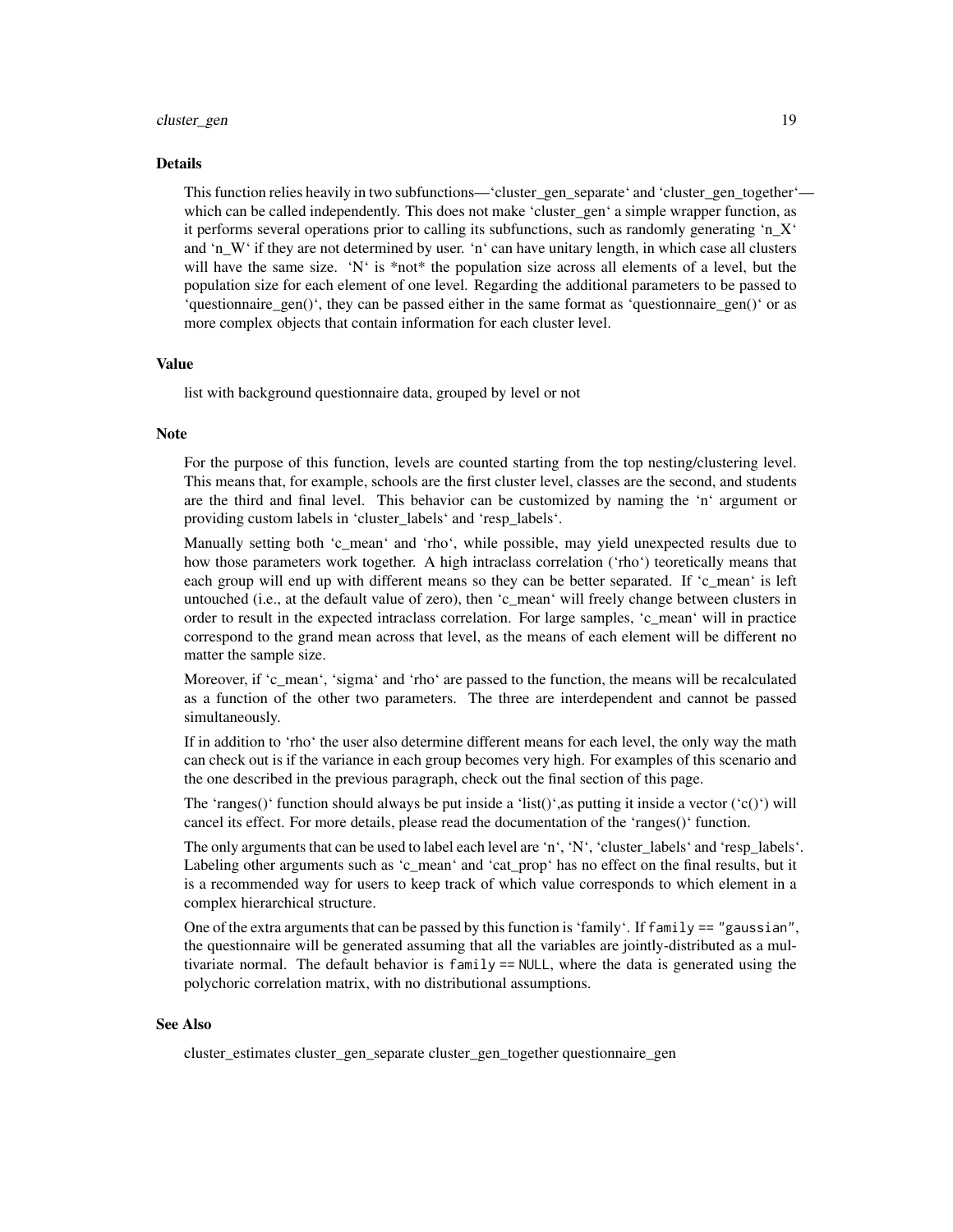## Details

This function relies heavily in two subfunctions—'cluster_gen_separate' and 'cluster_gen_together'—which can be called independently. This does not make 'cluster_gen' a simple wrapper function, as it performs several operations prior to calling its subfunctions, such as randomly generating 'n_X' and 'n_W' if they are not determined by user. 'n' can have unitary length, in which case all clusters will have the same size. 'N' is *not* the population size across all elements of a level, but the population size for each element of one level. Regarding the additional parameters to be passed to 'questionnaire_gen()', they can be passed either in the same format as 'questionnaire_gen()' or as more complex objects that contain information for each cluster level.

## Value

list with background questionnaire data, grouped by level or not

## Note

For the purpose of this function, levels are counted starting from the top nesting/clustering level. This means that, for example, schools are the first cluster level, classes are the second, and students are the third and final level. This behavior can be customized by naming the 'n' argument or providing custom labels in 'cluster_labels' and 'resp_labels'.

Manually setting both 'c_mean' and 'rho', while possible, may yield unexpected results due to how those parameters work together. A high intraclass correlation ('rho') teoretically means that each group will end up with different means so they can be better separated. If 'c_mean' is left untouched (i.e., at the default value of zero), then 'c_mean' will freely change between clusters in order to result in the expected intraclass correlation. For large samples, 'c_mean' will in practice correspond to the grand mean across that level, as the means of each element will be different no matter the sample size.

Moreover, if 'c_mean', 'sigma' and 'rho' are passed to the function, the means will be recalculated as a function of the other two parameters. The three are interdependent and cannot be passed simultaneously.

If in addition to 'rho' the user also determine different means for each level, the only way the math can check out is if the variance in each group becomes very high. For examples of this scenario and the one described in the previous paragraph, check out the final section of this page.

The 'ranges()' function should always be put inside a 'list()',as putting it inside a vector ('c()') will cancel its effect. For more details, please read the documentation of the 'ranges()' function.

The only arguments that can be used to label each level are 'n', 'N', 'cluster_labels' and 'resp_labels'. Labeling other arguments such as 'c_mean' and 'cat_prop' has no effect on the final results, but it is a recommended way for users to keep track of which value corresponds to which element in a complex hierarchical structure.

One of the extra arguments that can be passed by this function is 'family'. If `family == "gaussian"`, the questionnaire will be generated assuming that all the variables are jointly-distributed as a multivariate normal. The default behavior is `family == NULL`, where the data is generated using the polychoric correlation matrix, with no distributional assumptions.

## See Also

cluster_estimates cluster_gen_separate cluster_gen_together questionnaire_gen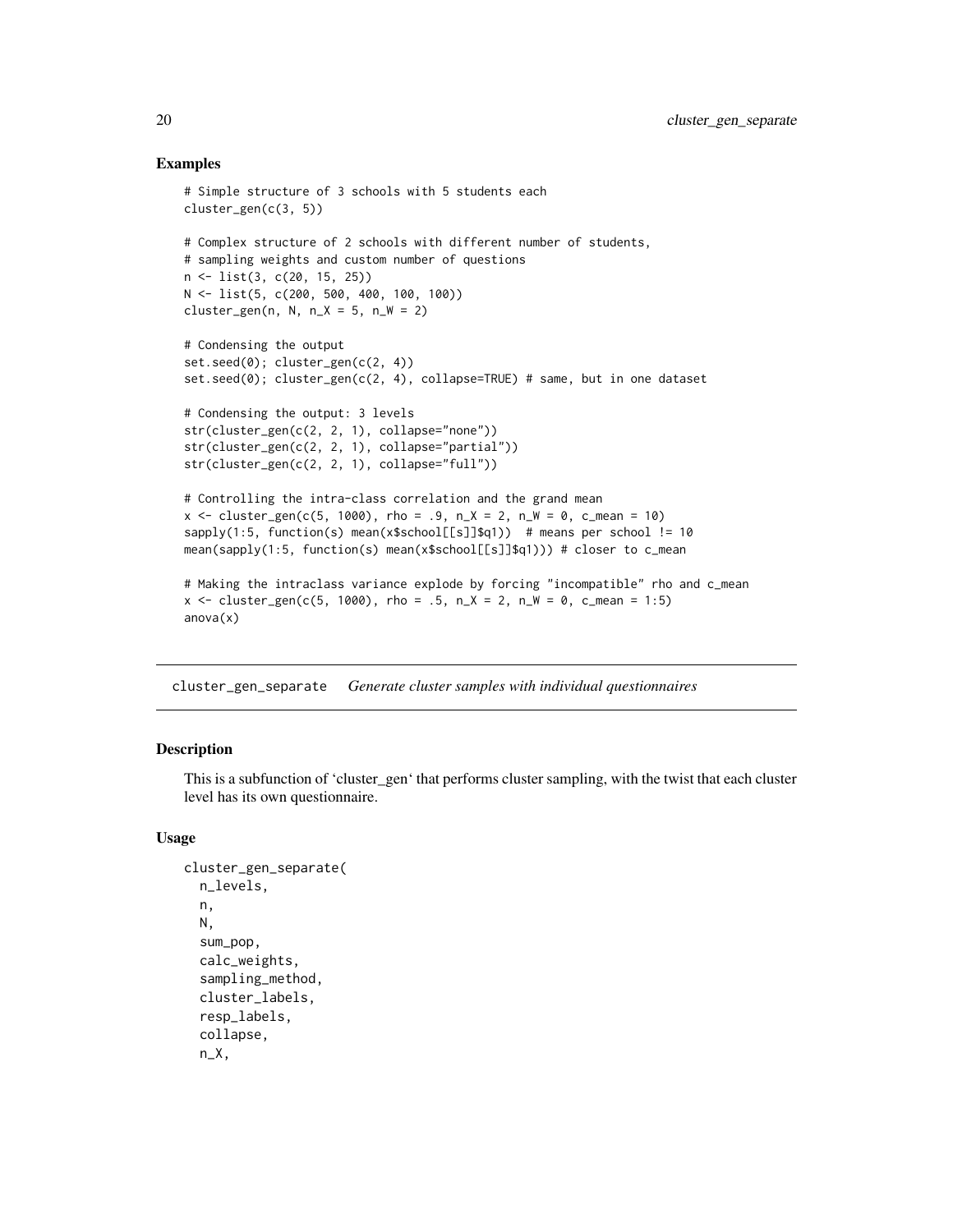## Examples

```
# Simple structure of 3 schools with 5 students each
cluster_gen(c(3, 5))

# Complex structure of 2 schools with different number of students,
# sampling weights and custom number of questions
n <- list(3, c(20, 15, 25))
N <- list(5, c(200, 500, 400, 100, 100))
cluster_gen(n, N, n_X = 5, n_W = 2)

# Condensing the output
set.seed(0); cluster_gen(c(2, 4))
set.seed(0); cluster_gen(c(2, 4), collapse=TRUE) # same, but in one dataset

# Condensing the output: 3 levels
str(cluster_gen(c(2, 2, 1), collapse="none"))
str(cluster_gen(c(2, 2, 1), collapse="partial"))
str(cluster_gen(c(2, 2, 1), collapse="full"))

# Controlling the intra-class correlation and the grand mean
x <- cluster_gen(c(5, 1000), rho = .9, n_X = 2, n_W = 0, c_mean = 10)
sapply(1:5, function(s) mean(x$school[[s]]$q1))  # means per school != 10
mean(sapply(1:5, function(s) mean(x$school[[s]]$q1))) # closer to c_mean

# Making the intraclass variance explode by forcing "incompatible" rho and c_mean
x <- cluster_gen(c(5, 1000), rho = .5, n_X = 2, n_W = 0, c_mean = 1:5)
anova(x)
```

---

# cluster_gen_separate *Generate cluster samples with individual questionnaires*

## Description

This is a subfunction of 'cluster_gen' that performs cluster sampling, with the twist that each cluster level has its own questionnaire.

## Usage

```
cluster_gen_separate(
  n_levels,
  n,
  N,
  sum_pop,
  calc_weights,
  sampling_method,
  cluster_labels,
  resp_labels,
  collapse,
  n_X,
```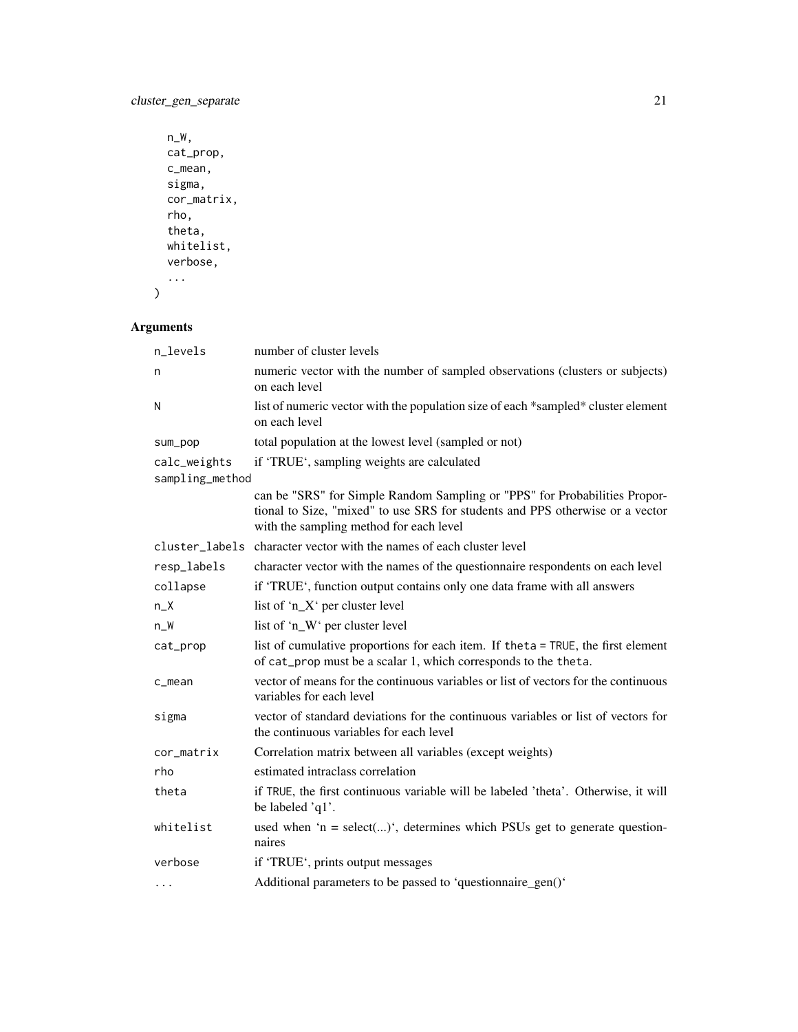```
  n_W,
  cat_prop,
  c_mean,
  sigma,
  cor_matrix,
  rho,
  theta,
  whitelist,
  verbose,
  ...
)
```

## Arguments

| | |
|---|---|
| n_levels | number of cluster levels |
| n | numeric vector with the number of sampled observations (clusters or subjects) on each level |
| N | list of numeric vector with the population size of each *sampled* cluster element on each level |
| sum_pop | total population at the lowest level (sampled or not) |
| calc_weights | if 'TRUE', sampling weights are calculated |
| sampling_method | can be "SRS" for Simple Random Sampling or "PPS" for Probabilities Proportional to Size, "mixed" to use SRS for students and PPS otherwise or a vector with the sampling method for each level |
| cluster_labels | character vector with the names of each cluster level |
| resp_labels | character vector with the names of the questionnaire respondents on each level |
| collapse | if 'TRUE', function output contains only one data frame with all answers |
| n_X | list of 'n_X' per cluster level |
| n_W | list of 'n_W' per cluster level |
| cat_prop | list of cumulative proportions for each item. If `theta = TRUE`, the first element of `cat_prop` must be a scalar 1, which corresponds to the `theta`. |
| c_mean | vector of means for the continuous variables or list of vectors for the continuous variables for each level |
| sigma | vector of standard deviations for the continuous variables or list of vectors for the continuous variables for each level |
| cor_matrix | Correlation matrix between all variables (except weights) |
| rho | estimated intraclass correlation |
| theta | if `TRUE`, the first continuous variable will be labeled 'theta'. Otherwise, it will be labeled 'q1'. |
| whitelist | used when 'n = select(...)', determines which PSUs get to generate questionnaires |
| verbose | if 'TRUE', prints output messages |
| ... | Additional parameters to be passed to 'questionnaire_gen()' |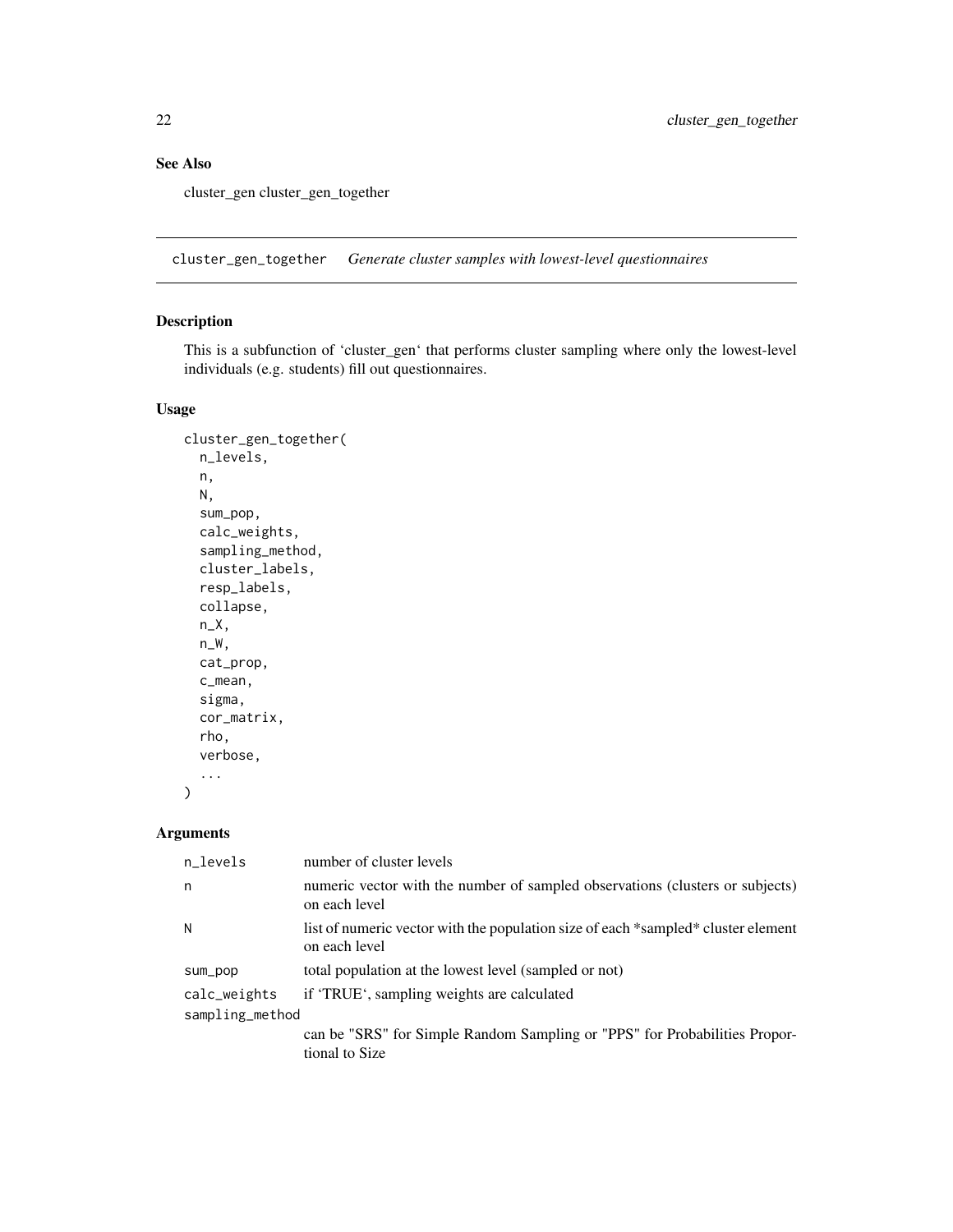## See Also

cluster_gen cluster_gen_together

---

## cluster_gen_together *Generate cluster samples with lowest-level questionnaires*

### Description

This is a subfunction of 'cluster_gen' that performs cluster sampling where only the lowest-level individuals (e.g. students) fill out questionnaires.

### Usage

```
cluster_gen_together(
  n_levels,
  n,
  N,
  sum_pop,
  calc_weights,
  sampling_method,
  cluster_labels,
  resp_labels,
  collapse,
  n_X,
  n_W,
  cat_prop,
  c_mean,
  sigma,
  cor_matrix,
  rho,
  verbose,
  ...
)
```

### Arguments

| | |
|---|---|
| n_levels | number of cluster levels |
| n | numeric vector with the number of sampled observations (clusters or subjects) on each level |
| N | list of numeric vector with the population size of each *sampled* cluster element on each level |
| sum_pop | total population at the lowest level (sampled or not) |
| calc_weights | if 'TRUE', sampling weights are calculated |
| sampling_method | can be "SRS" for Simple Random Sampling or "PPS" for Probabilities Proportional to Size |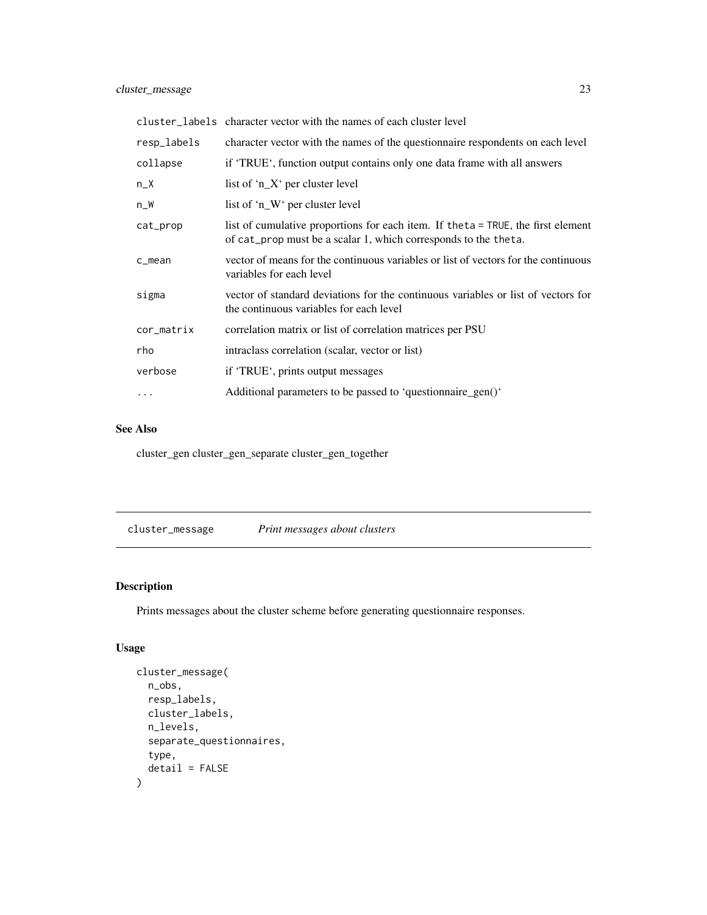| | |
|---|---|
| cluster_labels | character vector with the names of each cluster level |
| resp_labels | character vector with the names of the questionnaire respondents on each level |
| collapse | if 'TRUE', function output contains only one data frame with all answers |
| n_X | list of 'n_X' per cluster level |
| n_W | list of 'n_W' per cluster level |
| cat_prop | list of cumulative proportions for each item. If theta = TRUE, the first element of cat_prop must be a scalar 1, which corresponds to the theta. |
| c_mean | vector of means for the continuous variables or list of vectors for the continuous variables for each level |
| sigma | vector of standard deviations for the continuous variables or list of vectors for the continuous variables for each level |
| cor_matrix | correlation matrix or list of correlation matrices per PSU |
| rho | intraclass correlation (scalar, vector or list) |
| verbose | if 'TRUE', prints output messages |
| ... | Additional parameters to be passed to 'questionnaire_gen()' |

## See Also

cluster_gen cluster_gen_separate cluster_gen_together

---

# cluster_message *Print messages about clusters*

## Description

Prints messages about the cluster scheme before generating questionnaire responses.

## Usage

```
cluster_message(
  n_obs,
  resp_labels,
  cluster_labels,
  n_levels,
  separate_questionnaires,
  type,
  detail = FALSE
)
```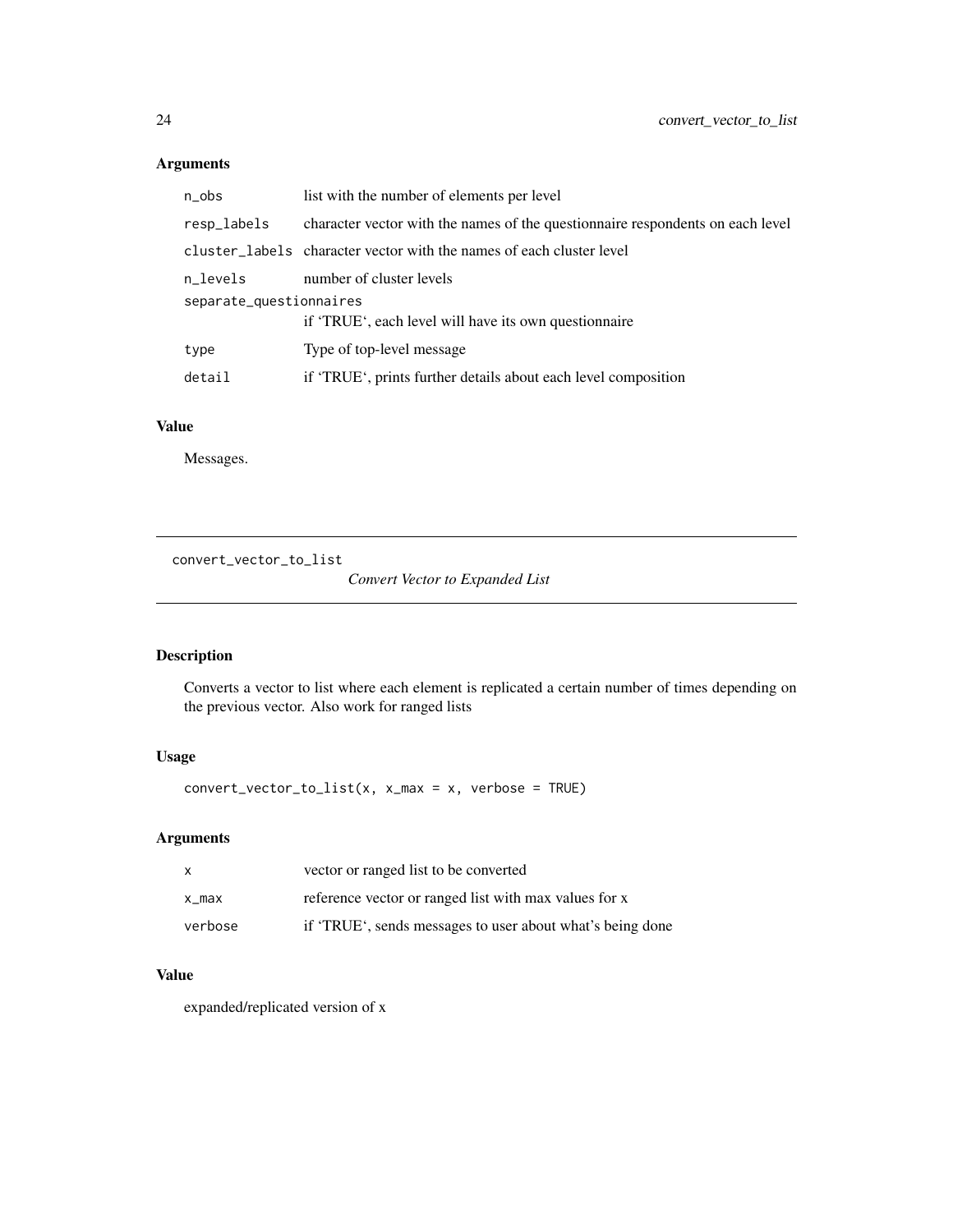## Arguments

| | |
|---|---|
| n_obs | list with the number of elements per level |
| resp_labels | character vector with the names of the questionnaire respondents on each level |
| cluster_labels | character vector with the names of each cluster level |
| n_levels | number of cluster levels |
| separate_questionnaires | if 'TRUE', each level will have its own questionnaire |
| type | Type of top-level message |
| detail | if 'TRUE', prints further details about each level composition |

## Value

Messages.

---

# convert_vector_to_list

*Convert Vector to Expanded List*

## Description

Converts a vector to list where each element is replicated a certain number of times depending on the previous vector. Also work for ranged lists

## Usage

```
convert_vector_to_list(x, x_max = x, verbose = TRUE)
```

## Arguments

| | |
|---|---|
| x | vector or ranged list to be converted |
| x_max | reference vector or ranged list with max values for x |
| verbose | if 'TRUE', sends messages to user about what's being done |

## Value

expanded/replicated version of x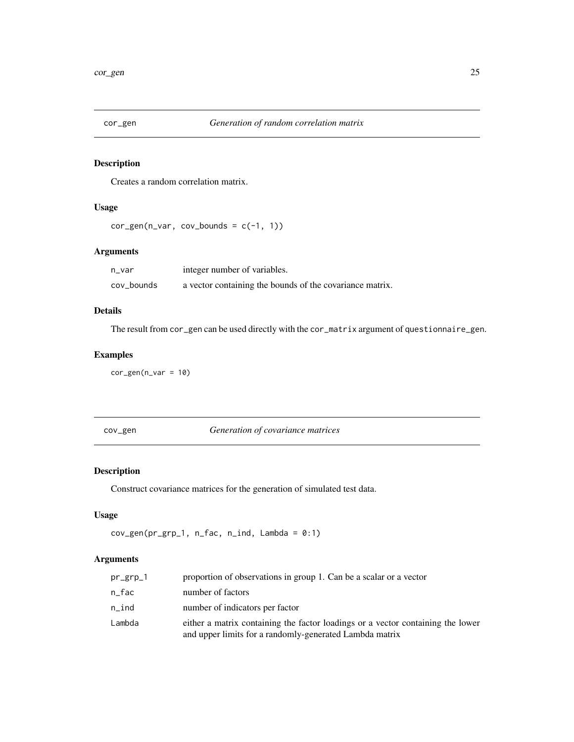## cor_gen *Generation of random correlation matrix*

### Description

Creates a random correlation matrix.

### Usage

```
cor_gen(n_var, cov_bounds = c(-1, 1))
```

### Arguments

| | |
|---|---|
| n_var | integer number of variables. |
| cov_bounds | a vector containing the bounds of the covariance matrix. |

### Details

The result from `cor_gen` can be used directly with the `cor_matrix` argument of `questionnaire_gen`.

### Examples

```
cor_gen(n_var = 10)
```

## cov_gen *Generation of covariance matrices*

### Description

Construct covariance matrices for the generation of simulated test data.

### Usage

```
cov_gen(pr_grp_1, n_fac, n_ind, Lambda = 0:1)
```

### Arguments

| | |
|---|---|
| pr_grp_1 | proportion of observations in group 1. Can be a scalar or a vector |
| n_fac | number of factors |
| n_ind | number of indicators per factor |
| Lambda | either a matrix containing the factor loadings or a vector containing the lower and upper limits for a randomly-generated Lambda matrix |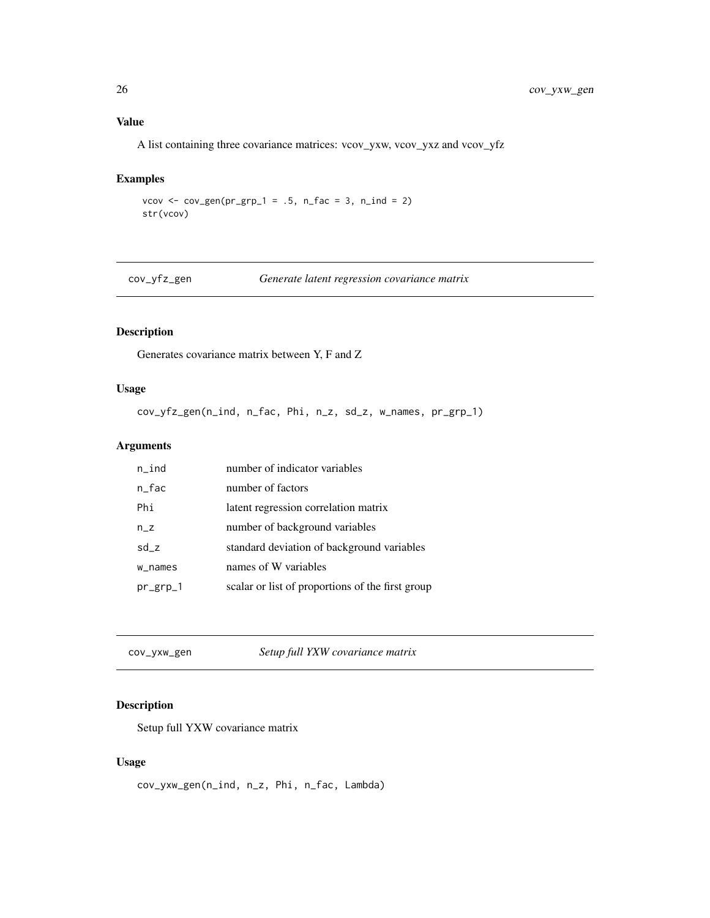### Value

A list containing three covariance matrices: vcov_yxw, vcov_yxz and vcov_yfz

### Examples

```
vcov <- cov_gen(pr_grp_1 = .5, n_fac = 3, n_ind = 2)
str(vcov)
```

---

## cov_yfz_gen — *Generate latent regression covariance matrix*

### Description

Generates covariance matrix between Y, F and Z

### Usage

```
cov_yfz_gen(n_ind, n_fac, Phi, n_z, sd_z, w_names, pr_grp_1)
```

### Arguments

| | |
|---|---|
| n_ind | number of indicator variables |
| n_fac | number of factors |
| Phi | latent regression correlation matrix |
| n_z | number of background variables |
| sd_z | standard deviation of background variables |
| w_names | names of W variables |
| pr_grp_1 | scalar or list of proportions of the first group |

---

## cov_yxw_gen — *Setup full YXW covariance matrix*

### Description

Setup full YXW covariance matrix

### Usage

```
cov_yxw_gen(n_ind, n_z, Phi, n_fac, Lambda)
```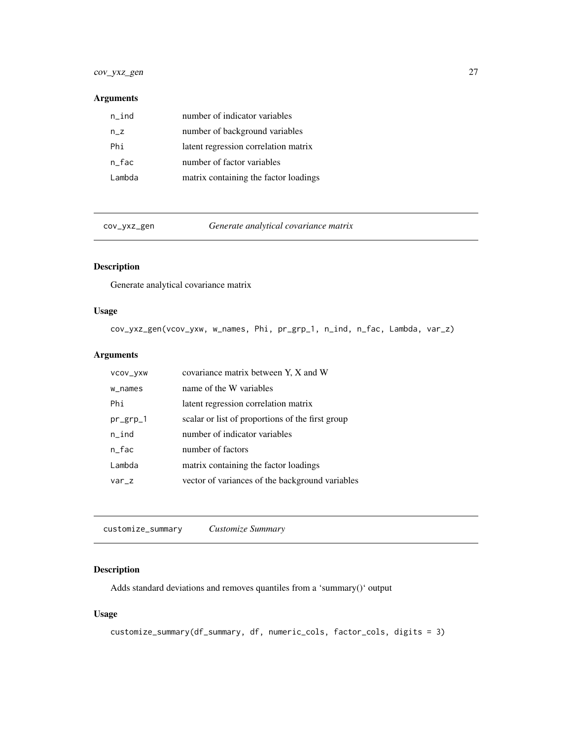### Arguments

| | |
|---|---|
| n_ind | number of indicator variables |
| n_z | number of background variables |
| Phi | latent regression correlation matrix |
| n_fac | number of factor variables |
| Lambda | matrix containing the factor loadings |

---

## cov_yxz_gen    *Generate analytical covariance matrix*

---

### Description

Generate analytical covariance matrix

### Usage

```
cov_yxz_gen(vcov_yxw, w_names, Phi, pr_grp_1, n_ind, n_fac, Lambda, var_z)
```

### Arguments

| | |
|---|---|
| vcov_yxw | covariance matrix between Y, X and W |
| w_names | name of the W variables |
| Phi | latent regression correlation matrix |
| pr_grp_1 | scalar or list of proportions of the first group |
| n_ind | number of indicator variables |
| n_fac | number of factors |
| Lambda | matrix containing the factor loadings |
| var_z | vector of variances of the background variables |

---

## customize_summary    *Customize Summary*

---

### Description

Adds standard deviations and removes quantiles from a 'summary()' output

### Usage

```
customize_summary(df_summary, df, numeric_cols, factor_cols, digits = 3)
```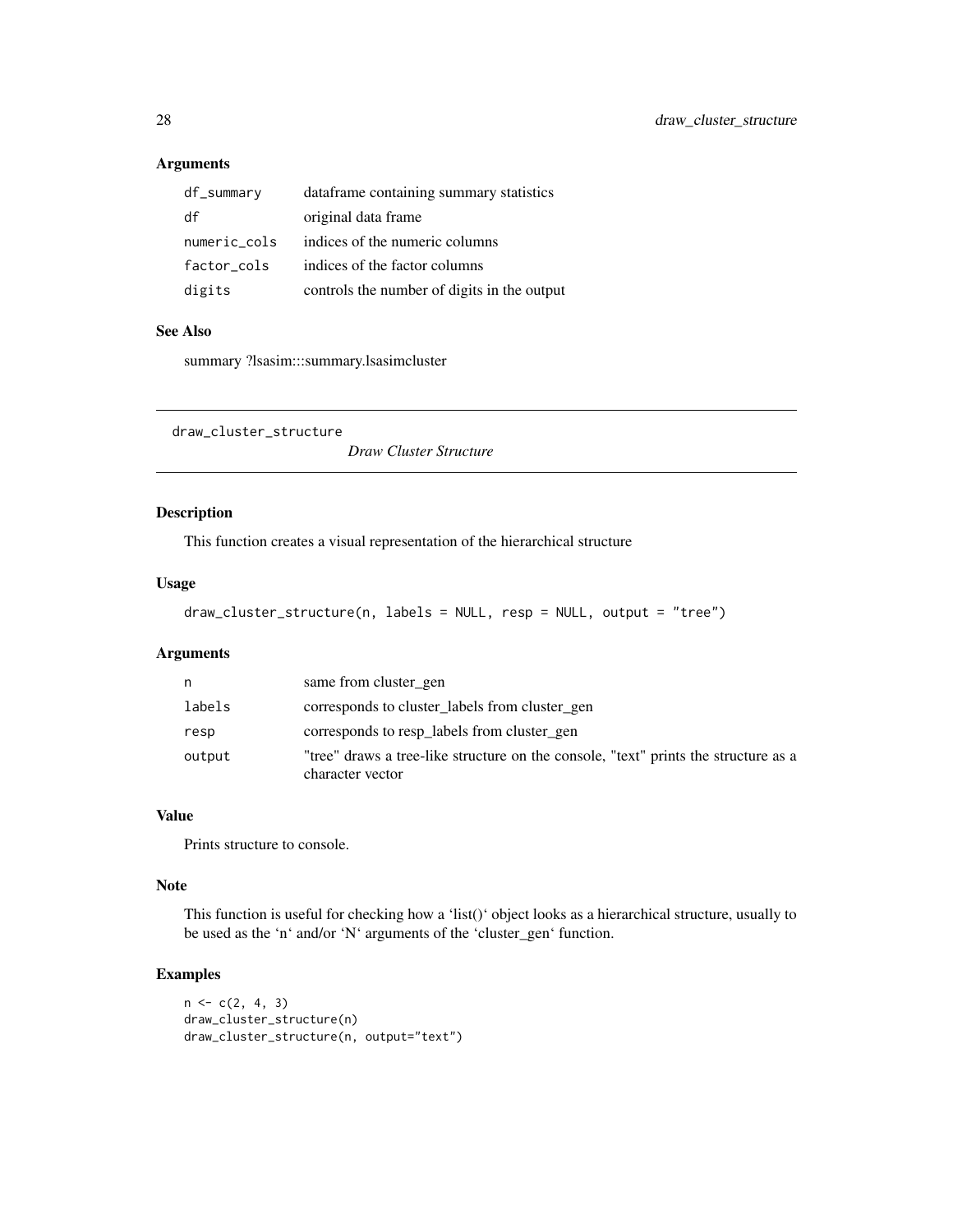## Arguments

| | |
|---|---|
| df_summary | dataframe containing summary statistics |
| df | original data frame |
| numeric_cols | indices of the numeric columns |
| factor_cols | indices of the factor columns |
| digits | controls the number of digits in the output |

## See Also

summary ?lsasim:::summary.lsasimcluster

---

# draw_cluster_structure

*Draw Cluster Structure*

## Description

This function creates a visual representation of the hierarchical structure

## Usage

```
draw_cluster_structure(n, labels = NULL, resp = NULL, output = "tree")
```

## Arguments

| | |
|---|---|
| n | same from cluster_gen |
| labels | corresponds to cluster_labels from cluster_gen |
| resp | corresponds to resp_labels from cluster_gen |
| output | "tree" draws a tree-like structure on the console, "text" prints the structure as a character vector |

## Value

Prints structure to console.

## Note

This function is useful for checking how a 'list()' object looks as a hierarchical structure, usually to be used as the 'n' and/or 'N' arguments of the 'cluster_gen' function.

## Examples

```
n <- c(2, 4, 3)
draw_cluster_structure(n)
draw_cluster_structure(n, output="text")
```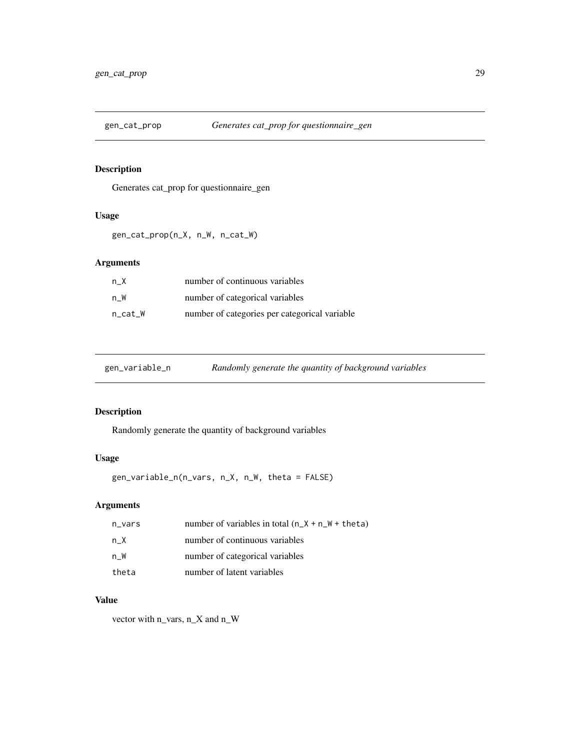## gen_cat_prop *Generates cat_prop for questionnaire_gen*

### Description

Generates cat_prop for questionnaire_gen

### Usage

```
gen_cat_prop(n_X, n_W, n_cat_W)
```

### Arguments

| | |
|---|---|
| n_X | number of continuous variables |
| n_W | number of categorical variables |
| n_cat_W | number of categories per categorical variable |

## gen_variable_n *Randomly generate the quantity of background variables*

### Description

Randomly generate the quantity of background variables

### Usage

```
gen_variable_n(n_vars, n_X, n_W, theta = FALSE)
```

### Arguments

| | |
|---|---|
| n_vars | number of variables in total (n_X + n_W + theta) |
| n_X | number of continuous variables |
| n_W | number of categorical variables |
| theta | number of latent variables |

### Value

vector with n_vars, n_X and n_W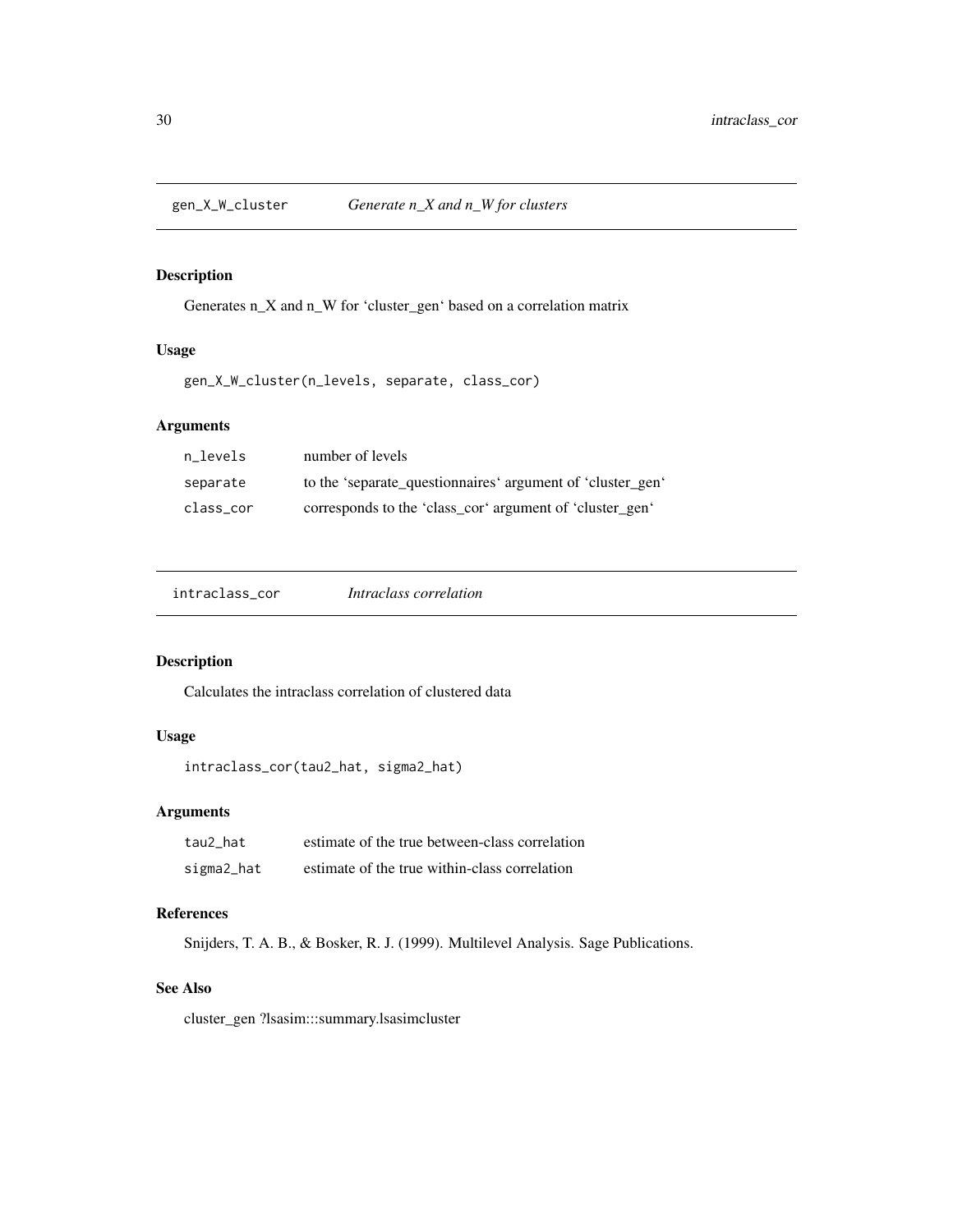## gen_X_W_cluster *Generate n_X and n_W for clusters*

### Description

Generates n_X and n_W for 'cluster_gen' based on a correlation matrix

### Usage

```
gen_X_W_cluster(n_levels, separate, class_cor)
```

### Arguments

| | |
|---|---|
| n_levels | number of levels |
| separate | to the 'separate_questionnaires' argument of 'cluster_gen' |
| class_cor | corresponds to the 'class_cor' argument of 'cluster_gen' |

## intraclass_cor *Intraclass correlation*

### Description

Calculates the intraclass correlation of clustered data

### Usage

```
intraclass_cor(tau2_hat, sigma2_hat)
```

### Arguments

| | |
|---|---|
| tau2_hat | estimate of the true between-class correlation |
| sigma2_hat | estimate of the true within-class correlation |

### References

Snijders, T. A. B., & Bosker, R. J. (1999). Multilevel Analysis. Sage Publications.

### See Also

cluster_gen ?lsasim:::summary.lsasimcluster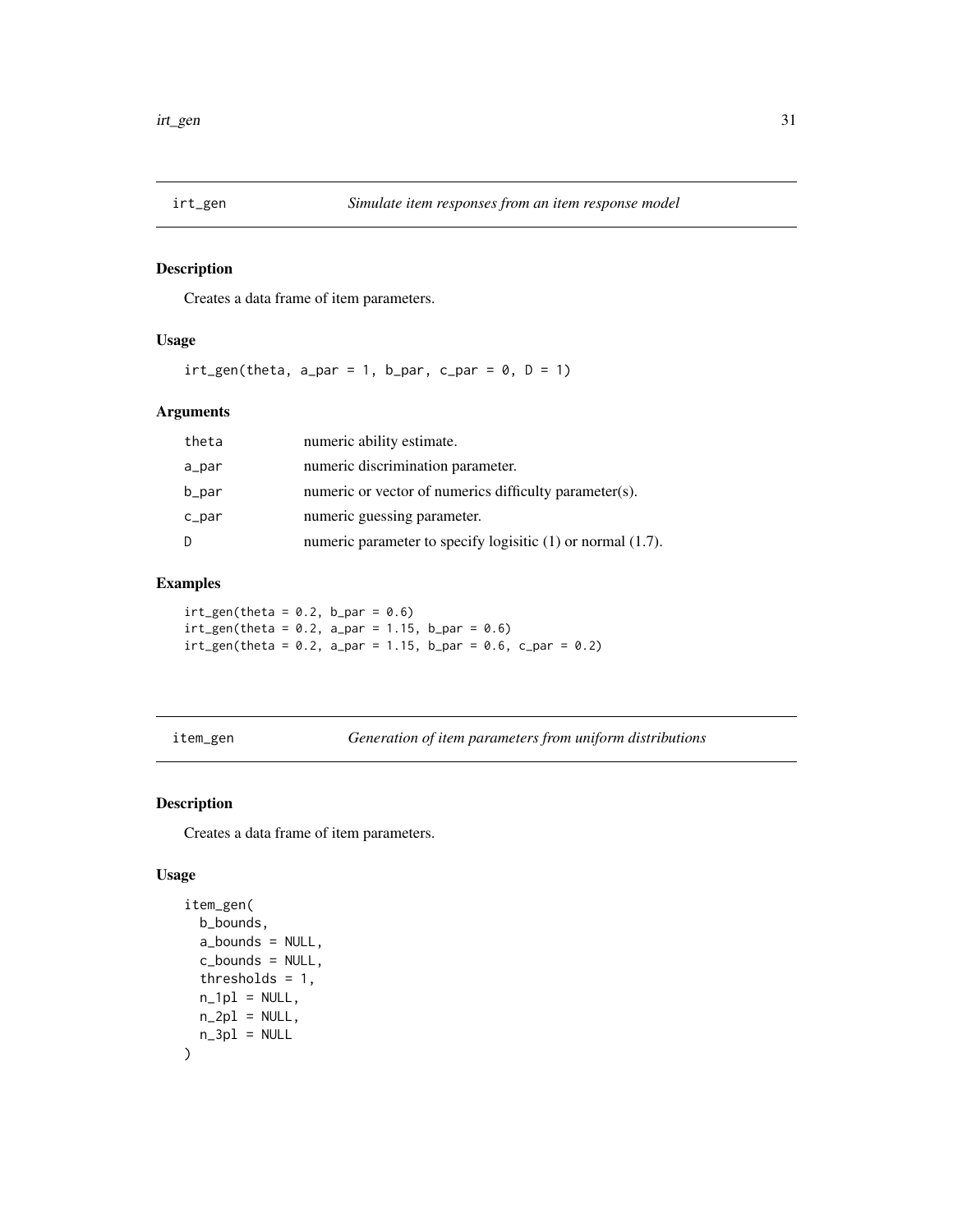## irt_gen — *Simulate item responses from an item response model*

### Description

Creates a data frame of item parameters.

### Usage

```
irt_gen(theta, a_par = 1, b_par, c_par = 0, D = 1)
```

### Arguments

| | |
|---|---|
| theta | numeric ability estimate. |
| a_par | numeric discrimination parameter. |
| b_par | numeric or vector of numerics difficulty parameter(s). |
| c_par | numeric guessing parameter. |
| D | numeric parameter to specify logisitic (1) or normal (1.7). |

### Examples

```
irt_gen(theta = 0.2, b_par = 0.6)
irt_gen(theta = 0.2, a_par = 1.15, b_par = 0.6)
irt_gen(theta = 0.2, a_par = 1.15, b_par = 0.6, c_par = 0.2)
```

## item_gen — *Generation of item parameters from uniform distributions*

### Description

Creates a data frame of item parameters.

### Usage

```
item_gen(
  b_bounds,
  a_bounds = NULL,
  c_bounds = NULL,
  thresholds = 1,
  n_1pl = NULL,
  n_2pl = NULL,
  n_3pl = NULL
)
```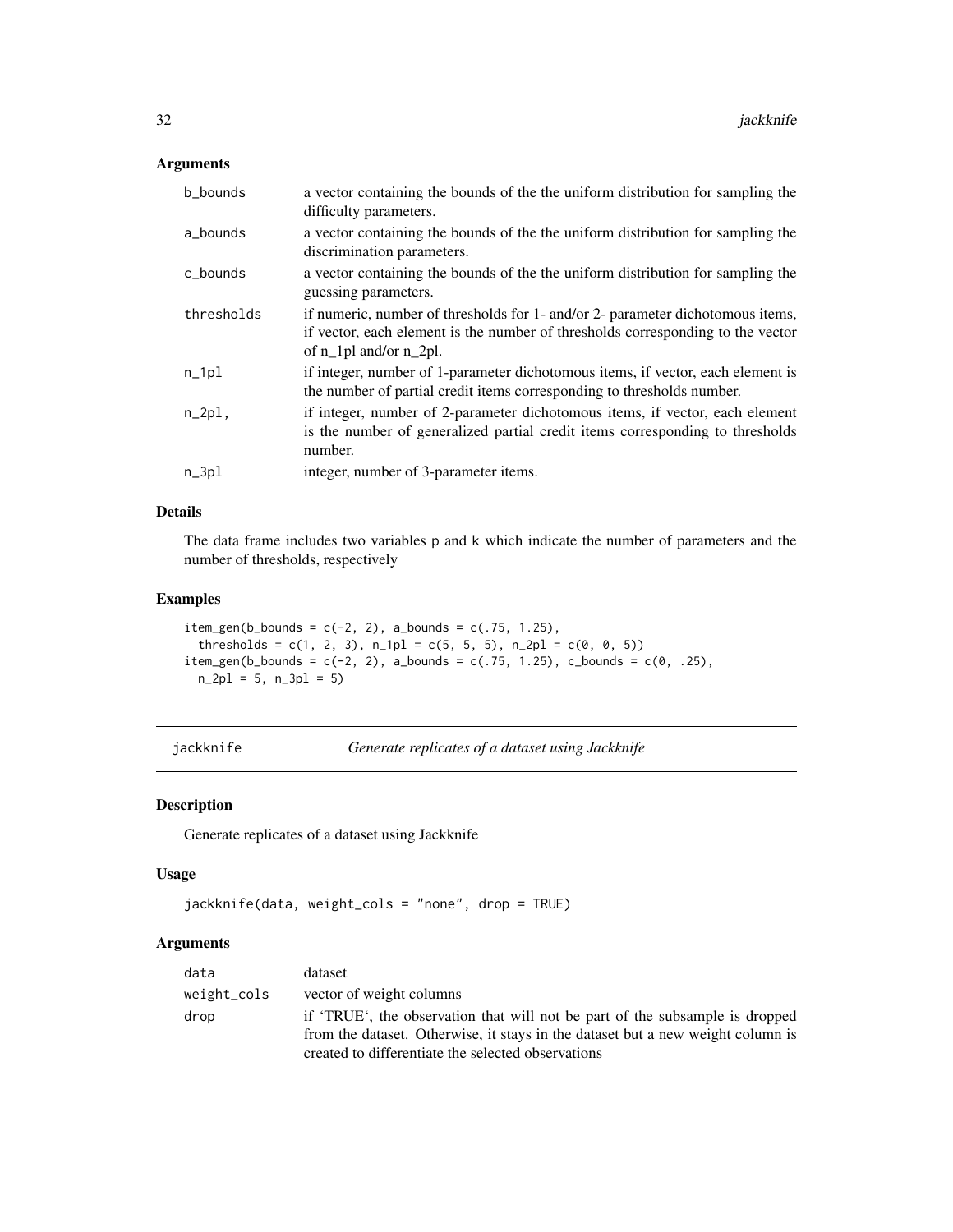### Arguments

| | |
|---|---|
| b_bounds | a vector containing the bounds of the the uniform distribution for sampling the difficulty parameters. |
| a_bounds | a vector containing the bounds of the the uniform distribution for sampling the discrimination parameters. |
| c_bounds | a vector containing the bounds of the the uniform distribution for sampling the guessing parameters. |
| thresholds | if numeric, number of thresholds for 1- and/or 2- parameter dichotomous items, if vector, each element is the number of thresholds corresponding to the vector of n_1pl and/or n_2pl. |
| n_1pl | if integer, number of 1-parameter dichotomous items, if vector, each element is the number of partial credit items corresponding to thresholds number. |
| n_2pl, | if integer, number of 2-parameter dichotomous items, if vector, each element is the number of generalized partial credit items corresponding to thresholds number. |
| n_3pl | integer, number of 3-parameter items. |

### Details

The data frame includes two variables p and k which indicate the number of parameters and the number of thresholds, respectively

### Examples

```
item_gen(b_bounds = c(-2, 2), a_bounds = c(.75, 1.25),
  thresholds = c(1, 2, 3), n_1pl = c(5, 5, 5), n_2pl = c(0, 0, 5))
item_gen(b_bounds = c(-2, 2), a_bounds = c(.75, 1.25), c_bounds = c(0, .25),
  n_2pl = 5, n_3pl = 5)
```

---

## jackknife — *Generate replicates of a dataset using Jackknife*

### Description

Generate replicates of a dataset using Jackknife

### Usage

```
jackknife(data, weight_cols = "none", drop = TRUE)
```

### Arguments

| | |
|---|---|
| data | dataset |
| weight_cols | vector of weight columns |
| drop | if 'TRUE', the observation that will not be part of the subsample is dropped from the dataset. Otherwise, it stays in the dataset but a new weight column is created to differentiate the selected observations |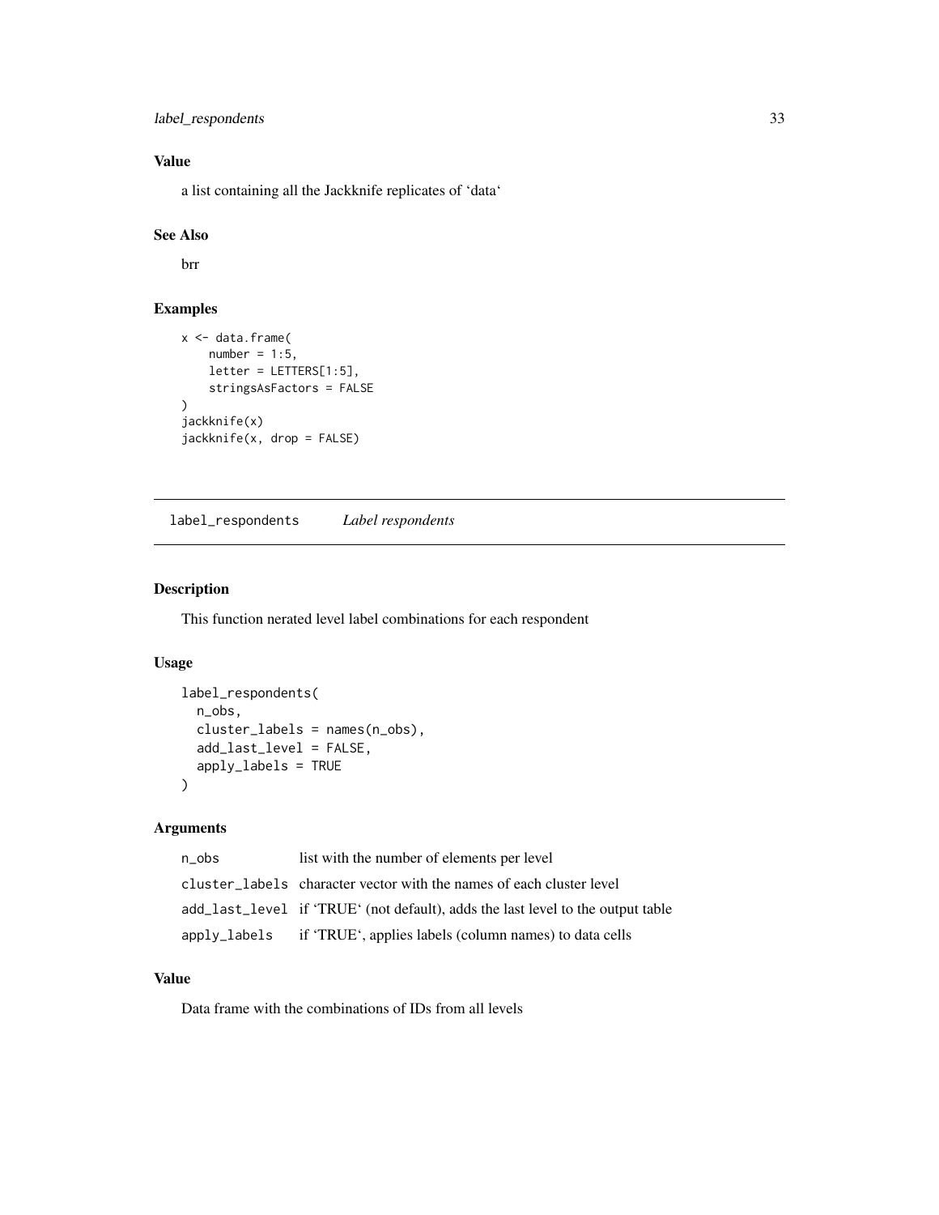### Value

a list containing all the Jackknife replicates of 'data'

### See Also

brr

### Examples

```
x <- data.frame(
    number = 1:5,
    letter = LETTERS[1:5],
    stringsAsFactors = FALSE
)
jackknife(x)
jackknife(x, drop = FALSE)
```

## label_respondents *Label respondents*

### Description

This function nerated level label combinations for each respondent

### Usage

```
label_respondents(
  n_obs,
  cluster_labels = names(n_obs),
  add_last_level = FALSE,
  apply_labels = TRUE
)
```

### Arguments

| | |
|---|---|
| n_obs | list with the number of elements per level |
| cluster_labels | character vector with the names of each cluster level |
| add_last_level | if 'TRUE' (not default), adds the last level to the output table |
| apply_labels | if 'TRUE', applies labels (column names) to data cells |

### Value

Data frame with the combinations of IDs from all levels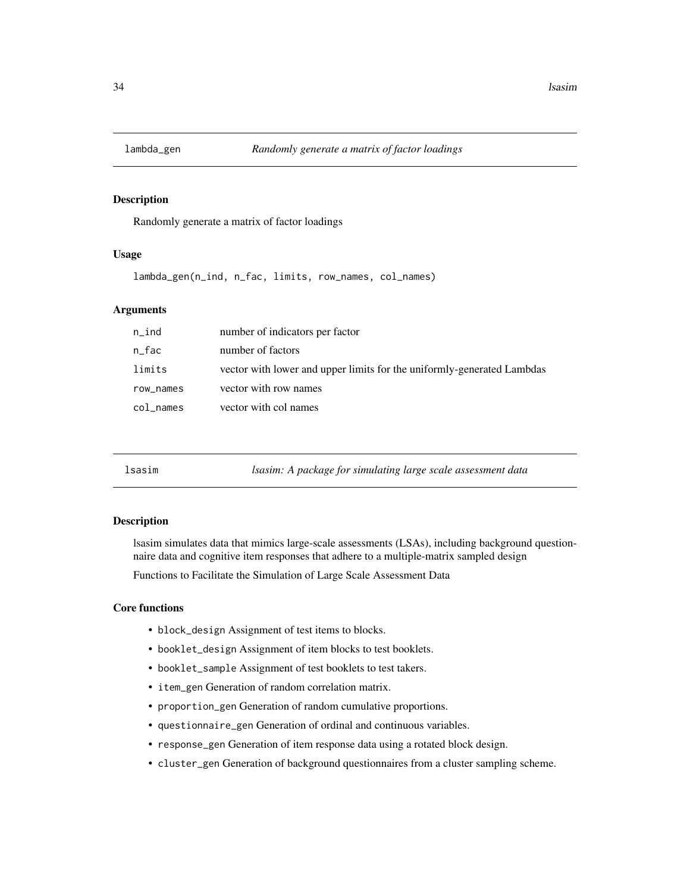## lambda_gen — *Randomly generate a matrix of factor loadings*

### Description

Randomly generate a matrix of factor loadings

### Usage

```
lambda_gen(n_ind, n_fac, limits, row_names, col_names)
```

### Arguments

| | |
|---|---|
| n_ind | number of indicators per factor |
| n_fac | number of factors |
| limits | vector with lower and upper limits for the uniformly-generated Lambdas |
| row_names | vector with row names |
| col_names | vector with col names |

## lsasim — *lsasim: A package for simulating large scale assessment data*

### Description

lsasim simulates data that mimics large-scale assessments (LSAs), including background questionnaire data and cognitive item responses that adhere to a multiple-matrix sampled design

Functions to Facilitate the Simulation of Large Scale Assessment Data

### Core functions

- `block_design` Assignment of test items to blocks.
- `booklet_design` Assignment of item blocks to test booklets.
- `booklet_sample` Assignment of test booklets to test takers.
- `item_gen` Generation of random correlation matrix.
- `proportion_gen` Generation of random cumulative proportions.
- `questionnaire_gen` Generation of ordinal and continuous variables.
- `response_gen` Generation of item response data using a rotated block design.
- `cluster_gen` Generation of background questionnaires from a cluster sampling scheme.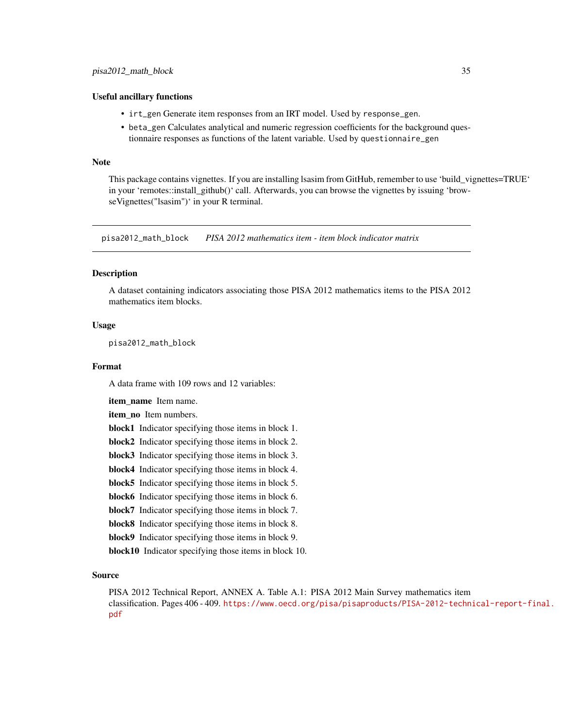### Useful ancillary functions

- `irt_gen` Generate item responses from an IRT model. Used by `response_gen`.
- `beta_gen` Calculates analytical and numeric regression coefficients for the background questionnaire responses as functions of the latent variable. Used by `questionnaire_gen`

### Note

This package contains vignettes. If you are installing lsasim from GitHub, remember to use 'build_vignettes=TRUE' in your 'remotes::install_github()' call. Afterwards, you can browse the vignettes by issuing 'browseVignettes("lsasim")' in your R terminal.

---

## `pisa2012_math_block` *PISA 2012 mathematics item - item block indicator matrix*

---

### Description

A dataset containing indicators associating those PISA 2012 mathematics items to the PISA 2012 mathematics item blocks.

### Usage

```
pisa2012_math_block
```

### Format

A data frame with 109 rows and 12 variables:

**item_name** Item name.

**item_no** Item numbers.

**block1** Indicator specifying those items in block 1.

**block2** Indicator specifying those items in block 2.

**block3** Indicator specifying those items in block 3.

**block4** Indicator specifying those items in block 4.

**block5** Indicator specifying those items in block 5.

**block6** Indicator specifying those items in block 6.

**block7** Indicator specifying those items in block 7.

**block8** Indicator specifying those items in block 8.

**block9** Indicator specifying those items in block 9.

**block10** Indicator specifying those items in block 10.

### Source

PISA 2012 Technical Report, ANNEX A. Table A.1: PISA 2012 Main Survey mathematics item classification. Pages 406 - 409. https://www.oecd.org/pisa/pisaproducts/PISA-2012-technical-report-final.pdf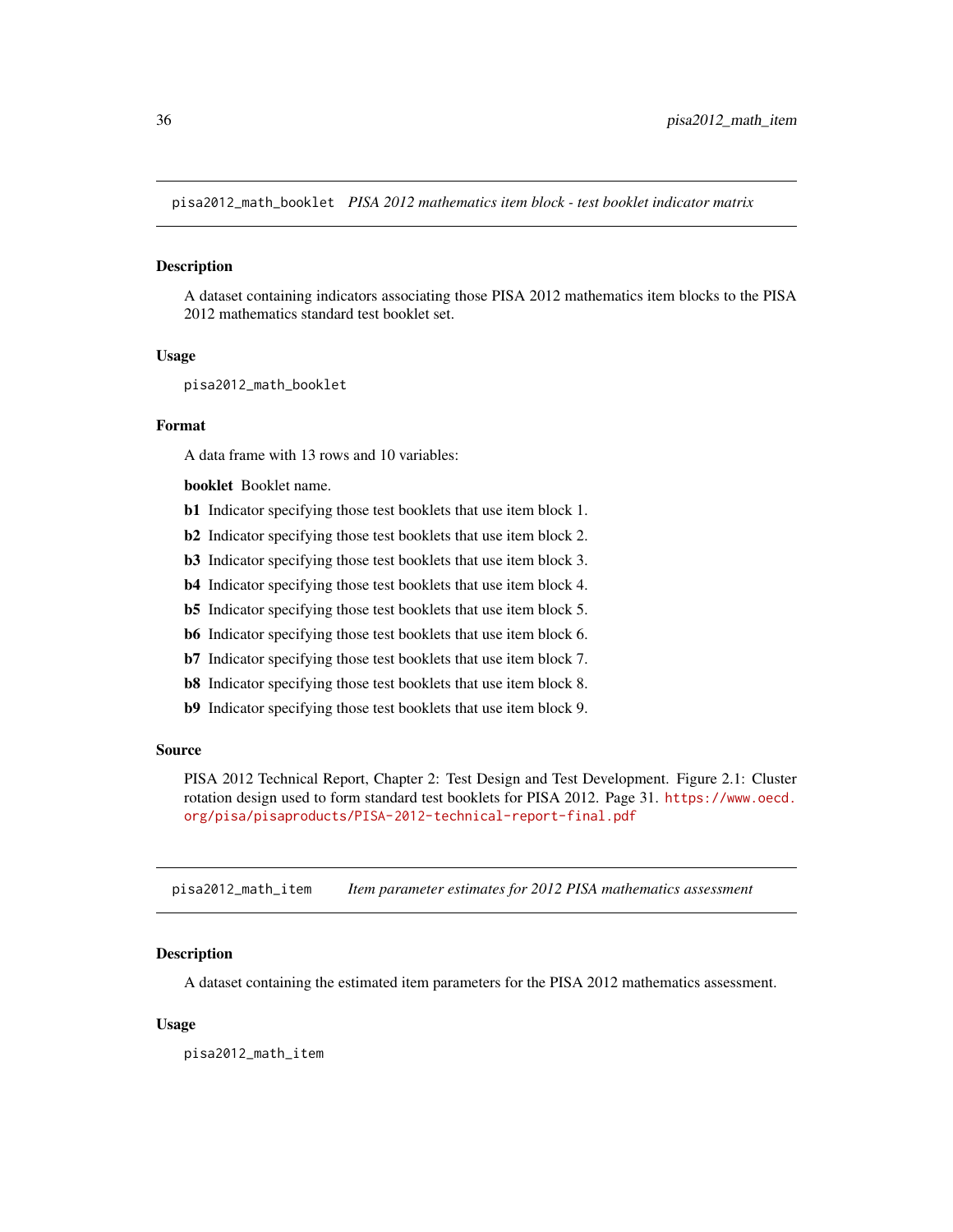## pisa2012_math_booklet *PISA 2012 mathematics item block - test booklet indicator matrix*

### Description

A dataset containing indicators associating those PISA 2012 mathematics item blocks to the PISA 2012 mathematics standard test booklet set.

### Usage

```
pisa2012_math_booklet
```

### Format

A data frame with 13 rows and 10 variables:

- **booklet** Booklet name.
- **b1** Indicator specifying those test booklets that use item block 1.
- **b2** Indicator specifying those test booklets that use item block 2.
- **b3** Indicator specifying those test booklets that use item block 3.
- **b4** Indicator specifying those test booklets that use item block 4.
- **b5** Indicator specifying those test booklets that use item block 5.
- **b6** Indicator specifying those test booklets that use item block 6.
- **b7** Indicator specifying those test booklets that use item block 7.
- **b8** Indicator specifying those test booklets that use item block 8.
- **b9** Indicator specifying those test booklets that use item block 9.

### Source

PISA 2012 Technical Report, Chapter 2: Test Design and Test Development. Figure 2.1: Cluster rotation design used to form standard test booklets for PISA 2012. Page 31. https://www.oecd.org/pisa/pisaproducts/PISA-2012-technical-report-final.pdf

## pisa2012_math_item *Item parameter estimates for 2012 PISA mathematics assessment*

### Description

A dataset containing the estimated item parameters for the PISA 2012 mathematics assessment.

### Usage

```
pisa2012_math_item
```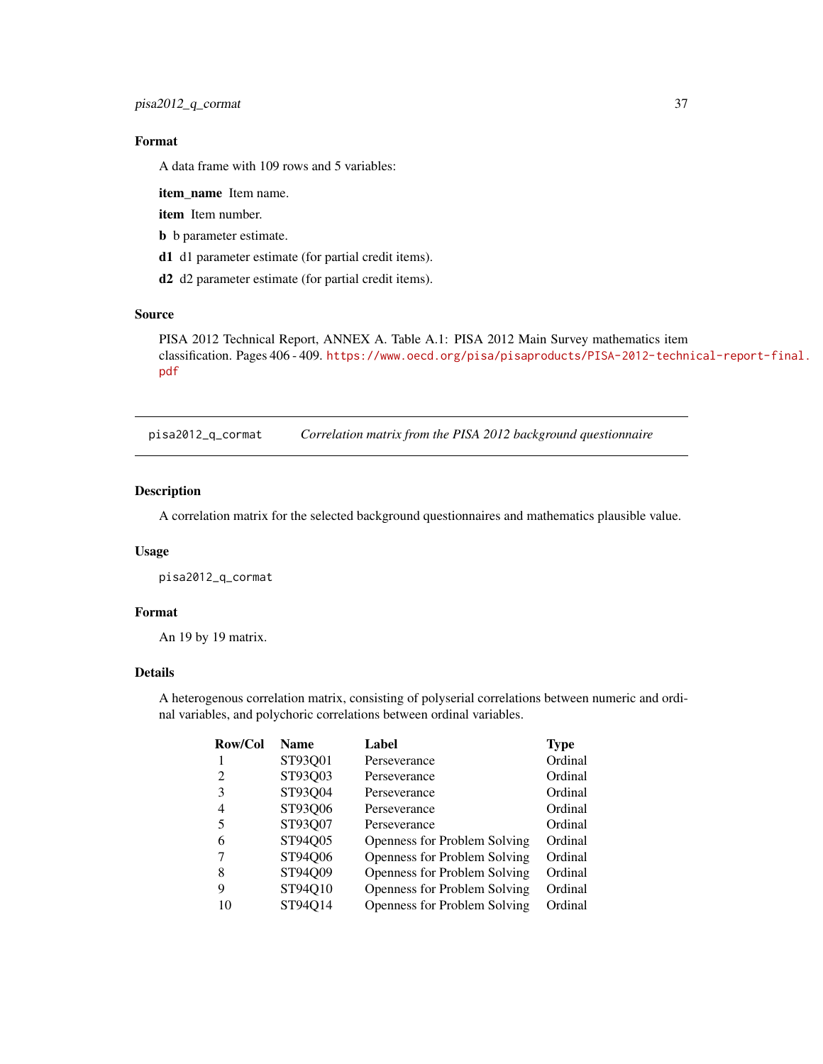## Format

A data frame with 109 rows and 5 variables:

**item_name** Item name.

**item** Item number.

**b** b parameter estimate.

**d1** d1 parameter estimate (for partial credit items).

**d2** d2 parameter estimate (for partial credit items).

## Source

PISA 2012 Technical Report, ANNEX A. Table A.1: PISA 2012 Main Survey mathematics item classification. Pages 406 - 409. https://www.oecd.org/pisa/pisaproducts/PISA-2012-technical-report-final.pdf

---

# pisa2012_q_cormat *Correlation matrix from the PISA 2012 background questionnaire*

## Description

A correlation matrix for the selected background questionnaires and mathematics plausible value.

## Usage

```
pisa2012_q_cormat
```

## Format

An 19 by 19 matrix.

## Details

A heterogenous correlation matrix, consisting of polyserial correlations between numeric and ordinal variables, and polychoric correlations between ordinal variables.

| Row/Col | Name | Label | Type |
|---|---|---|---|
| 1 | ST93Q01 | Perseverance | Ordinal |
| 2 | ST93Q03 | Perseverance | Ordinal |
| 3 | ST93Q04 | Perseverance | Ordinal |
| 4 | ST93Q06 | Perseverance | Ordinal |
| 5 | ST93Q07 | Perseverance | Ordinal |
| 6 | ST94Q05 | Openness for Problem Solving | Ordinal |
| 7 | ST94Q06 | Openness for Problem Solving | Ordinal |
| 8 | ST94Q09 | Openness for Problem Solving | Ordinal |
| 9 | ST94Q10 | Openness for Problem Solving | Ordinal |
| 10 | ST94Q14 | Openness for Problem Solving | Ordinal |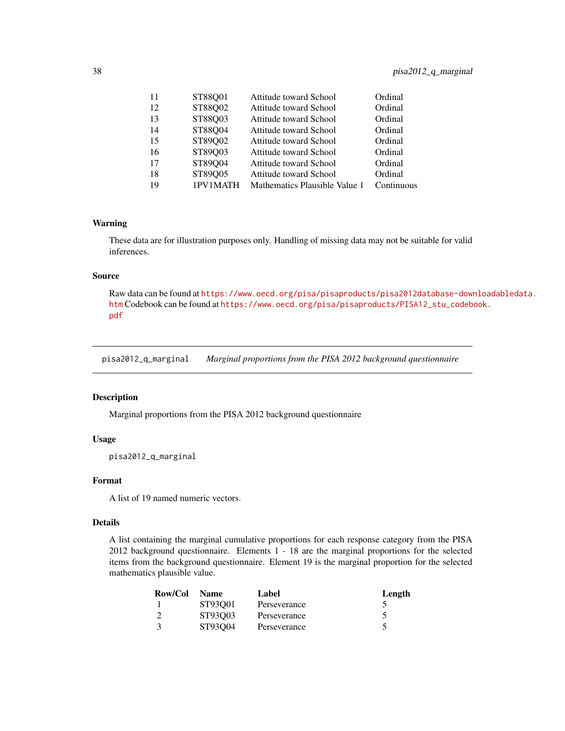| | | | |
|---|---|---|---|
| 11 | ST88Q01 | Attitude toward School | Ordinal |
| 12 | ST88Q02 | Attitude toward School | Ordinal |
| 13 | ST88Q03 | Attitude toward School | Ordinal |
| 14 | ST88Q04 | Attitude toward School | Ordinal |
| 15 | ST89Q02 | Attitude toward School | Ordinal |
| 16 | ST89Q03 | Attitude toward School | Ordinal |
| 17 | ST89Q04 | Attitude toward School | Ordinal |
| 18 | ST89Q05 | Attitude toward School | Ordinal |
| 19 | 1PV1MATH | Mathematics Plausible Value 1 | Continuous |

### Warning

These data are for illustration purposes only. Handling of missing data may not be suitable for valid inferences.

### Source

Raw data can be found at https://www.oecd.org/pisa/pisaproducts/pisa2012database-downloadabledata.htm Codebook can be found at https://www.oecd.org/pisa/pisaproducts/PISA12_stu_codebook.pdf

---

## pisa2012_q_marginal &nbsp;&nbsp; *Marginal proportions from the PISA 2012 background questionnaire*

### Description

Marginal proportions from the PISA 2012 background questionnaire

### Usage

```
pisa2012_q_marginal
```

### Format

A list of 19 named numeric vectors.

### Details

A list containing the marginal cumulative proportions for each response category from the PISA 2012 background questionnaire. Elements 1 - 18 are the marginal proportions for the selected items from the background questionnaire. Element 19 is the marginal proportion for the selected mathematics plausible value.

| Row/Col | Name | Label | Length |
|---|---|---|---|
| 1 | ST93Q01 | Perseverance | 5 |
| 2 | ST93Q03 | Perseverance | 5 |
| 3 | ST93Q04 | Perseverance | 5 |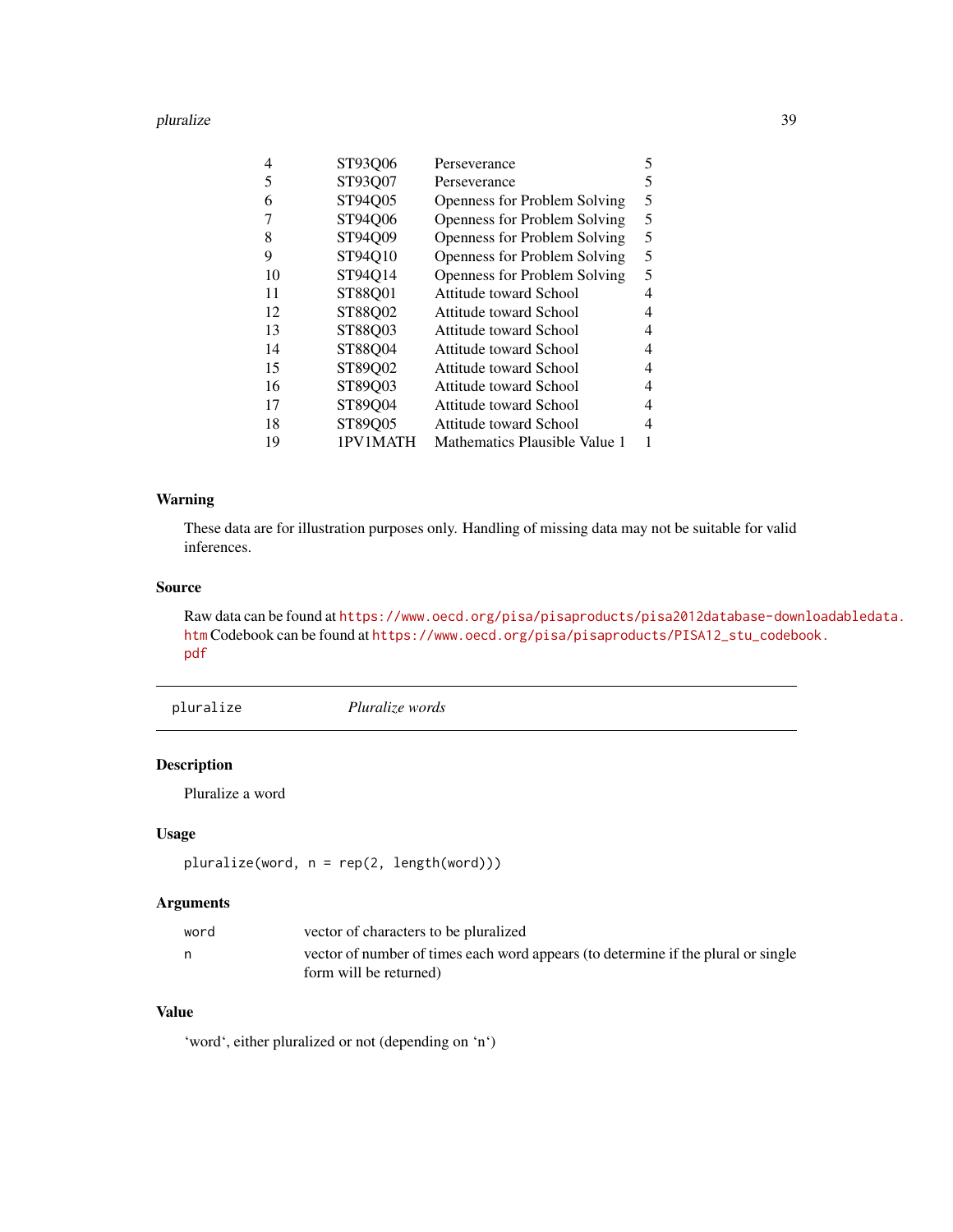| | | | |
|---|---|---|---|
| 4 | ST93Q06 | Perseverance | 5 |
| 5 | ST93Q07 | Perseverance | 5 |
| 6 | ST94Q05 | Openness for Problem Solving | 5 |
| 7 | ST94Q06 | Openness for Problem Solving | 5 |
| 8 | ST94Q09 | Openness for Problem Solving | 5 |
| 9 | ST94Q10 | Openness for Problem Solving | 5 |
| 10 | ST94Q14 | Openness for Problem Solving | 5 |
| 11 | ST88Q01 | Attitude toward School | 4 |
| 12 | ST88Q02 | Attitude toward School | 4 |
| 13 | ST88Q03 | Attitude toward School | 4 |
| 14 | ST88Q04 | Attitude toward School | 4 |
| 15 | ST89Q02 | Attitude toward School | 4 |
| 16 | ST89Q03 | Attitude toward School | 4 |
| 17 | ST89Q04 | Attitude toward School | 4 |
| 18 | ST89Q05 | Attitude toward School | 4 |
| 19 | 1PV1MATH | Mathematics Plausible Value 1 | 1 |

### Warning

These data are for illustration purposes only. Handling of missing data may not be suitable for valid inferences.

### Source

Raw data can be found at https://www.oecd.org/pisa/pisaproducts/pisa2012database-downloadabledata.htm Codebook can be found at https://www.oecd.org/pisa/pisaproducts/PISA12_stu_codebook.pdf

---

## pluralize — *Pluralize words*

### Description

Pluralize a word

### Usage

```
pluralize(word, n = rep(2, length(word)))
```

### Arguments

| | |
|---|---|
| word | vector of characters to be pluralized |
| n | vector of number of times each word appears (to determine if the plural or single form will be returned) |

### Value

'word', either pluralized or not (depending on 'n')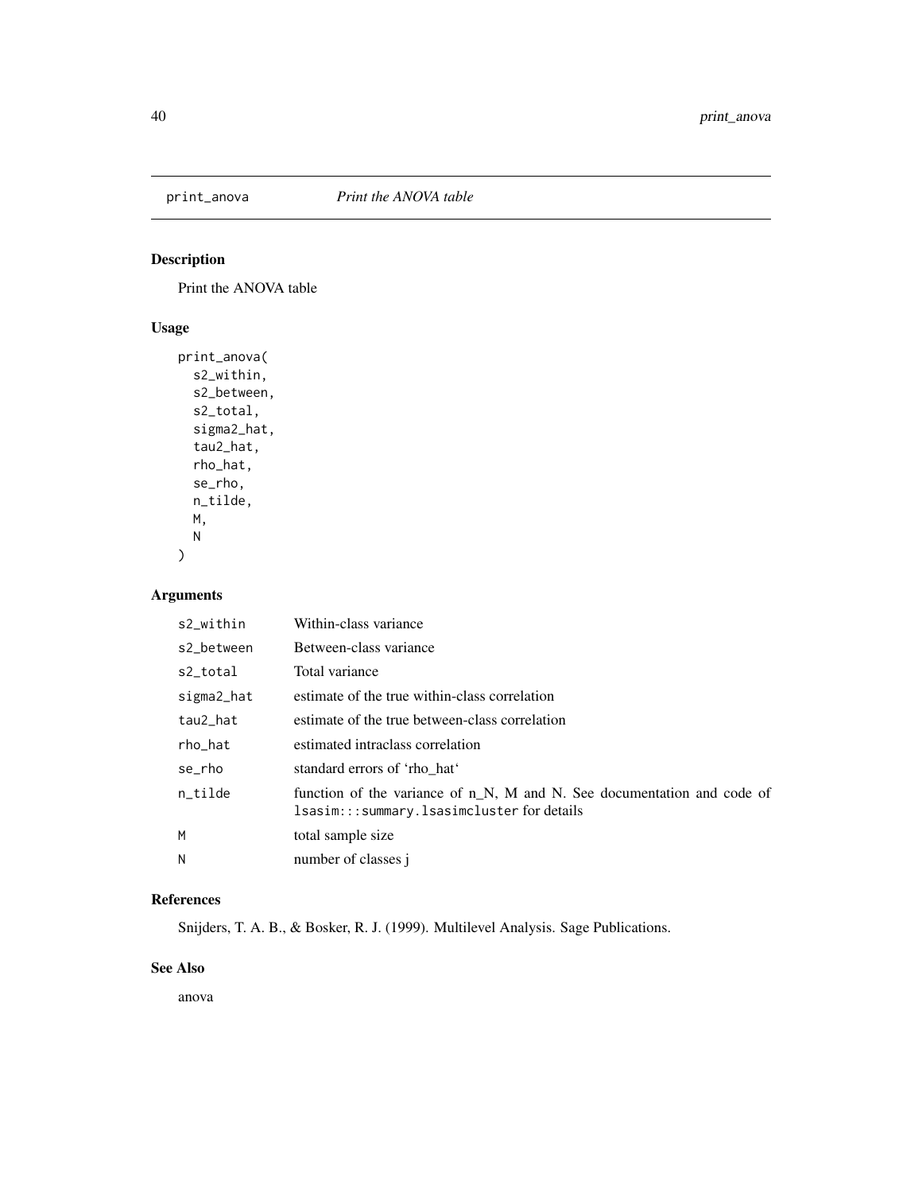## print_anova — *Print the ANOVA table*

### Description

Print the ANOVA table

### Usage

```
print_anova(
  s2_within,
  s2_between,
  s2_total,
  sigma2_hat,
  tau2_hat,
  rho_hat,
  se_rho,
  n_tilde,
  M,
  N
)
```

### Arguments

| | |
|---|---|
| `s2_within` | Within-class variance |
| `s2_between` | Between-class variance |
| `s2_total` | Total variance |
| `sigma2_hat` | estimate of the true within-class correlation |
| `tau2_hat` | estimate of the true between-class correlation |
| `rho_hat` | estimated intraclass correlation |
| `se_rho` | standard errors of 'rho_hat' |
| `n_tilde` | function of the variance of n_N, M and N. See documentation and code of `lsasim:::summary.lsasimcluster` for details |
| `M` | total sample size |
| `N` | number of classes j |

### References

Snijders, T. A. B., & Bosker, R. J. (1999). Multilevel Analysis. Sage Publications.

### See Also

anova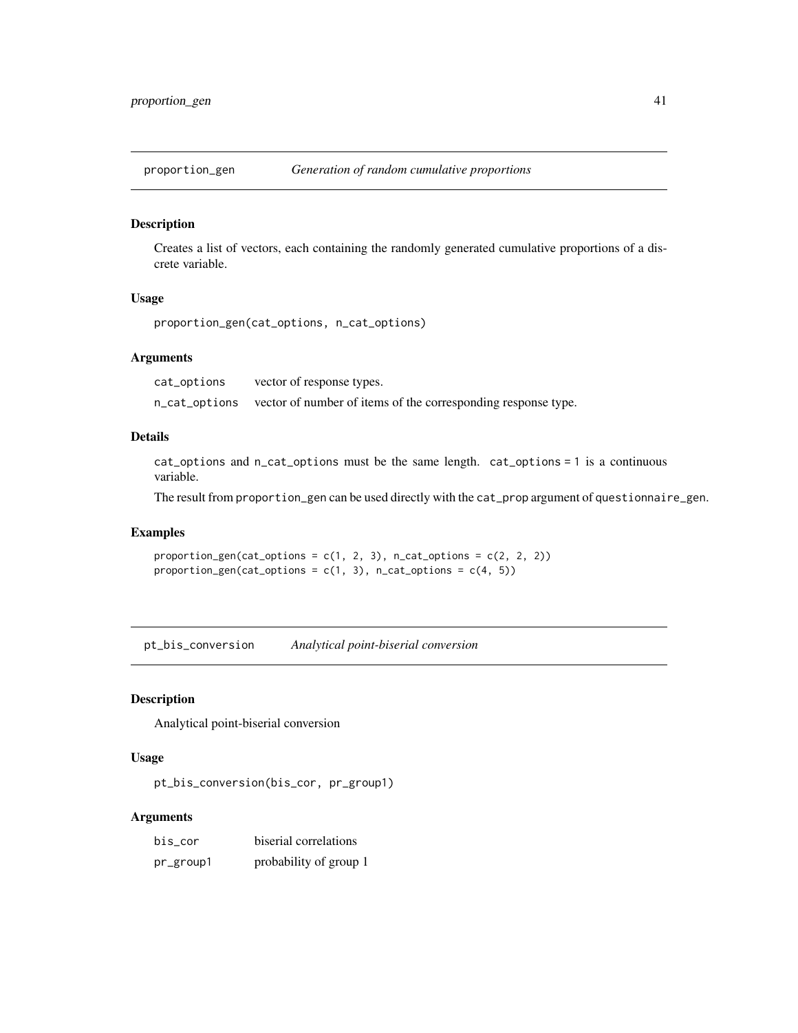## proportion_gen *Generation of random cumulative proportions*

### Description

Creates a list of vectors, each containing the randomly generated cumulative proportions of a discrete variable.

### Usage

```
proportion_gen(cat_options, n_cat_options)
```

### Arguments

| | |
|---|---|
| cat_options | vector of response types. |
| n_cat_options | vector of number of items of the corresponding response type. |

### Details

cat_options and n_cat_options must be the same length. cat_options = 1 is a continuous variable.

The result from proportion_gen can be used directly with the cat_prop argument of questionnaire_gen.

### Examples

```
proportion_gen(cat_options = c(1, 2, 3), n_cat_options = c(2, 2, 2))
proportion_gen(cat_options = c(1, 3), n_cat_options = c(4, 5))
```

## pt_bis_conversion *Analytical point-biserial conversion*

### Description

Analytical point-biserial conversion

### Usage

```
pt_bis_conversion(bis_cor, pr_group1)
```

### Arguments

| | |
|---|---|
| bis_cor | biserial correlations |
| pr_group1 | probability of group 1 |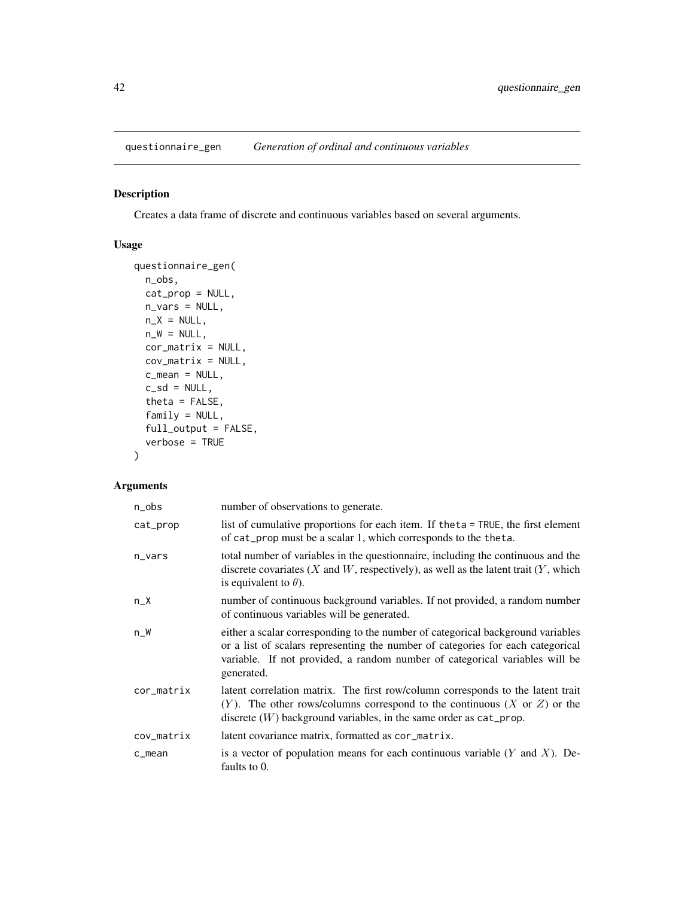# questionnaire_gen *Generation of ordinal and continuous variables*

## Description

Creates a data frame of discrete and continuous variables based on several arguments.

## Usage

```
questionnaire_gen(
  n_obs,
  cat_prop = NULL,
  n_vars = NULL,
  n_X = NULL,
  n_W = NULL,
  cor_matrix = NULL,
  cov_matrix = NULL,
  c_mean = NULL,
  c_sd = NULL,
  theta = FALSE,
  family = NULL,
  full_output = FALSE,
  verbose = TRUE
)
```

## Arguments

| | |
|---|---|
| n_obs | number of observations to generate. |
| cat_prop | list of cumulative proportions for each item. If theta = TRUE, the first element of cat_prop must be a scalar 1, which corresponds to the theta. |
| n_vars | total number of variables in the questionnaire, including the continuous and the discrete covariates ($X$ and $W$, respectively), as well as the latent trait ($Y$, which is equivalent to $\theta$). |
| n_X | number of continuous background variables. If not provided, a random number of continuous variables will be generated. |
| n_W | either a scalar corresponding to the number of categorical background variables or a list of scalars representing the number of categories for each categorical variable. If not provided, a random number of categorical variables will be generated. |
| cor_matrix | latent correlation matrix. The first row/column corresponds to the latent trait ($Y$). The other rows/columns correspond to the continuous ($X$ or $Z$) or the discrete ($W$) background variables, in the same order as cat_prop. |
| cov_matrix | latent covariance matrix, formatted as cor_matrix. |
| c_mean | is a vector of population means for each continuous variable ($Y$ and $X$). Defaults to 0. |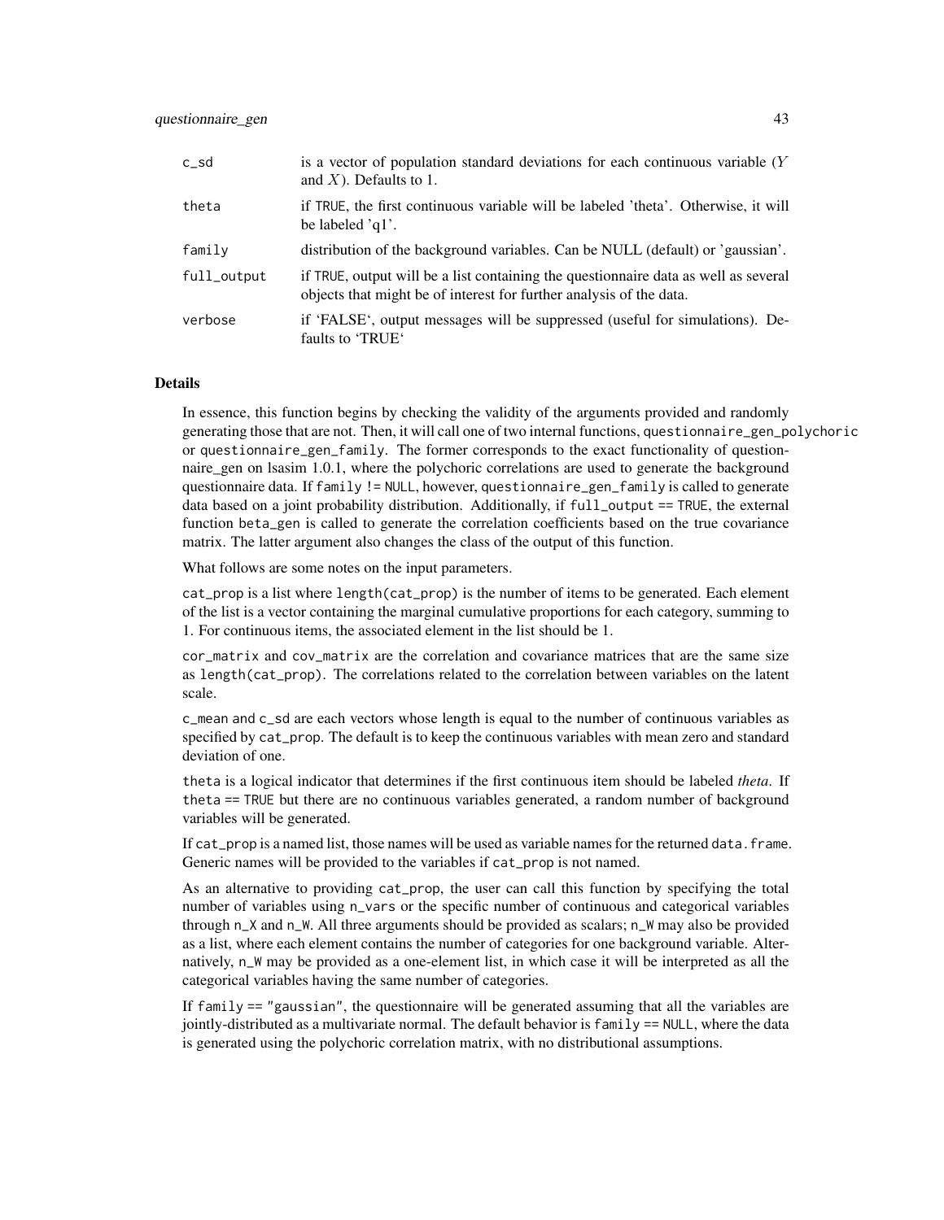| | |
|---|---|
| c_sd | is a vector of population standard deviations for each continuous variable ($Y$ and $X$). Defaults to 1. |
| theta | if TRUE, the first continuous variable will be labeled 'theta'. Otherwise, it will be labeled 'q1'. |
| family | distribution of the background variables. Can be NULL (default) or 'gaussian'. |
| full_output | if TRUE, output will be a list containing the questionnaire data as well as several objects that might be of interest for further analysis of the data. |
| verbose | if 'FALSE', output messages will be suppressed (useful for simulations). Defaults to 'TRUE' |

### Details

In essence, this function begins by checking the validity of the arguments provided and randomly generating those that are not. Then, it will call one of two internal functions, questionnaire_gen_polychoric or questionnaire_gen_family. The former corresponds to the exact functionality of questionnaire_gen on lsasim 1.0.1, where the polychoric correlations are used to generate the background questionnaire data. If family != NULL, however, questionnaire_gen_family is called to generate data based on a joint probability distribution. Additionally, if full_output == TRUE, the external function beta_gen is called to generate the correlation coefficients based on the true covariance matrix. The latter argument also changes the class of the output of this function.

What follows are some notes on the input parameters.

cat_prop is a list where length(cat_prop) is the number of items to be generated. Each element of the list is a vector containing the marginal cumulative proportions for each category, summing to 1. For continuous items, the associated element in the list should be 1.

cor_matrix and cov_matrix are the correlation and covariance matrices that are the same size as length(cat_prop). The correlations related to the correlation between variables on the latent scale.

c_mean and c_sd are each vectors whose length is equal to the number of continuous variables as specified by cat_prop. The default is to keep the continuous variables with mean zero and standard deviation of one.

theta is a logical indicator that determines if the first continuous item should be labeled *theta*. If theta == TRUE but there are no continuous variables generated, a random number of background variables will be generated.

If cat_prop is a named list, those names will be used as variable names for the returned data.frame. Generic names will be provided to the variables if cat_prop is not named.

As an alternative to providing cat_prop, the user can call this function by specifying the total number of variables using n_vars or the specific number of continuous and categorical variables through n_X and n_W. All three arguments should be provided as scalars; n_W may also be provided as a list, where each element contains the number of categories for one background variable. Alternatively, n_W may be provided as a one-element list, in which case it will be interpreted as all the categorical variables having the same number of categories.

If family == "gaussian", the questionnaire will be generated assuming that all the variables are jointly-distributed as a multivariate normal. The default behavior is family == NULL, where the data is generated using the polychoric correlation matrix, with no distributional assumptions.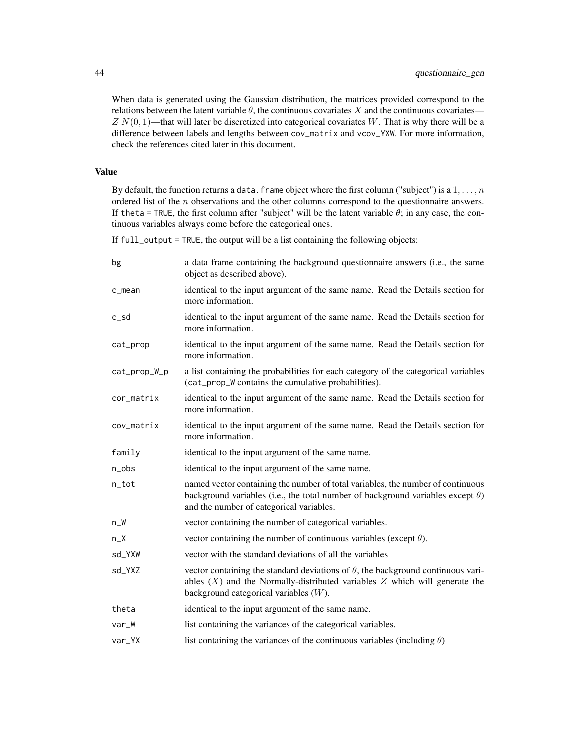When data is generated using the Gaussian distribution, the matrices provided correspond to the relations between the latent variable $\theta$, the continuous covariates $X$ and the continuous covariates—$Z$ $N(0, 1)$—that will later be discretized into categorical covariates $W$. That is why there will be a difference between labels and lengths between `cov_matrix` and `vcov_YXW`. For more information, check the references cited later in this document.

## Value

By default, the function returns a `data.frame` object where the first column ("subject") is a $1, \ldots, n$ ordered list of the $n$ observations and the other columns correspond to the questionnaire answers. If `theta = TRUE`, the first column after "subject" will be the latent variable $\theta$; in any case, the continuous variables always come before the categorical ones.

If `full_output = TRUE`, the output will be a list containing the following objects:

| | |
|---|---|
| `bg` | a data frame containing the background questionnaire answers (i.e., the same object as described above). |
| `c_mean` | identical to the input argument of the same name. Read the Details section for more information. |
| `c_sd` | identical to the input argument of the same name. Read the Details section for more information. |
| `cat_prop` | identical to the input argument of the same name. Read the Details section for more information. |
| `cat_prop_W_p` | a list containing the probabilities for each category of the categorical variables (`cat_prop_W` contains the cumulative probabilities). |
| `cor_matrix` | identical to the input argument of the same name. Read the Details section for more information. |
| `cov_matrix` | identical to the input argument of the same name. Read the Details section for more information. |
| `family` | identical to the input argument of the same name. |
| `n_obs` | identical to the input argument of the same name. |
| `n_tot` | named vector containing the number of total variables, the number of continuous background variables (i.e., the total number of background variables except $\theta$) and the number of categorical variables. |
| `n_W` | vector containing the number of categorical variables. |
| `n_X` | vector containing the number of continuous variables (except $\theta$). |
| `sd_YXW` | vector with the standard deviations of all the variables |
| `sd_YXZ` | vector containing the standard deviations of $\theta$, the background continuous variables ($X$) and the Normally-distributed variables $Z$ which will generate the background categorical variables ($W$). |
| `theta` | identical to the input argument of the same name. |
| `var_W` | list containing the variances of the categorical variables. |
| `var_YX` | list containing the variances of the continuous variables (including $\theta$) |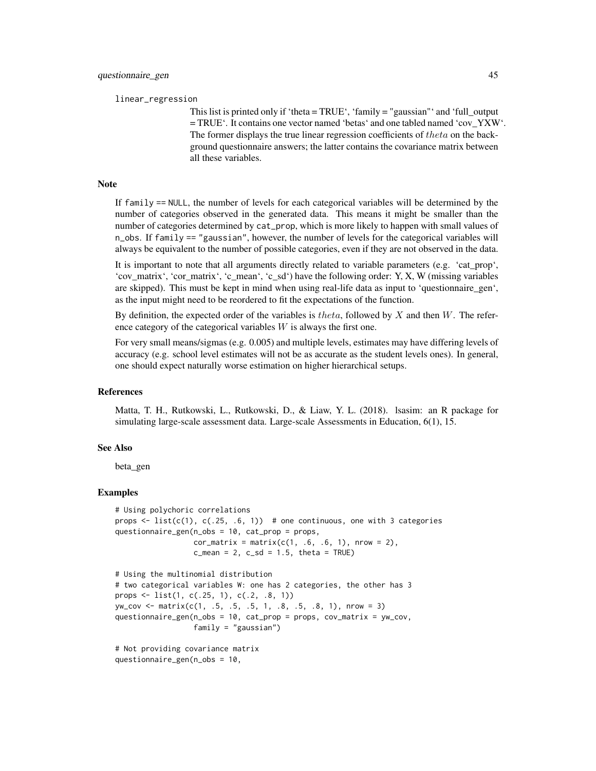linear_regression

This list is printed only if 'theta = TRUE', 'family = "gaussian"' and 'full_output = TRUE'. It contains one vector named 'betas' and one tabled named 'cov_YXW'. The former displays the true linear regression coefficients of $theta$ on the background questionnaire answers; the latter contains the covariance matrix between all these variables.

### Note

If `family == NULL`, the number of levels for each categorical variables will be determined by the number of categories observed in the generated data. This means it might be smaller than the number of categories determined by `cat_prop`, which is more likely to happen with small values of `n_obs`. If `family == "gaussian"`, however, the number of levels for the categorical variables will always be equivalent to the number of possible categories, even if they are not observed in the data.

It is important to note that all arguments directly related to variable parameters (e.g. 'cat_prop', 'cov_matrix', 'cor_matrix', 'c_mean', 'c_sd') have the following order: Y, X, W (missing variables are skipped). This must be kept in mind when using real-life data as input to 'questionnaire_gen', as the input might need to be reordered to fit the expectations of the function.

By definition, the expected order of the variables is $theta$, followed by $X$ and then $W$. The reference category of the categorical variables $W$ is always the first one.

For very small means/sigmas (e.g. 0.005) and multiple levels, estimates may have differing levels of accuracy (e.g. school level estimates will not be as accurate as the student levels ones). In general, one should expect naturally worse estimation on higher hierarchical setups.

### References

Matta, T. H., Rutkowski, L., Rutkowski, D., & Liaw, Y. L. (2018). lsasim: an R package for simulating large-scale assessment data. Large-scale Assessments in Education, 6(1), 15.

### See Also

beta_gen

### Examples

```
# Using polychoric correlations
props <- list(c(1), c(.25, .6, 1))  # one continuous, one with 3 categories
questionnaire_gen(n_obs = 10, cat_prop = props,
                  cor_matrix = matrix(c(1, .6, .6, 1), nrow = 2),
                  c_mean = 2, c_sd = 1.5, theta = TRUE)

# Using the multinomial distribution
# two categorical variables W: one has 2 categories, the other has 3
props <- list(1, c(.25, 1), c(.2, .8, 1))
yw_cov <- matrix(c(1, .5, .5, .5, 1, .8, .5, .8, 1), nrow = 3)
questionnaire_gen(n_obs = 10, cat_prop = props, cov_matrix = yw_cov,
                  family = "gaussian")

# Not providing covariance matrix
questionnaire_gen(n_obs = 10,
```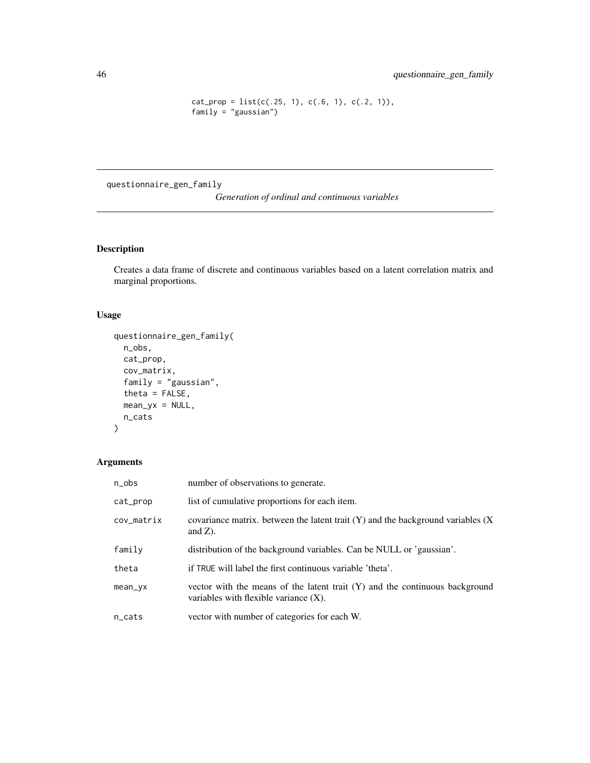```
                    cat_prop = list(c(.25, 1), c(.6, 1), c(.2, 1)),
                    family = "gaussian")
```

---

questionnaire_gen_family    *Generation of ordinal and continuous variables*

---

## Description

Creates a data frame of discrete and continuous variables based on a latent correlation matrix and marginal proportions.

## Usage

```
questionnaire_gen_family(
  n_obs,
  cat_prop,
  cov_matrix,
  family = "gaussian",
  theta = FALSE,
  mean_yx = NULL,
  n_cats
)
```

## Arguments

| | |
|---|---|
| n_obs | number of observations to generate. |
| cat_prop | list of cumulative proportions for each item. |
| cov_matrix | covariance matrix. between the latent trait (Y) and the background variables (X and Z). |
| family | distribution of the background variables. Can be NULL or 'gaussian'. |
| theta | if TRUE will label the first continuous variable 'theta'. |
| mean_yx | vector with the means of the latent trait (Y) and the continuous background variables with flexible variance (X). |
| n_cats | vector with number of categories for each W. |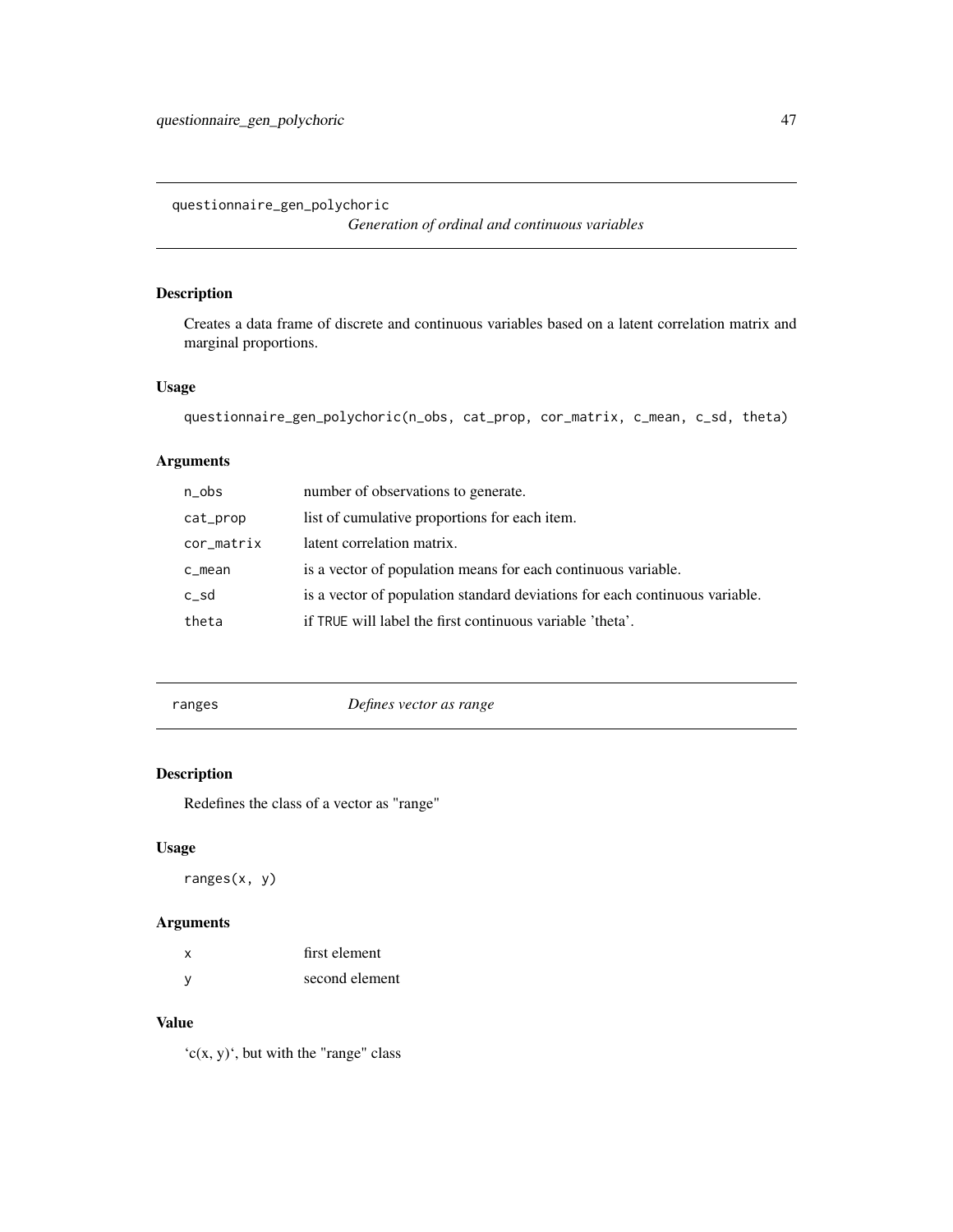## questionnaire_gen_polychoric

*Generation of ordinal and continuous variables*

### Description

Creates a data frame of discrete and continuous variables based on a latent correlation matrix and marginal proportions.

### Usage

```
questionnaire_gen_polychoric(n_obs, cat_prop, cor_matrix, c_mean, c_sd, theta)
```

### Arguments

| | |
|---|---|
| n_obs | number of observations to generate. |
| cat_prop | list of cumulative proportions for each item. |
| cor_matrix | latent correlation matrix. |
| c_mean | is a vector of population means for each continuous variable. |
| c_sd | is a vector of population standard deviations for each continuous variable. |
| theta | if TRUE will label the first continuous variable 'theta'. |

## ranges

*Defines vector as range*

### Description

Redefines the class of a vector as "range"

### Usage

```
ranges(x, y)
```

### Arguments

| | |
|---|---|
| x | first element |
| y | second element |

### Value

'c(x, y)', but with the "range" class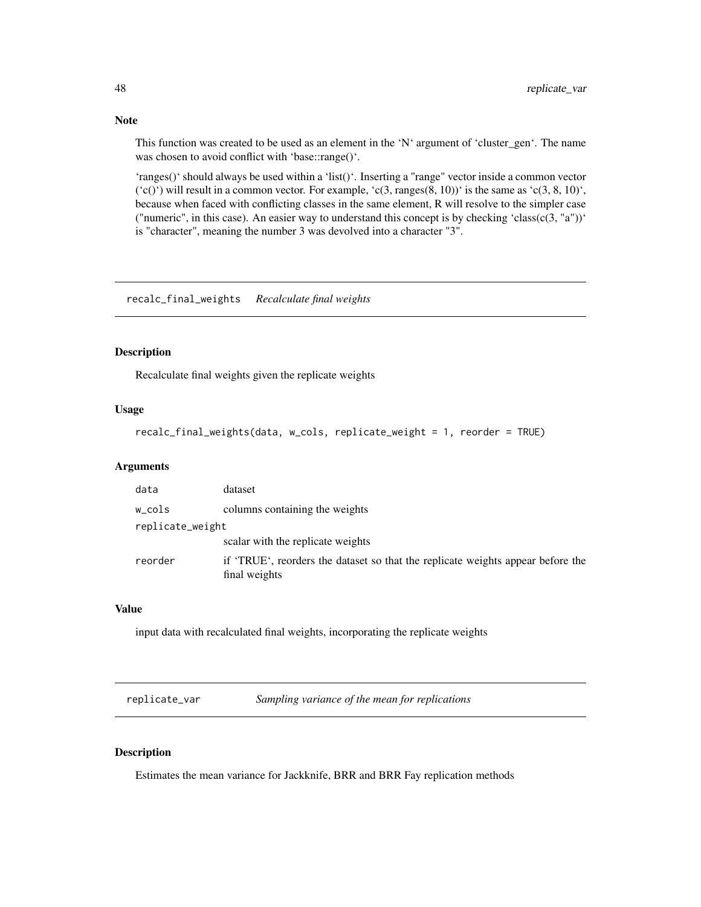## Note

This function was created to be used as an element in the 'N' argument of 'cluster_gen'. The name was chosen to avoid conflict with 'base::range()'.

'ranges()' should always be used within a 'list()'. Inserting a "range" vector inside a common vector ('c()') will result in a common vector. For example, 'c(3, ranges(8, 10))' is the same as 'c(3, 8, 10)', because when faced with conflicting classes in the same element, R will resolve to the simpler case ("numeric", in this case). An easier way to understand this concept is by checking 'class(c(3, "a"))' is "character", meaning the number 3 was devolved into a character "3".

---

# recalc_final_weights *Recalculate final weights*

## Description

Recalculate final weights given the replicate weights

## Usage

```
recalc_final_weights(data, w_cols, replicate_weight = 1, reorder = TRUE)
```

## Arguments

| | |
|---|---|
| data | dataset |
| w_cols | columns containing the weights |
| replicate_weight | scalar with the replicate weights |
| reorder | if 'TRUE', reorders the dataset so that the replicate weights appear before the final weights |

## Value

input data with recalculated final weights, incorporating the replicate weights

---

# replicate_var *Sampling variance of the mean for replications*

## Description

Estimates the mean variance for Jackknife, BRR and BRR Fay replication methods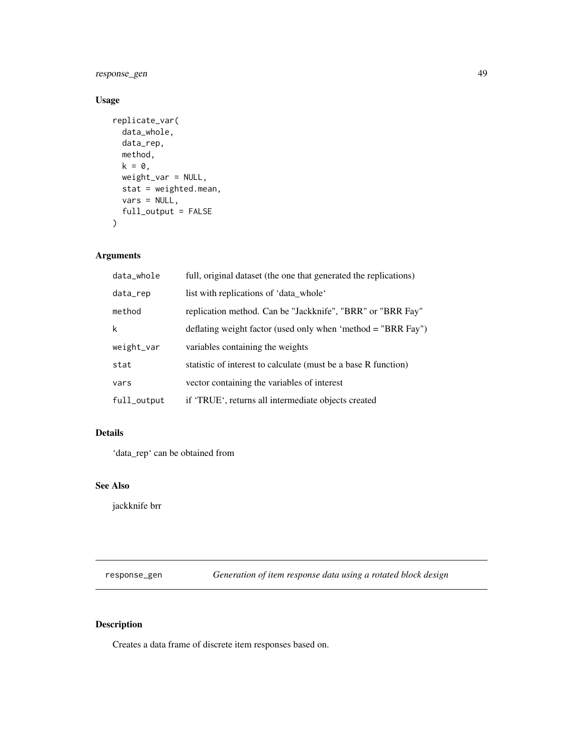### Usage

```
replicate_var(
  data_whole,
  data_rep,
  method,
  k = 0,
  weight_var = NULL,
  stat = weighted.mean,
  vars = NULL,
  full_output = FALSE
)
```

### Arguments

| | |
|---|---|
| data_whole | full, original dataset (the one that generated the replications) |
| data_rep | list with replications of 'data_whole' |
| method | replication method. Can be "Jackknife", "BRR" or "BRR Fay" |
| k | deflating weight factor (used only when 'method = "BRR Fay") |
| weight_var | variables containing the weights |
| stat | statistic of interest to calculate (must be a base R function) |
| vars | vector containing the variables of interest |
| full_output | if 'TRUE', returns all intermediate objects created |

### Details

'data_rep' can be obtained from

### See Also

jackknife brr

---

## response_gen    *Generation of item response data using a rotated block design*

---

### Description

Creates a data frame of discrete item responses based on.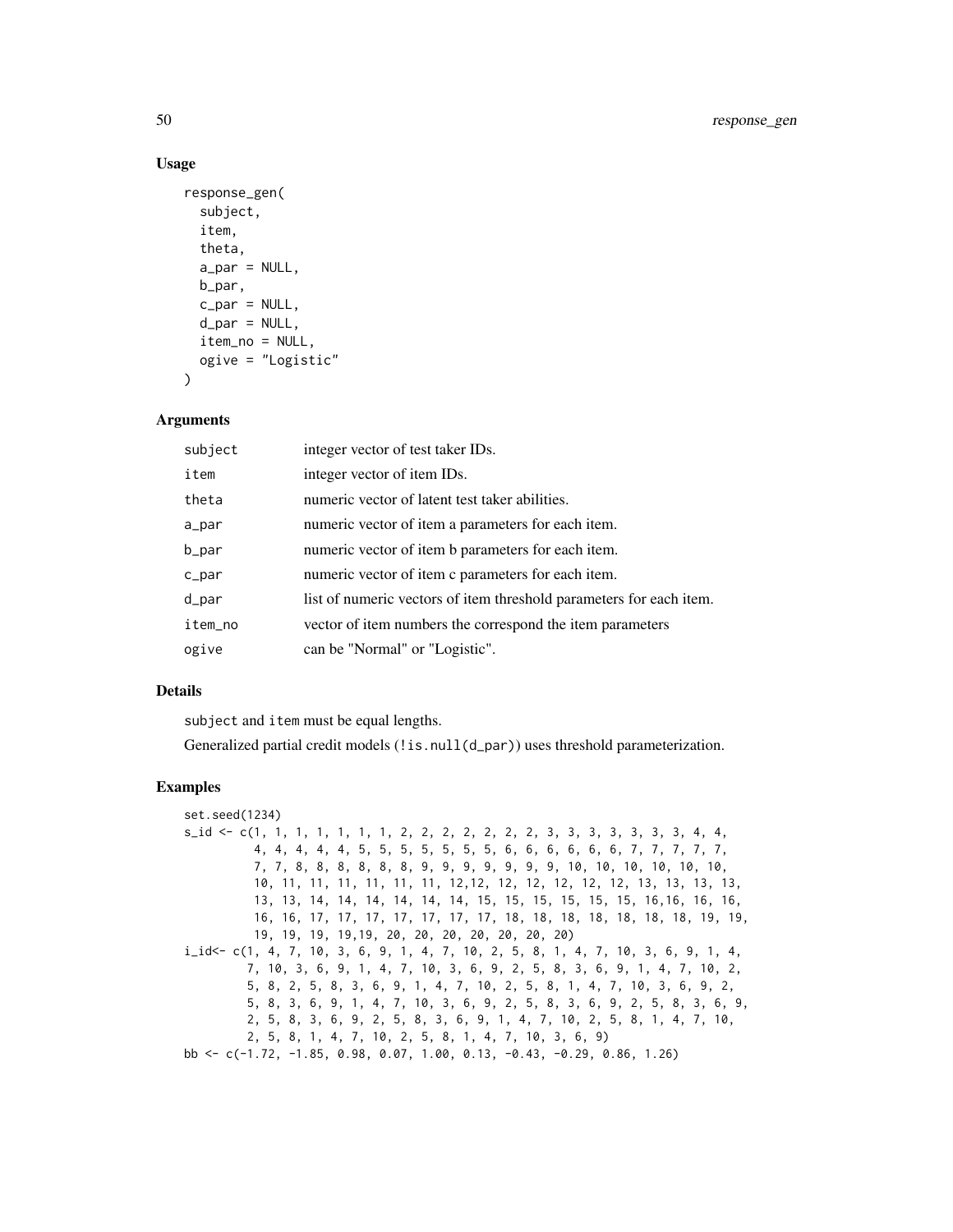## Usage

```
response_gen(
  subject,
  item,
  theta,
  a_par = NULL,
  b_par,
  c_par = NULL,
  d_par = NULL,
  item_no = NULL,
  ogive = "Logistic"
)
```

## Arguments

| | |
|---|---|
| subject | integer vector of test taker IDs. |
| item | integer vector of item IDs. |
| theta | numeric vector of latent test taker abilities. |
| a_par | numeric vector of item a parameters for each item. |
| b_par | numeric vector of item b parameters for each item. |
| c_par | numeric vector of item c parameters for each item. |
| d_par | list of numeric vectors of item threshold parameters for each item. |
| item_no | vector of item numbers the correspond the item parameters |
| ogive | can be "Normal" or "Logistic". |

## Details

subject and item must be equal lengths.

Generalized partial credit models (!is.null(d_par)) uses threshold parameterization.

## Examples

```
set.seed(1234)
s_id <- c(1, 1, 1, 1, 1, 1, 1, 2, 2, 2, 2, 2, 2, 2, 3, 3, 3, 3, 3, 3, 3, 4, 4,
          4, 4, 4, 4, 4, 5, 5, 5, 5, 5, 5, 5, 6, 6, 6, 6, 6, 6, 7, 7, 7, 7, 7,
          7, 7, 8, 8, 8, 8, 8, 8, 9, 9, 9, 9, 9, 9, 9, 9, 10, 10, 10, 10, 10, 10,
          10, 11, 11, 11, 11, 11, 11, 12,12, 12, 12, 12, 12, 12, 13, 13, 13, 13,
          13, 13, 14, 14, 14, 14, 14, 14, 15, 15, 15, 15, 15, 15, 16,16, 16, 16,
          16, 16, 17, 17, 17, 17, 17, 17, 17, 18, 18, 18, 18, 18, 18, 18, 19, 19,
          19, 19, 19, 19,19, 20, 20, 20, 20, 20, 20, 20)
i_id<- c(1, 4, 7, 10, 3, 6, 9, 1, 4, 7, 10, 2, 5, 8, 1, 4, 7, 10, 3, 6, 9, 1, 4,
         7, 10, 3, 6, 9, 1, 4, 7, 10, 3, 6, 9, 2, 5, 8, 3, 6, 9, 1, 4, 7, 10, 2,
         5, 8, 2, 5, 8, 3, 6, 9, 1, 4, 7, 10, 2, 5, 8, 1, 4, 7, 10, 3, 6, 9, 2,
         5, 8, 3, 6, 9, 1, 4, 7, 10, 3, 6, 9, 2, 5, 8, 3, 6, 9, 2, 5, 8, 3, 6, 9,
         2, 5, 8, 3, 6, 9, 2, 5, 8, 3, 6, 9, 1, 4, 7, 10, 2, 5, 8, 1, 4, 7, 10,
         2, 5, 8, 1, 4, 7, 10, 2, 5, 8, 1, 4, 7, 10, 3, 6, 9)
bb <- c(-1.72, -1.85, 0.98, 0.07, 1.00, 0.13, -0.43, -0.29, 0.86, 1.26)
```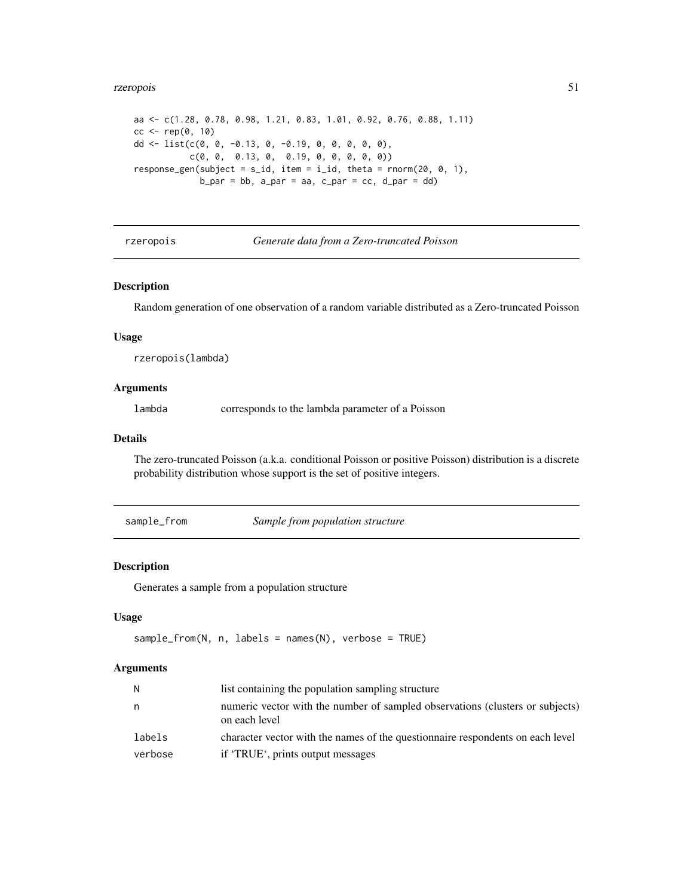```
aa <- c(1.28, 0.78, 0.98, 1.21, 0.83, 1.01, 0.92, 0.76, 0.88, 1.11)
cc <- rep(0, 10)
dd <- list(c(0, 0, -0.13, 0, -0.19, 0, 0, 0, 0, 0),
           c(0, 0,  0.13, 0,  0.19, 0, 0, 0, 0, 0))
response_gen(subject = s_id, item = i_id, theta = rnorm(20, 0, 1),
             b_par = bb, a_par = aa, c_par = cc, d_par = dd)
```

## rzeropois — *Generate data from a Zero-truncated Poisson*

### Description

Random generation of one observation of a random variable distributed as a Zero-truncated Poisson

### Usage

```
rzeropois(lambda)
```

### Arguments

| | |
|---|---|
| lambda | corresponds to the lambda parameter of a Poisson |

### Details

The zero-truncated Poisson (a.k.a. conditional Poisson or positive Poisson) distribution is a discrete probability distribution whose support is the set of positive integers.

## sample_from — *Sample from population structure*

### Description

Generates a sample from a population structure

### Usage

```
sample_from(N, n, labels = names(N), verbose = TRUE)
```

### Arguments

| | |
|---|---|
| N | list containing the population sampling structure |
| n | numeric vector with the number of sampled observations (clusters or subjects) on each level |
| labels | character vector with the names of the questionnaire respondents on each level |
| verbose | if 'TRUE', prints output messages |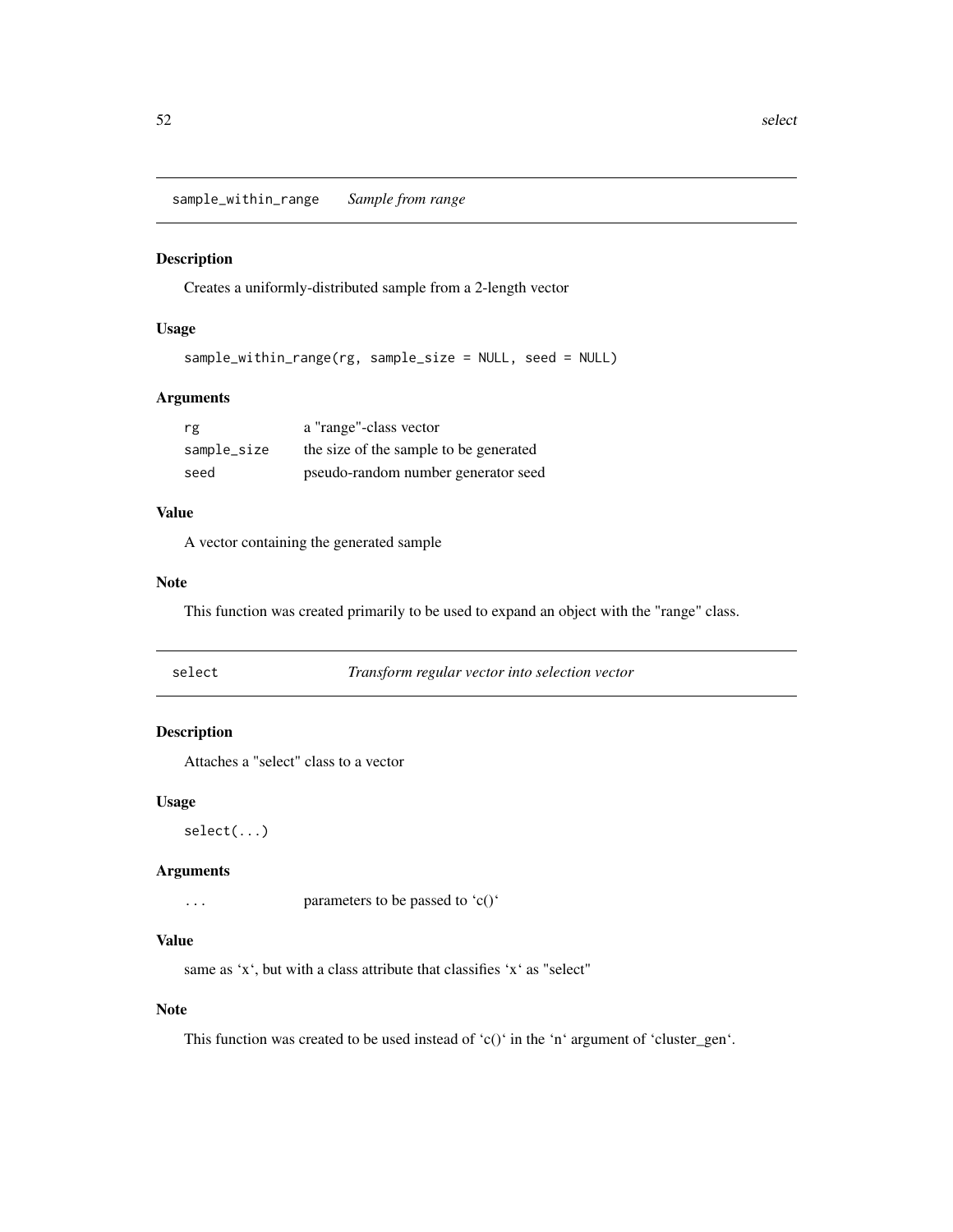## sample_within_range *Sample from range*

### Description

Creates a uniformly-distributed sample from a 2-length vector

### Usage

```
sample_within_range(rg, sample_size = NULL, seed = NULL)
```

### Arguments

| | |
|---|---|
| rg | a "range"-class vector |
| sample_size | the size of the sample to be generated |
| seed | pseudo-random number generator seed |

### Value

A vector containing the generated sample

### Note

This function was created primarily to be used to expand an object with the "range" class.

## select *Transform regular vector into selection vector*

### Description

Attaches a "select" class to a vector

### Usage

```
select(...)
```

### Arguments

| | |
|---|---|
| ... | parameters to be passed to ‘c()‘ |

### Value

same as ‘x‘, but with a class attribute that classifies ‘x‘ as "select"

### Note

This function was created to be used instead of ‘c()‘ in the ‘n‘ argument of ‘cluster_gen‘.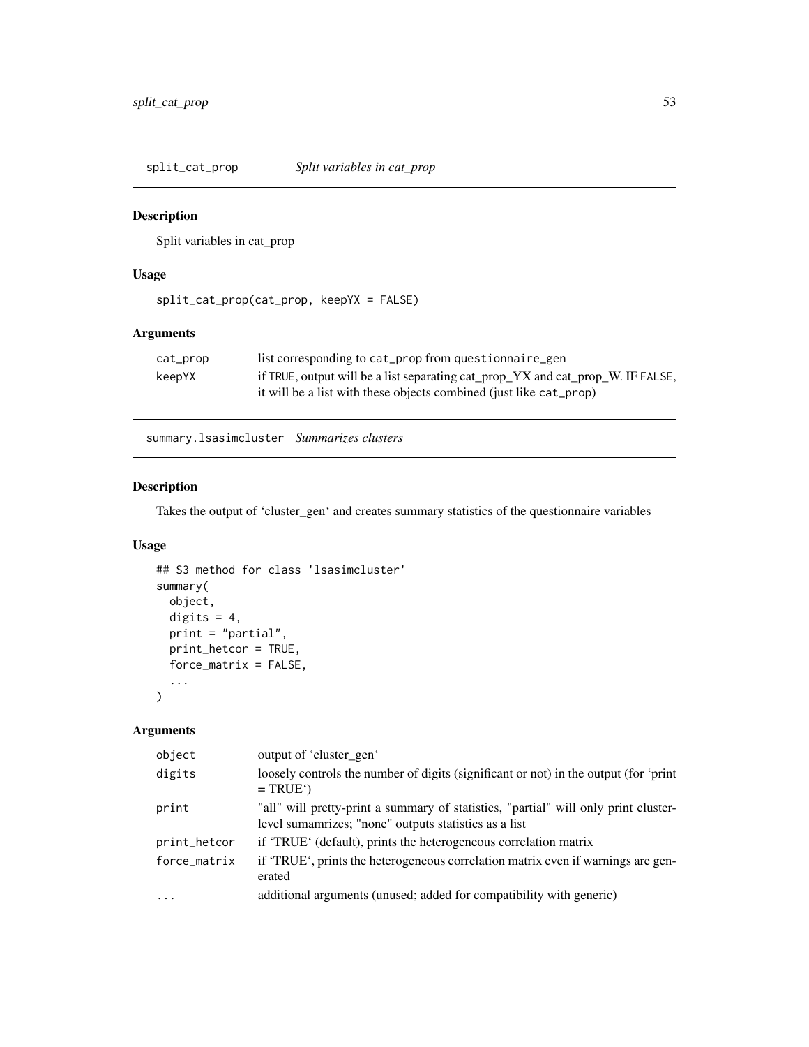## split_cat_prop *Split variables in cat_prop*

### Description

Split variables in cat_prop

### Usage

```
split_cat_prop(cat_prop, keepYX = FALSE)
```

### Arguments

| | |
|---|---|
| cat_prop | list corresponding to `cat_prop` from `questionnaire_gen` |
| keepYX | if `TRUE`, output will be a list separating cat_prop_YX and cat_prop_W. IF `FALSE`, it will be a list with these objects combined (just like `cat_prop`) |

## summary.lsasimcluster *Summarizes clusters*

### Description

Takes the output of 'cluster_gen' and creates summary statistics of the questionnaire variables

### Usage

```
## S3 method for class 'lsasimcluster'
summary(
  object,
  digits = 4,
  print = "partial",
  print_hetcor = TRUE,
  force_matrix = FALSE,
  ...
)
```

### Arguments

| | |
|---|---|
| object | output of 'cluster_gen' |
| digits | loosely controls the number of digits (significant or not) in the output (for 'print = TRUE') |
| print | "all" will pretty-print a summary of statistics, "partial" will only print cluster-level sumamrizes; "none" outputs statistics as a list |
| print_hetcor | if 'TRUE' (default), prints the heterogeneous correlation matrix |
| force_matrix | if 'TRUE', prints the heterogeneous correlation matrix even if warnings are generated |
| ... | additional arguments (unused; added for compatibility with generic) |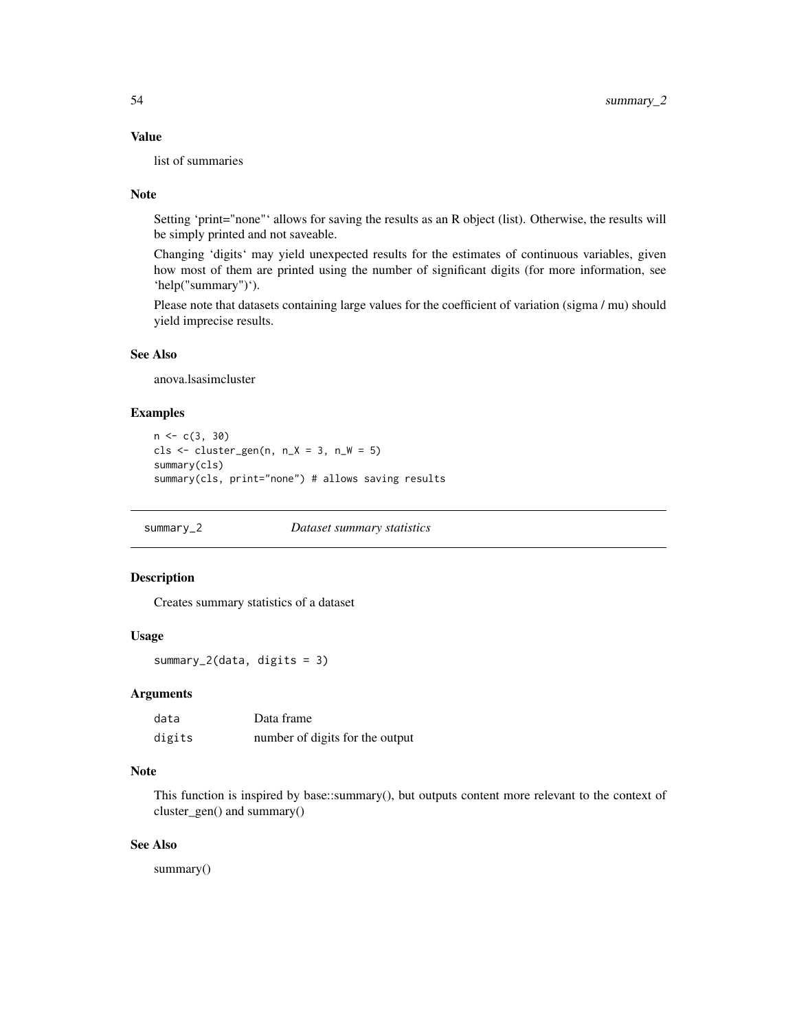### Value

list of summaries

### Note

Setting 'print="none"' allows for saving the results as an R object (list). Otherwise, the results will be simply printed and not saveable.

Changing 'digits' may yield unexpected results for the estimates of continuous variables, given how most of them are printed using the number of significant digits (for more information, see 'help("summary")').

Please note that datasets containing large values for the coefficient of variation (sigma / mu) should yield imprecise results.

### See Also

anova.lsasimcluster

### Examples

```
n <- c(3, 30)
cls <- cluster_gen(n, n_X = 3, n_W = 5)
summary(cls)
summary(cls, print="none") # allows saving results
```

---

## summary_2 *Dataset summary statistics*

---

### Description

Creates summary statistics of a dataset

### Usage

```
summary_2(data, digits = 3)
```

### Arguments

| | |
|---|---|
| data | Data frame |
| digits | number of digits for the output |

### Note

This function is inspired by base::summary(), but outputs content more relevant to the context of cluster_gen() and summary()

### See Also

summary()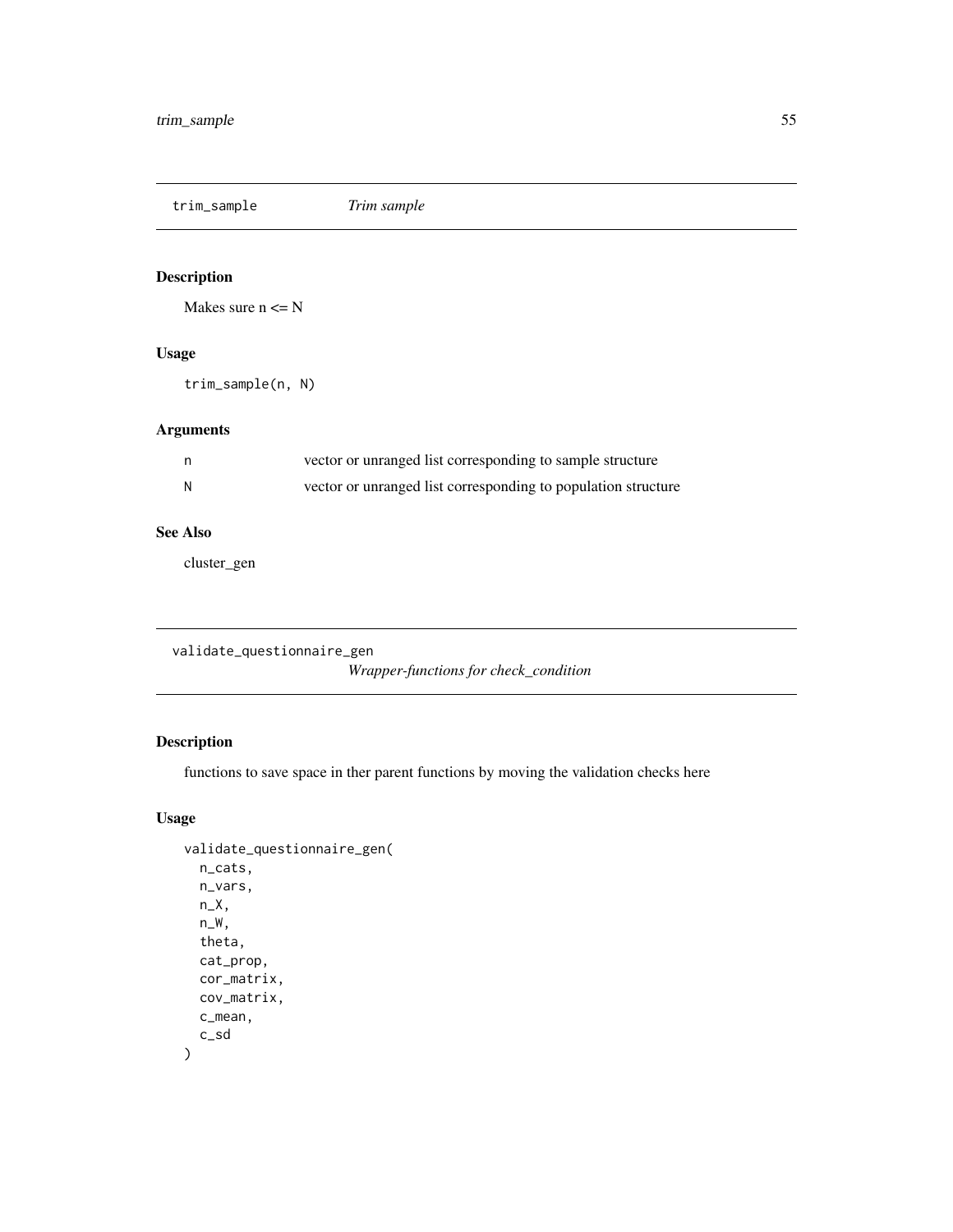## trim_sample *Trim sample*

### Description

Makes sure n <= N

### Usage

```
trim_sample(n, N)
```

### Arguments

| | |
|---|---|
| n | vector or unranged list corresponding to sample structure |
| N | vector or unranged list corresponding to population structure |

### See Also

cluster_gen

## validate_questionnaire_gen *Wrapper-functions for check_condition*

### Description

functions to save space in ther parent functions by moving the validation checks here

### Usage

```
validate_questionnaire_gen(
  n_cats,
  n_vars,
  n_X,
  n_W,
  theta,
  cat_prop,
  cor_matrix,
  cov_matrix,
  c_mean,
  c_sd
)
```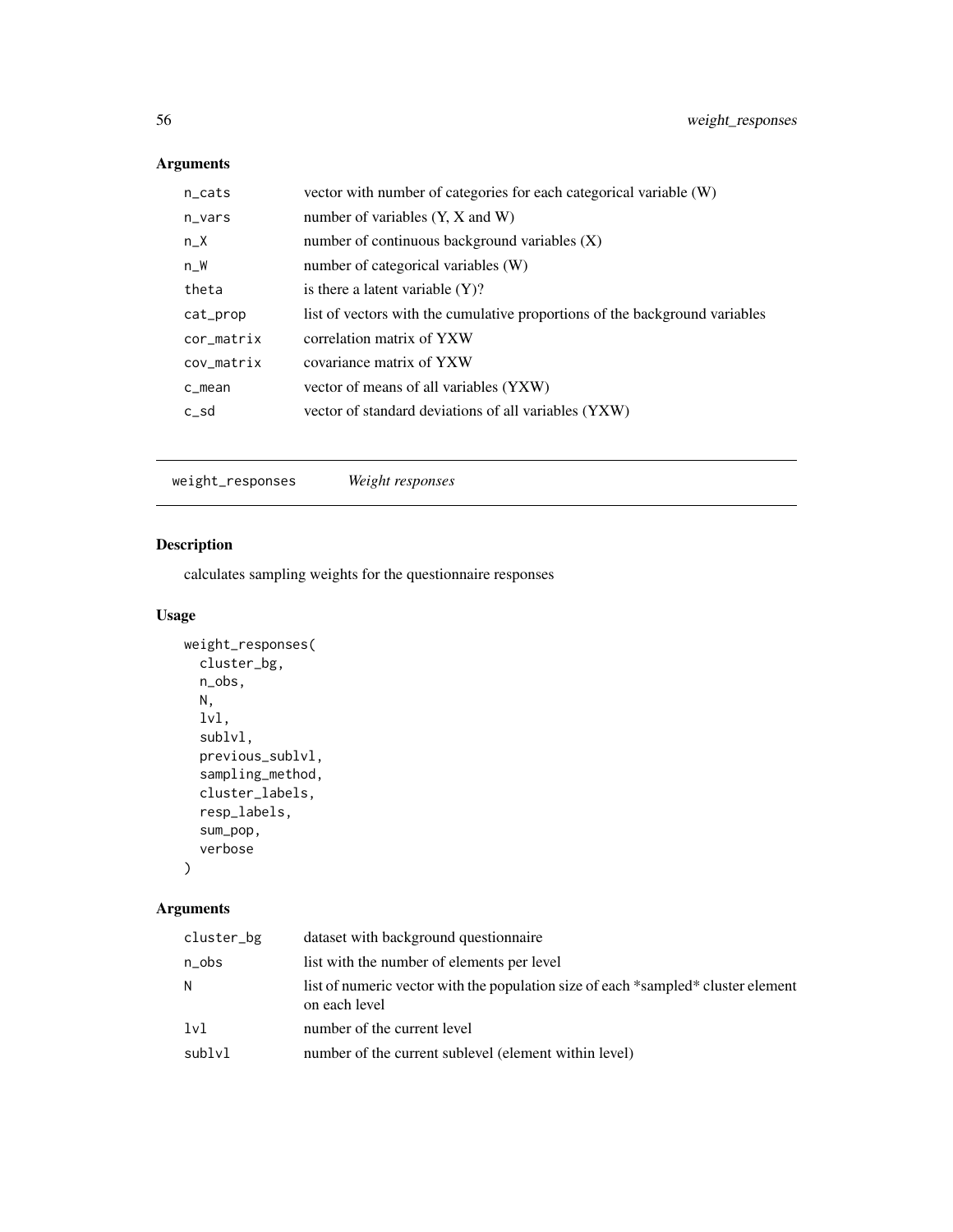## Arguments

| | |
|---|---|
| n_cats | vector with number of categories for each categorical variable (W) |
| n_vars | number of variables (Y, X and W) |
| n_X | number of continuous background variables (X) |
| n_W | number of categorical variables (W) |
| theta | is there a latent variable (Y)? |
| cat_prop | list of vectors with the cumulative proportions of the background variables |
| cor_matrix | correlation matrix of YXW |
| cov_matrix | covariance matrix of YXW |
| c_mean | vector of means of all variables (YXW) |
| c_sd | vector of standard deviations of all variables (YXW) |

---

# weight_responses *Weight responses*

---

## Description

calculates sampling weights for the questionnaire responses

## Usage

```
weight_responses(
  cluster_bg,
  n_obs,
  N,
  lvl,
  sublvl,
  previous_sublvl,
  sampling_method,
  cluster_labels,
  resp_labels,
  sum_pop,
  verbose
)
```

## Arguments

| | |
|---|---|
| cluster_bg | dataset with background questionnaire |
| n_obs | list with the number of elements per level |
| N | list of numeric vector with the population size of each *sampled* cluster element on each level |
| lvl | number of the current level |
| sublvl | number of the current sublevel (element within level) |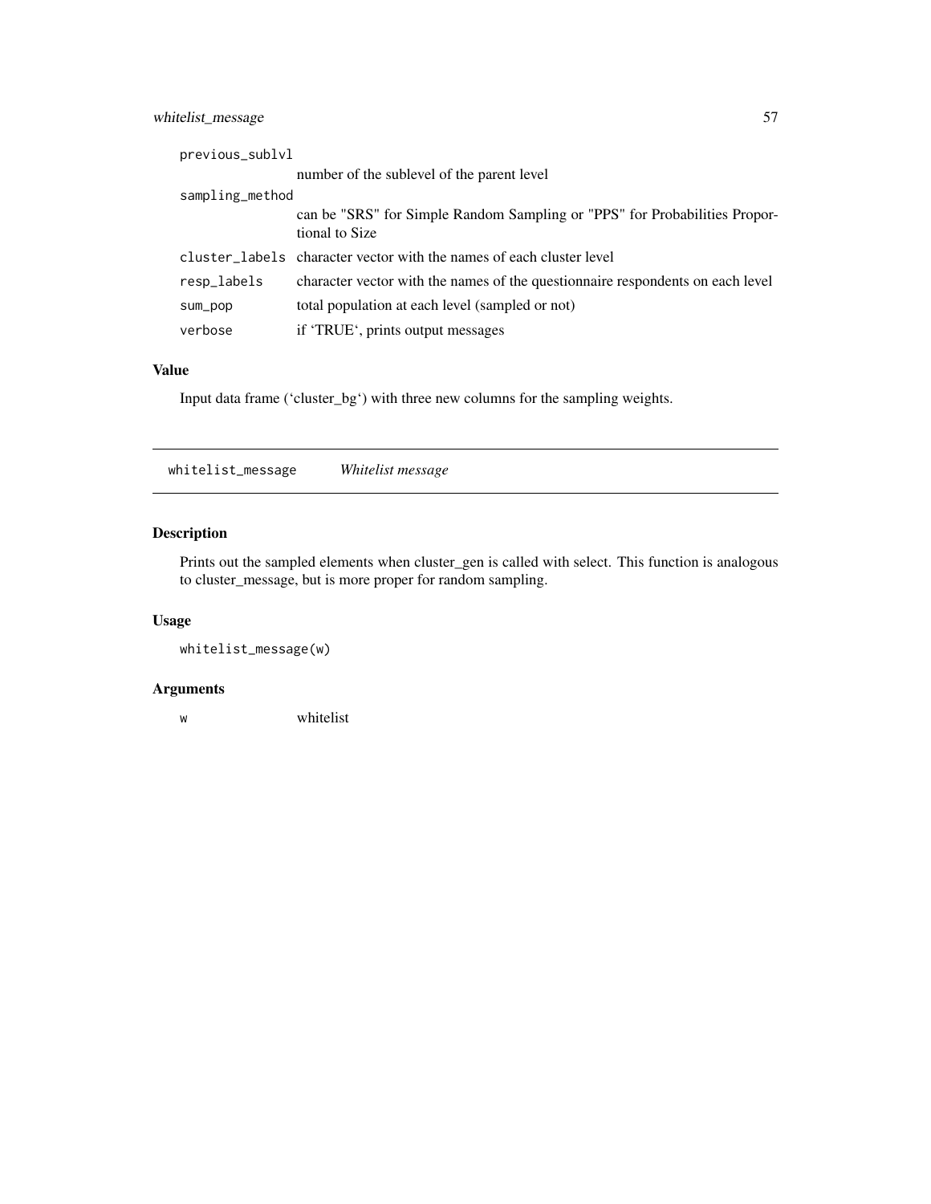previous_sublvl
: number of the sublevel of the parent level

sampling_method
: can be "SRS" for Simple Random Sampling or "PPS" for Probabilities Proportional to Size

cluster_labels
: character vector with the names of each cluster level

resp_labels
: character vector with the names of the questionnaire respondents on each level

sum_pop
: total population at each level (sampled or not)

verbose
: if 'TRUE', prints output messages

### Value

Input data frame ('cluster_bg') with three new columns for the sampling weights.

---

## whitelist_message — *Whitelist message*

### Description

Prints out the sampled elements when cluster_gen is called with select. This function is analogous to cluster_message, but is more proper for random sampling.

### Usage

```
whitelist_message(w)
```

### Arguments

w
: whitelist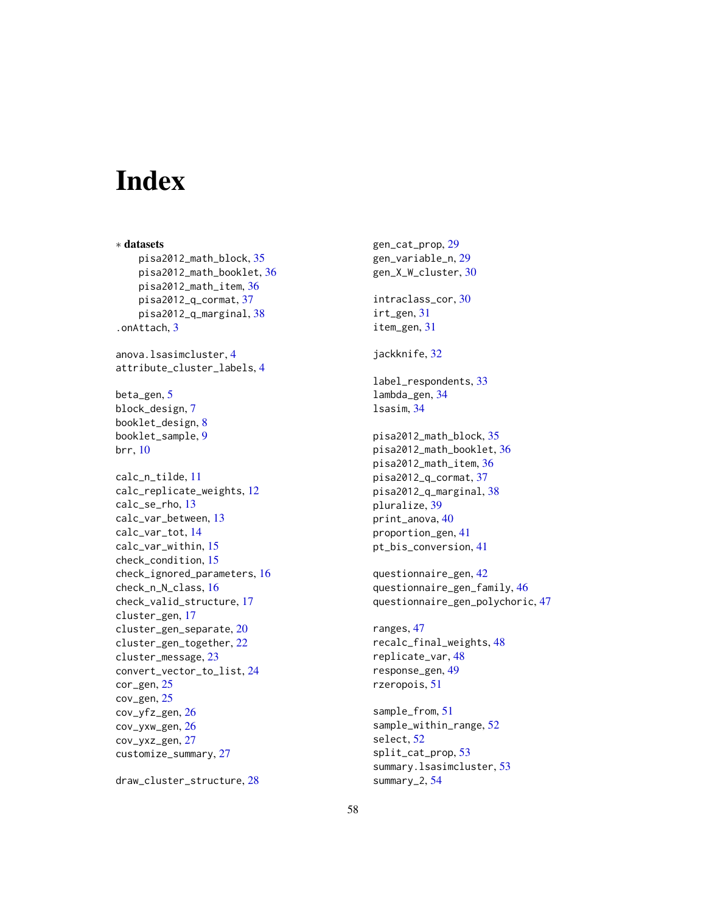# Index

∗ **datasets**

pisa2012_math_block, 35
pisa2012_math_booklet, 36
pisa2012_math_item, 36
pisa2012_q_cormat, 37
pisa2012_q_marginal, 38

.onAttach, 3

anova.lsasimcluster, 4
attribute_cluster_labels, 4

beta_gen, 5
block_design, 7
booklet_design, 8
booklet_sample, 9
brr, 10

calc_n_tilde, 11
calc_replicate_weights, 12
calc_se_rho, 13
calc_var_between, 13
calc_var_tot, 14
calc_var_within, 15
check_condition, 15
check_ignored_parameters, 16
check_n_N_class, 16
check_valid_structure, 17
cluster_gen, 17
cluster_gen_separate, 20
cluster_gen_together, 22
cluster_message, 23
convert_vector_to_list, 24
cor_gen, 25
cov_gen, 25
cov_yfz_gen, 26
cov_yxw_gen, 26
cov_yxz_gen, 27
customize_summary, 27

draw_cluster_structure, 28

gen_cat_prop, 29
gen_variable_n, 29
gen_X_W_cluster, 30

intraclass_cor, 30
irt_gen, 31
item_gen, 31

jackknife, 32

label_respondents, 33
lambda_gen, 34
lsasim, 34

pisa2012_math_block, 35
pisa2012_math_booklet, 36
pisa2012_math_item, 36
pisa2012_q_cormat, 37
pisa2012_q_marginal, 38
pluralize, 39
print_anova, 40
proportion_gen, 41
pt_bis_conversion, 41

questionnaire_gen, 42
questionnaire_gen_family, 46
questionnaire_gen_polychoric, 47

ranges, 47
recalc_final_weights, 48
replicate_var, 48
response_gen, 49
rzeropois, 51

sample_from, 51
sample_within_range, 52
select, 52
split_cat_prop, 53
summary.lsasimcluster, 53
summary_2, 54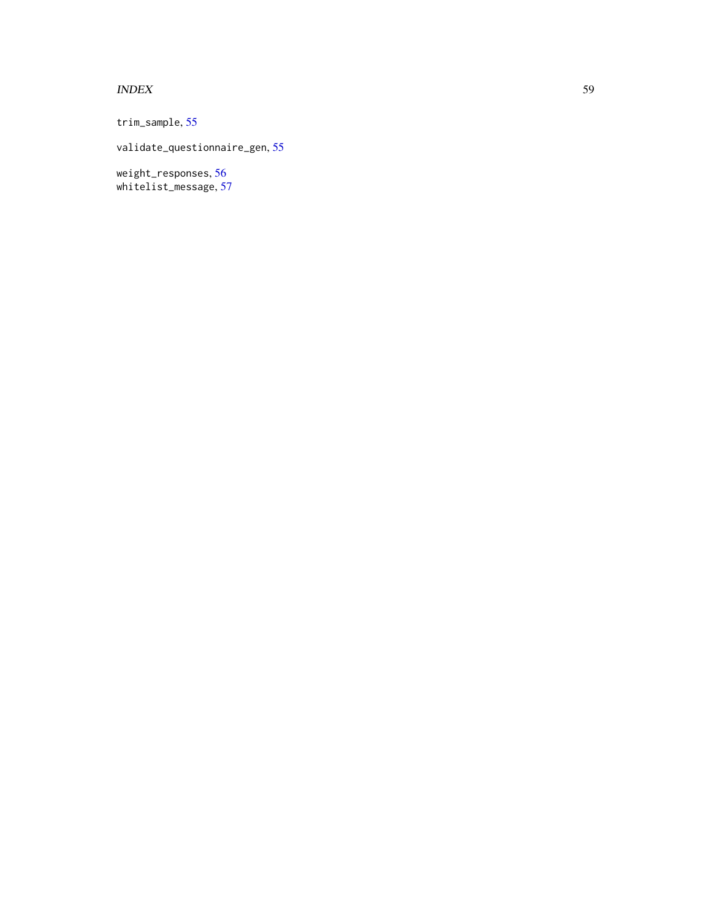trim_sample, 55

validate_questionnaire_gen, 55

weight_responses, 56
whitelist_message, 57